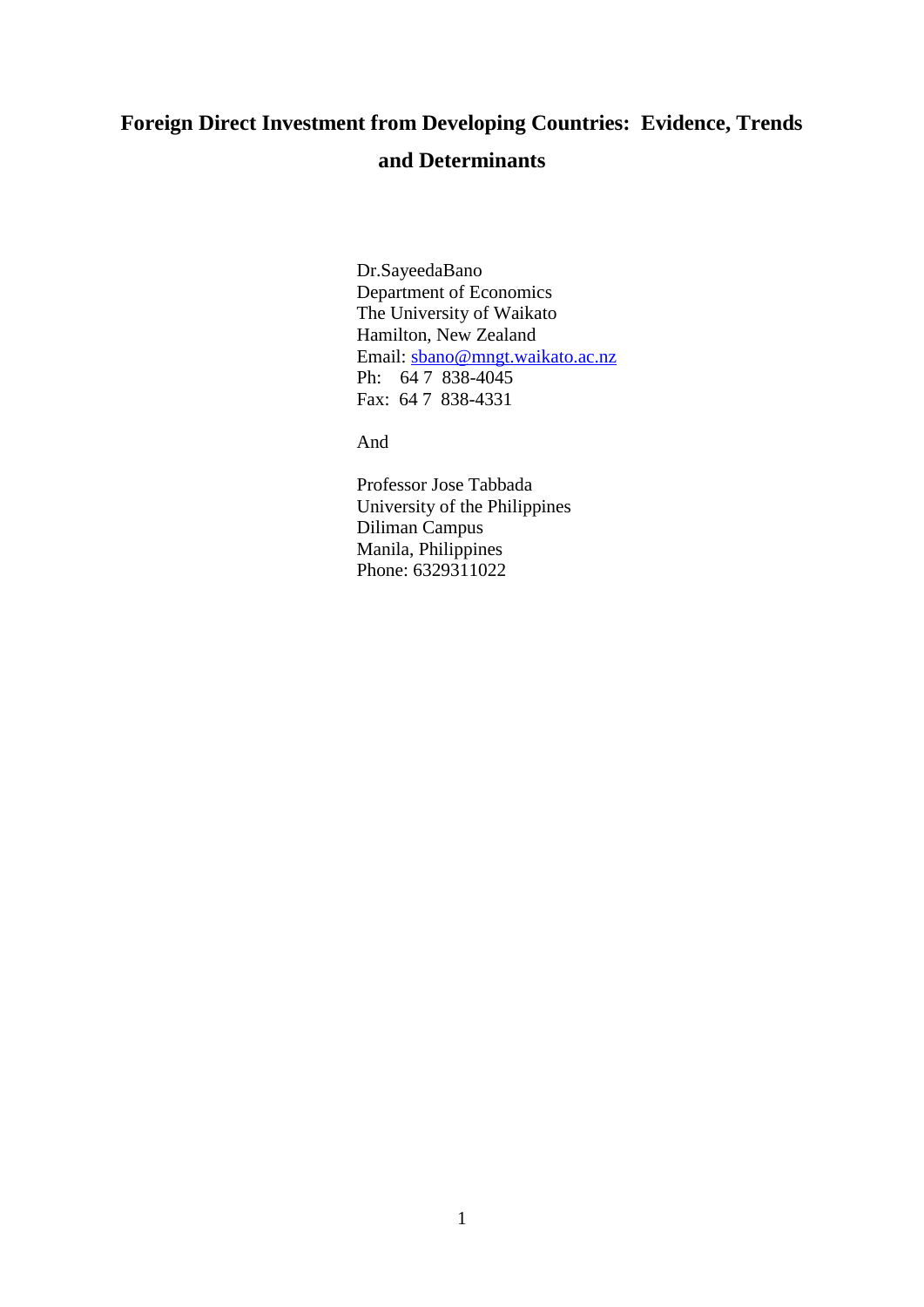# Foreign Direct Investment from Developing Countries: Evidence, Trends and Determinants

Dr.SayeedaBano
Department of Economics
The University of Waikato
Hamilton, New Zealand
Email: sbano@mngt.waikato.ac.nz
Ph: 64 7 838-4045
Fax: 64 7 838-4331

And

Professor Jose Tabbada
University of the Philippines
Diliman Campus
Manila, Philippines
Phone: 6329311022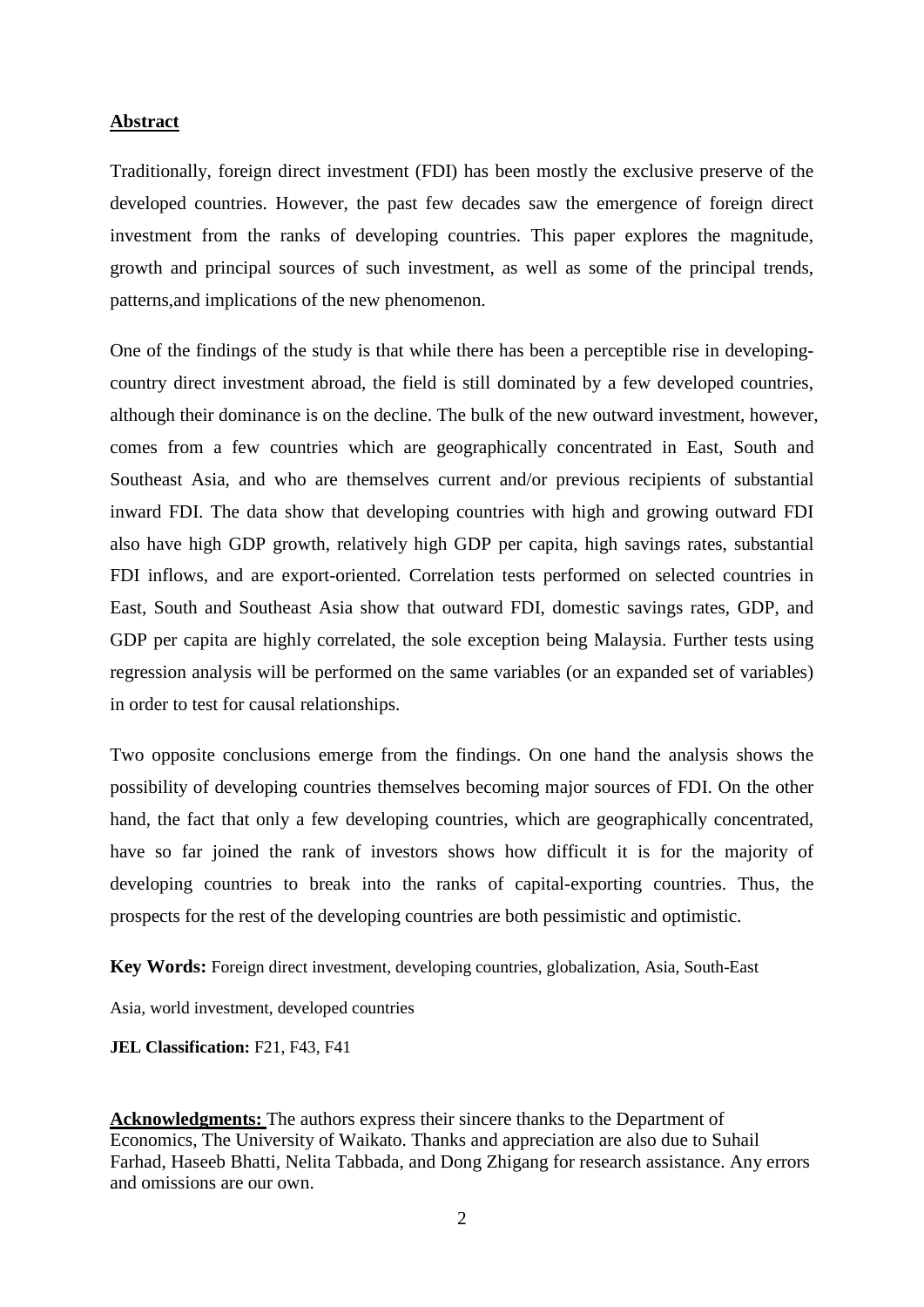## Abstract

Traditionally, foreign direct investment (FDI) has been mostly the exclusive preserve of the developed countries. However, the past few decades saw the emergence of foreign direct investment from the ranks of developing countries. This paper explores the magnitude, growth and principal sources of such investment, as well as some of the principal trends, patterns,and implications of the new phenomenon.

One of the findings of the study is that while there has been a perceptible rise in developing-country direct investment abroad, the field is still dominated by a few developed countries, although their dominance is on the decline. The bulk of the new outward investment, however, comes from a few countries which are geographically concentrated in East, South and Southeast Asia, and who are themselves current and/or previous recipients of substantial inward FDI. The data show that developing countries with high and growing outward FDI also have high GDP growth, relatively high GDP per capita, high savings rates, substantial FDI inflows, and are export-oriented. Correlation tests performed on selected countries in East, South and Southeast Asia show that outward FDI, domestic savings rates, GDP, and GDP per capita are highly correlated, the sole exception being Malaysia. Further tests using regression analysis will be performed on the same variables (or an expanded set of variables) in order to test for causal relationships.

Two opposite conclusions emerge from the findings. On one hand the analysis shows the possibility of developing countries themselves becoming major sources of FDI. On the other hand, the fact that only a few developing countries, which are geographically concentrated, have so far joined the rank of investors shows how difficult it is for the majority of developing countries to break into the ranks of capital-exporting countries. Thus, the prospects for the rest of the developing countries are both pessimistic and optimistic.

**Key Words:** Foreign direct investment, developing countries, globalization, Asia, South-East Asia, world investment, developed countries

**JEL Classification:** F21, F43, F41

**Acknowledgments:** The authors express their sincere thanks to the Department of Economics, The University of Waikato. Thanks and appreciation are also due to Suhail Farhad, Haseeb Bhatti, Nelita Tabbada, and Dong Zhigang for research assistance. Any errors and omissions are our own.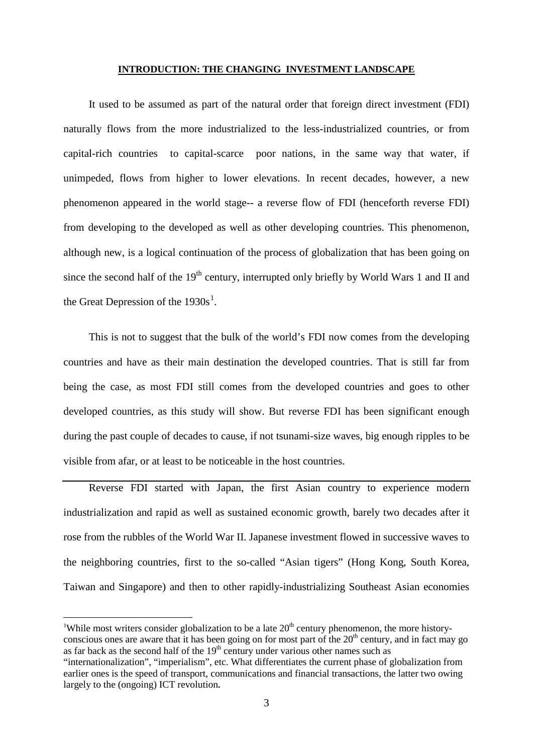## INTRODUCTION: THE CHANGING INVESTMENT LANDSCAPE

It used to be assumed as part of the natural order that foreign direct investment (FDI) naturally flows from the more industrialized to the less-industrialized countries, or from capital-rich countries to capital-scarce poor nations, in the same way that water, if unimpeded, flows from higher to lower elevations. In recent decades, however, a new phenomenon appeared in the world stage-- a reverse flow of FDI (henceforth reverse FDI) from developing to the developed as well as other developing countries. This phenomenon, although new, is a logical continuation of the process of globalization that has been going on since the second half of the 19th century, interrupted only briefly by World Wars 1 and II and the Great Depression of the 1930s[1].

This is not to suggest that the bulk of the world's FDI now comes from the developing countries and have as their main destination the developed countries. That is still far from being the case, as most FDI still comes from the developed countries and goes to other developed countries, as this study will show. But reverse FDI has been significant enough during the past couple of decades to cause, if not tsunami-size waves, big enough ripples to be visible from afar, or at least to be noticeable in the host countries.

Reverse FDI started with Japan, the first Asian country to experience modern industrialization and rapid as well as sustained economic growth, barely two decades after it rose from the rubbles of the World War II. Japanese investment flowed in successive waves to the neighboring countries, first to the so-called "Asian tigers" (Hong Kong, South Korea, Taiwan and Singapore) and then to other rapidly-industrializing Southeast Asian economies

---

[1] While most writers consider globalization to be a late 20th century phenomenon, the more history-conscious ones are aware that it has been going on for most part of the 20th century, and in fact may go as far back as the second half of the 19th century under various other names such as "internationalization", "imperialism", etc. What differentiates the current phase of globalization from earlier ones is the speed of transport, communications and financial transactions, the latter two owing largely to the (ongoing) ICT revolution.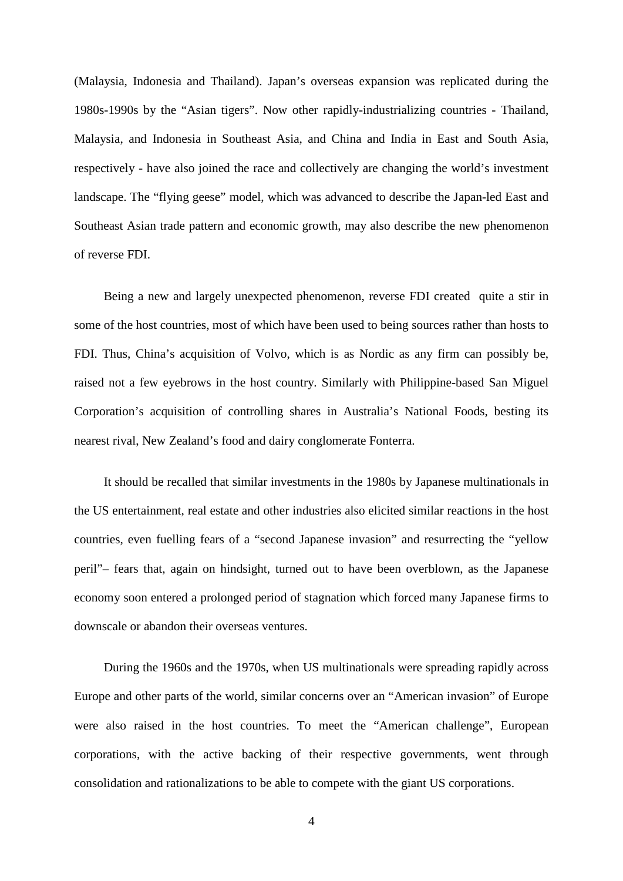(Malaysia, Indonesia and Thailand). Japan's overseas expansion was replicated during the 1980s-1990s by the "Asian tigers". Now other rapidly-industrializing countries - Thailand, Malaysia, and Indonesia in Southeast Asia, and China and India in East and South Asia, respectively - have also joined the race and collectively are changing the world's investment landscape. The "flying geese" model, which was advanced to describe the Japan-led East and Southeast Asian trade pattern and economic growth, may also describe the new phenomenon of reverse FDI.

Being a new and largely unexpected phenomenon, reverse FDI created quite a stir in some of the host countries, most of which have been used to being sources rather than hosts to FDI. Thus, China's acquisition of Volvo, which is as Nordic as any firm can possibly be, raised not a few eyebrows in the host country. Similarly with Philippine-based San Miguel Corporation's acquisition of controlling shares in Australia's National Foods, besting its nearest rival, New Zealand's food and dairy conglomerate Fonterra.

It should be recalled that similar investments in the 1980s by Japanese multinationals in the US entertainment, real estate and other industries also elicited similar reactions in the host countries, even fuelling fears of a "second Japanese invasion" and resurrecting the "yellow peril"– fears that, again on hindsight, turned out to have been overblown, as the Japanese economy soon entered a prolonged period of stagnation which forced many Japanese firms to downscale or abandon their overseas ventures.

During the 1960s and the 1970s, when US multinationals were spreading rapidly across Europe and other parts of the world, similar concerns over an "American invasion" of Europe were also raised in the host countries. To meet the "American challenge", European corporations, with the active backing of their respective governments, went through consolidation and rationalizations to be able to compete with the giant US corporations.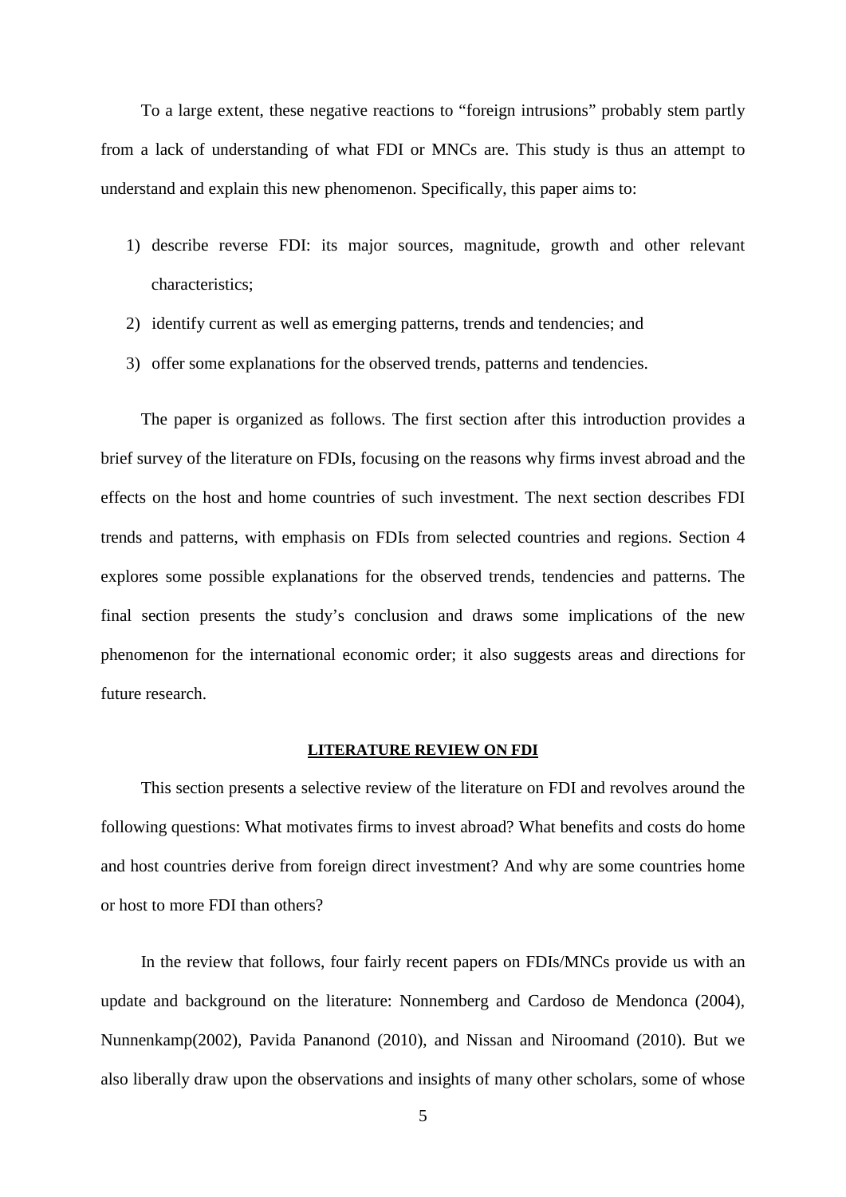To a large extent, these negative reactions to "foreign intrusions" probably stem partly from a lack of understanding of what FDI or MNCs are. This study is thus an attempt to understand and explain this new phenomenon. Specifically, this paper aims to:

1) describe reverse FDI: its major sources, magnitude, growth and other relevant characteristics;
2) identify current as well as emerging patterns, trends and tendencies; and
3) offer some explanations for the observed trends, patterns and tendencies.

The paper is organized as follows. The first section after this introduction provides a brief survey of the literature on FDIs, focusing on the reasons why firms invest abroad and the effects on the host and home countries of such investment. The next section describes FDI trends and patterns, with emphasis on FDIs from selected countries and regions. Section 4 explores some possible explanations for the observed trends, tendencies and patterns. The final section presents the study's conclusion and draws some implications of the new phenomenon for the international economic order; it also suggests areas and directions for future research.

## LITERATURE REVIEW ON FDI

This section presents a selective review of the literature on FDI and revolves around the following questions: What motivates firms to invest abroad? What benefits and costs do home and host countries derive from foreign direct investment? And why are some countries home or host to more FDI than others?

In the review that follows, four fairly recent papers on FDIs/MNCs provide us with an update and background on the literature: Nonnemberg and Cardoso de Mendonca (2004), Nunnenkamp(2002), Pavida Pananond (2010), and Nissan and Niroomand (2010). But we also liberally draw upon the observations and insights of many other scholars, some of whose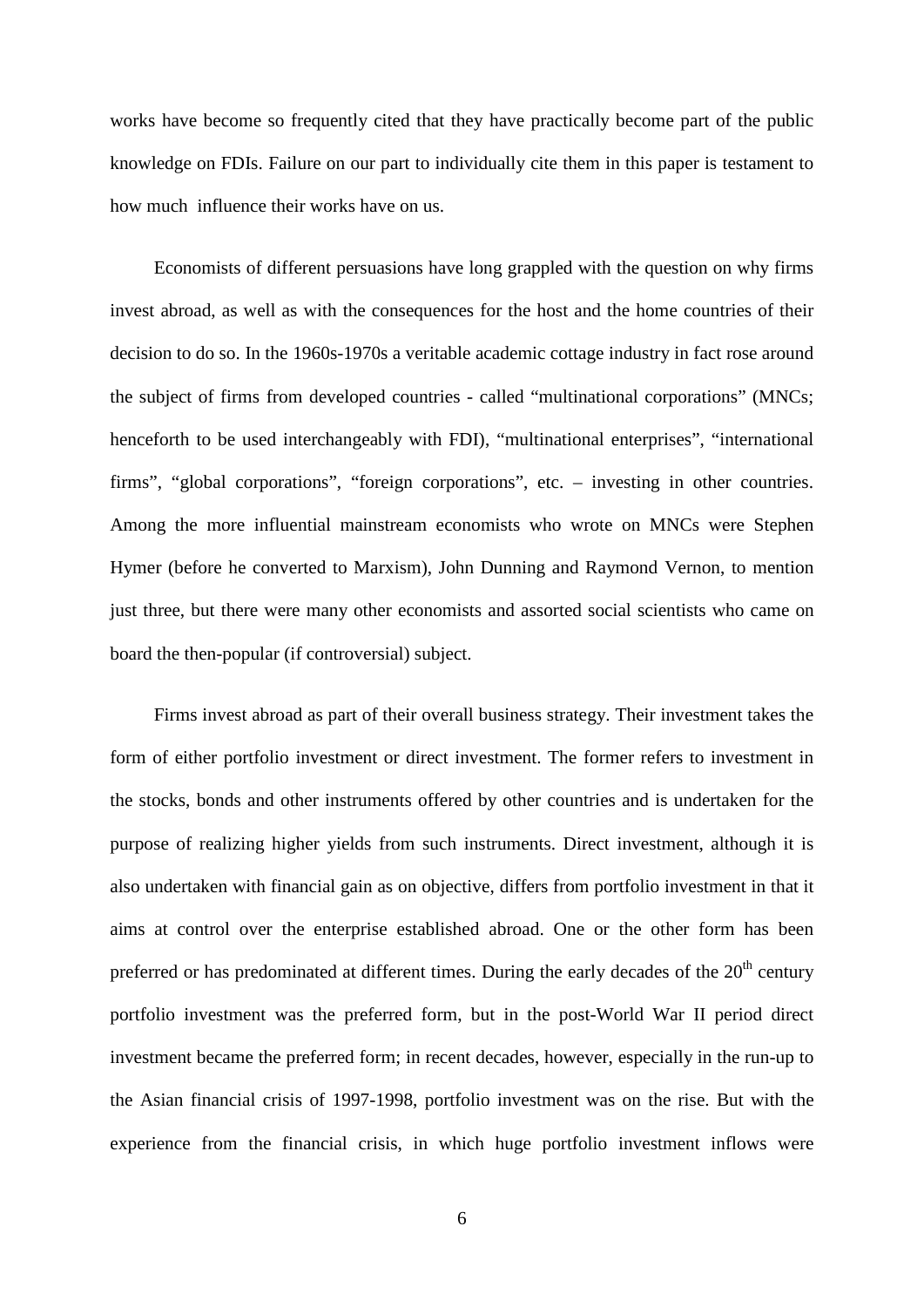works have become so frequently cited that they have practically become part of the public knowledge on FDIs. Failure on our part to individually cite them in this paper is testament to how much influence their works have on us.

Economists of different persuasions have long grappled with the question on why firms invest abroad, as well as with the consequences for the host and the home countries of their decision to do so. In the 1960s-1970s a veritable academic cottage industry in fact rose around the subject of firms from developed countries - called "multinational corporations" (MNCs; henceforth to be used interchangeably with FDI), "multinational enterprises", "international firms", "global corporations", "foreign corporations", etc. – investing in other countries. Among the more influential mainstream economists who wrote on MNCs were Stephen Hymer (before he converted to Marxism), John Dunning and Raymond Vernon, to mention just three, but there were many other economists and assorted social scientists who came on board the then-popular (if controversial) subject.

Firms invest abroad as part of their overall business strategy. Their investment takes the form of either portfolio investment or direct investment. The former refers to investment in the stocks, bonds and other instruments offered by other countries and is undertaken for the purpose of realizing higher yields from such instruments. Direct investment, although it is also undertaken with financial gain as on objective, differs from portfolio investment in that it aims at control over the enterprise established abroad. One or the other form has been preferred or has predominated at different times. During the early decades of the 20th century portfolio investment was the preferred form, but in the post-World War II period direct investment became the preferred form; in recent decades, however, especially in the run-up to the Asian financial crisis of 1997-1998, portfolio investment was on the rise. But with the experience from the financial crisis, in which huge portfolio investment inflows were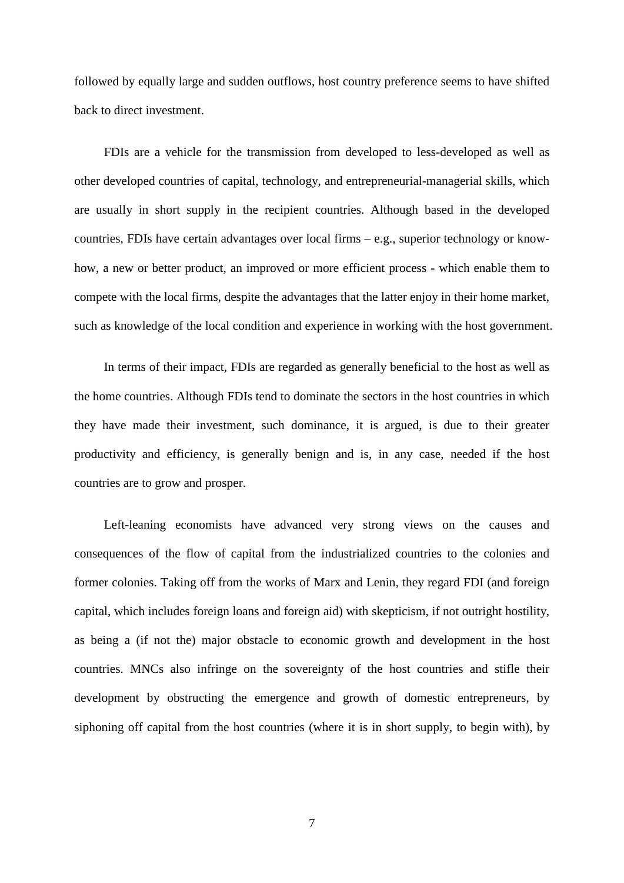followed by equally large and sudden outflows, host country preference seems to have shifted back to direct investment.

FDIs are a vehicle for the transmission from developed to less-developed as well as other developed countries of capital, technology, and entrepreneurial-managerial skills, which are usually in short supply in the recipient countries. Although based in the developed countries, FDIs have certain advantages over local firms – e.g., superior technology or know-how, a new or better product, an improved or more efficient process - which enable them to compete with the local firms, despite the advantages that the latter enjoy in their home market, such as knowledge of the local condition and experience in working with the host government.

In terms of their impact, FDIs are regarded as generally beneficial to the host as well as the home countries. Although FDIs tend to dominate the sectors in the host countries in which they have made their investment, such dominance, it is argued, is due to their greater productivity and efficiency, is generally benign and is, in any case, needed if the host countries are to grow and prosper.

Left-leaning economists have advanced very strong views on the causes and consequences of the flow of capital from the industrialized countries to the colonies and former colonies. Taking off from the works of Marx and Lenin, they regard FDI (and foreign capital, which includes foreign loans and foreign aid) with skepticism, if not outright hostility, as being a (if not the) major obstacle to economic growth and development in the host countries. MNCs also infringe on the sovereignty of the host countries and stifle their development by obstructing the emergence and growth of domestic entrepreneurs, by siphoning off capital from the host countries (where it is in short supply, to begin with), by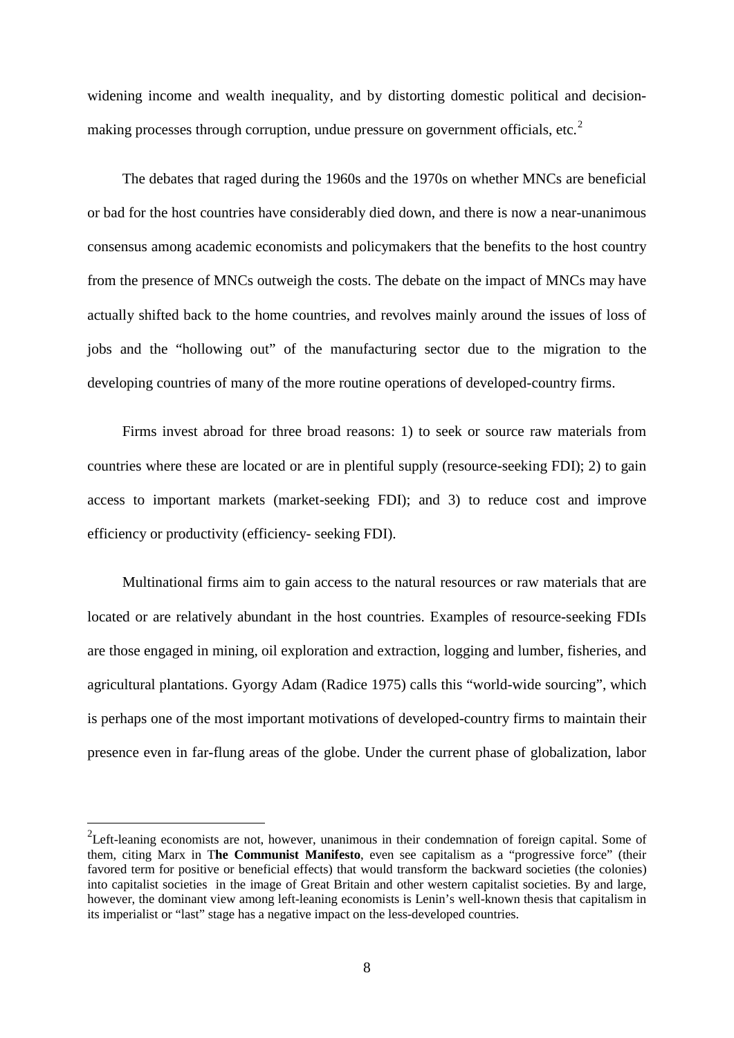widening income and wealth inequality, and by distorting domestic political and decision-making processes through corruption, undue pressure on government officials, etc.[2]

The debates that raged during the 1960s and the 1970s on whether MNCs are beneficial or bad for the host countries have considerably died down, and there is now a near-unanimous consensus among academic economists and policymakers that the benefits to the host country from the presence of MNCs outweigh the costs. The debate on the impact of MNCs may have actually shifted back to the home countries, and revolves mainly around the issues of loss of jobs and the "hollowing out" of the manufacturing sector due to the migration to the developing countries of many of the more routine operations of developed-country firms.

Firms invest abroad for three broad reasons: 1) to seek or source raw materials from countries where these are located or are in plentiful supply (resource-seeking FDI); 2) to gain access to important markets (market-seeking FDI); and 3) to reduce cost and improve efficiency or productivity (efficiency- seeking FDI).

Multinational firms aim to gain access to the natural resources or raw materials that are located or are relatively abundant in the host countries. Examples of resource-seeking FDIs are those engaged in mining, oil exploration and extraction, logging and lumber, fisheries, and agricultural plantations. Gyorgy Adam (Radice 1975) calls this "world-wide sourcing", which is perhaps one of the most important motivations of developed-country firms to maintain their presence even in far-flung areas of the globe. Under the current phase of globalization, labor

---

[2] Left-leaning economists are not, however, unanimous in their condemnation of foreign capital. Some of them, citing Marx in **The Communist Manifesto**, even see capitalism as a "progressive force" (their favored term for positive or beneficial effects) that would transform the backward societies (the colonies) into capitalist societies in the image of Great Britain and other western capitalist societies. By and large, however, the dominant view among left-leaning economists is Lenin's well-known thesis that capitalism in its imperialist or "last" stage has a negative impact on the less-developed countries.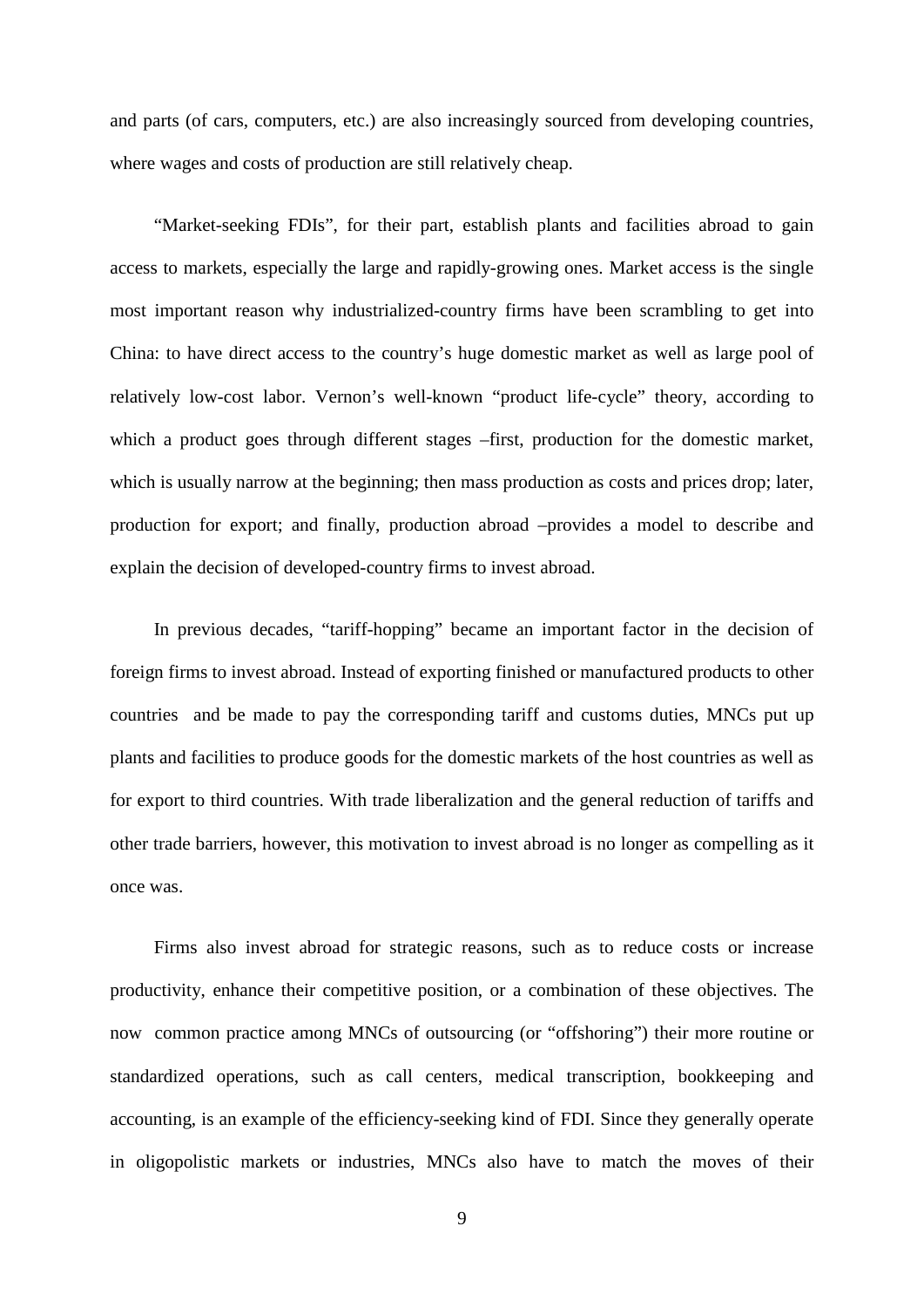and parts (of cars, computers, etc.) are also increasingly sourced from developing countries, where wages and costs of production are still relatively cheap.

"Market-seeking FDIs", for their part, establish plants and facilities abroad to gain access to markets, especially the large and rapidly-growing ones. Market access is the single most important reason why industrialized-country firms have been scrambling to get into China: to have direct access to the country's huge domestic market as well as large pool of relatively low-cost labor. Vernon's well-known "product life-cycle" theory, according to which a product goes through different stages –first, production for the domestic market, which is usually narrow at the beginning; then mass production as costs and prices drop; later, production for export; and finally, production abroad –provides a model to describe and explain the decision of developed-country firms to invest abroad.

In previous decades, "tariff-hopping" became an important factor in the decision of foreign firms to invest abroad. Instead of exporting finished or manufactured products to other countries and be made to pay the corresponding tariff and customs duties, MNCs put up plants and facilities to produce goods for the domestic markets of the host countries as well as for export to third countries. With trade liberalization and the general reduction of tariffs and other trade barriers, however, this motivation to invest abroad is no longer as compelling as it once was.

Firms also invest abroad for strategic reasons, such as to reduce costs or increase productivity, enhance their competitive position, or a combination of these objectives. The now common practice among MNCs of outsourcing (or "offshoring") their more routine or standardized operations, such as call centers, medical transcription, bookkeeping and accounting, is an example of the efficiency-seeking kind of FDI. Since they generally operate in oligopolistic markets or industries, MNCs also have to match the moves of their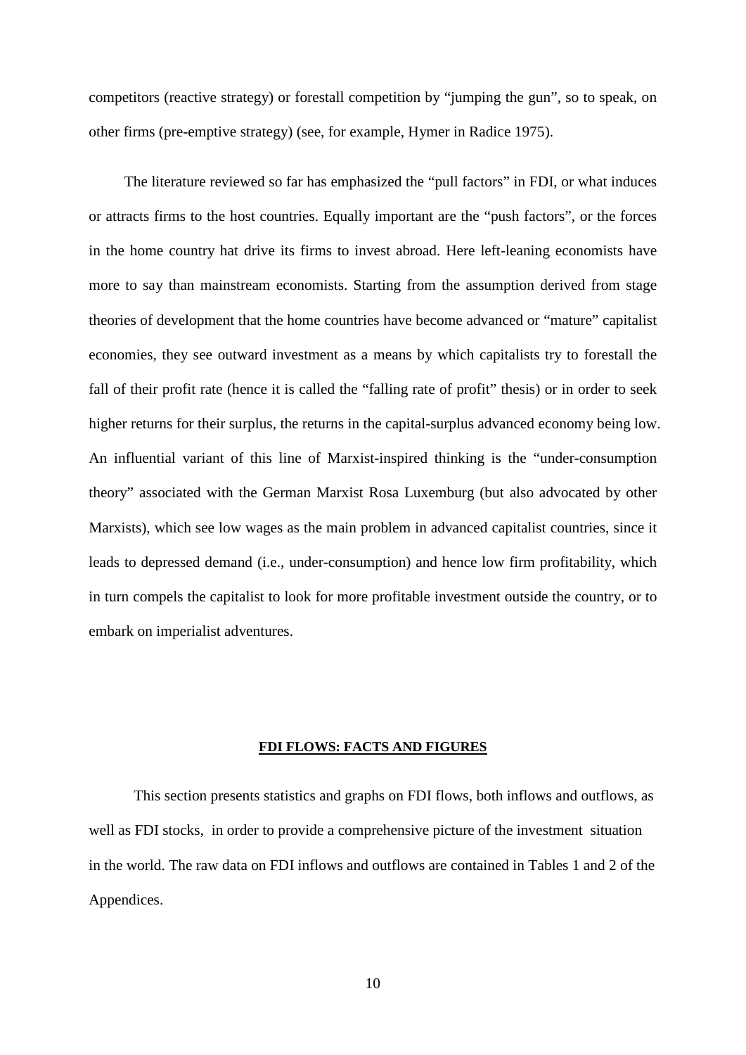competitors (reactive strategy) or forestall competition by "jumping the gun", so to speak, on other firms (pre-emptive strategy) (see, for example, Hymer in Radice 1975).

The literature reviewed so far has emphasized the "pull factors" in FDI, or what induces or attracts firms to the host countries. Equally important are the "push factors", or the forces in the home country hat drive its firms to invest abroad. Here left-leaning economists have more to say than mainstream economists. Starting from the assumption derived from stage theories of development that the home countries have become advanced or "mature" capitalist economies, they see outward investment as a means by which capitalists try to forestall the fall of their profit rate (hence it is called the "falling rate of profit" thesis) or in order to seek higher returns for their surplus, the returns in the capital-surplus advanced economy being low. An influential variant of this line of Marxist-inspired thinking is the "under-consumption theory" associated with the German Marxist Rosa Luxemburg (but also advocated by other Marxists), which see low wages as the main problem in advanced capitalist countries, since it leads to depressed demand (i.e., under-consumption) and hence low firm profitability, which in turn compels the capitalist to look for more profitable investment outside the country, or to embark on imperialist adventures.

## FDI FLOWS: FACTS AND FIGURES

This section presents statistics and graphs on FDI flows, both inflows and outflows, as well as FDI stocks, in order to provide a comprehensive picture of the investment situation in the world. The raw data on FDI inflows and outflows are contained in Tables 1 and 2 of the Appendices.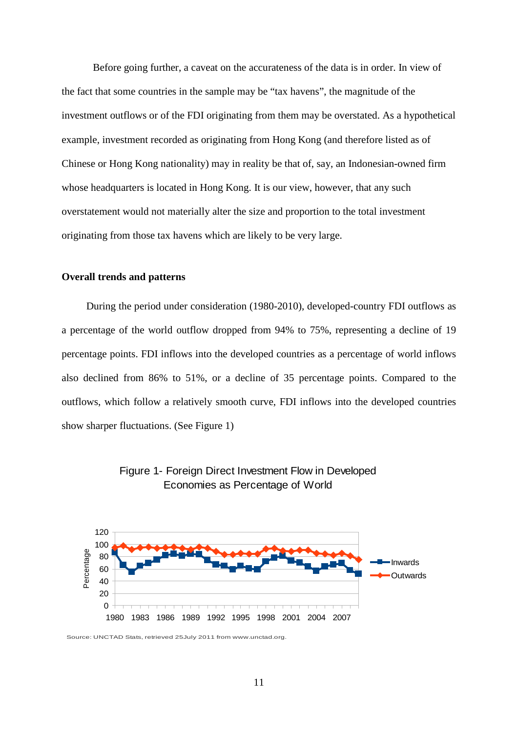Before going further, a caveat on the accurateness of the data is in order. In view of the fact that some countries in the sample may be "tax havens", the magnitude of the investment outflows or of the FDI originating from them may be overstated. As a hypothetical example, investment recorded as originating from Hong Kong (and therefore listed as of Chinese or Hong Kong nationality) may in reality be that of, say, an Indonesian-owned firm whose headquarters is located in Hong Kong. It is our view, however, that any such overstatement would not materially alter the size and proportion to the total investment originating from those tax havens which are likely to be very large.

**Overall trends and patterns**

During the period under consideration (1980-2010), developed-country FDI outflows as a percentage of the world outflow dropped from 94% to 75%, representing a decline of 19 percentage points. FDI inflows into the developed countries as a percentage of world inflows also declined from 86% to 51%, or a decline of 35 percentage points. Compared to the outflows, which follow a relatively smooth curve, FDI inflows into the developed countries show sharper fluctuations. (See Figure 1)

Figure 1- Foreign Direct Investment Flow in Developed Economies as Percentage of World

Source: UNCTAD Stats, retrieved 25July 2011 from www.unctad.org.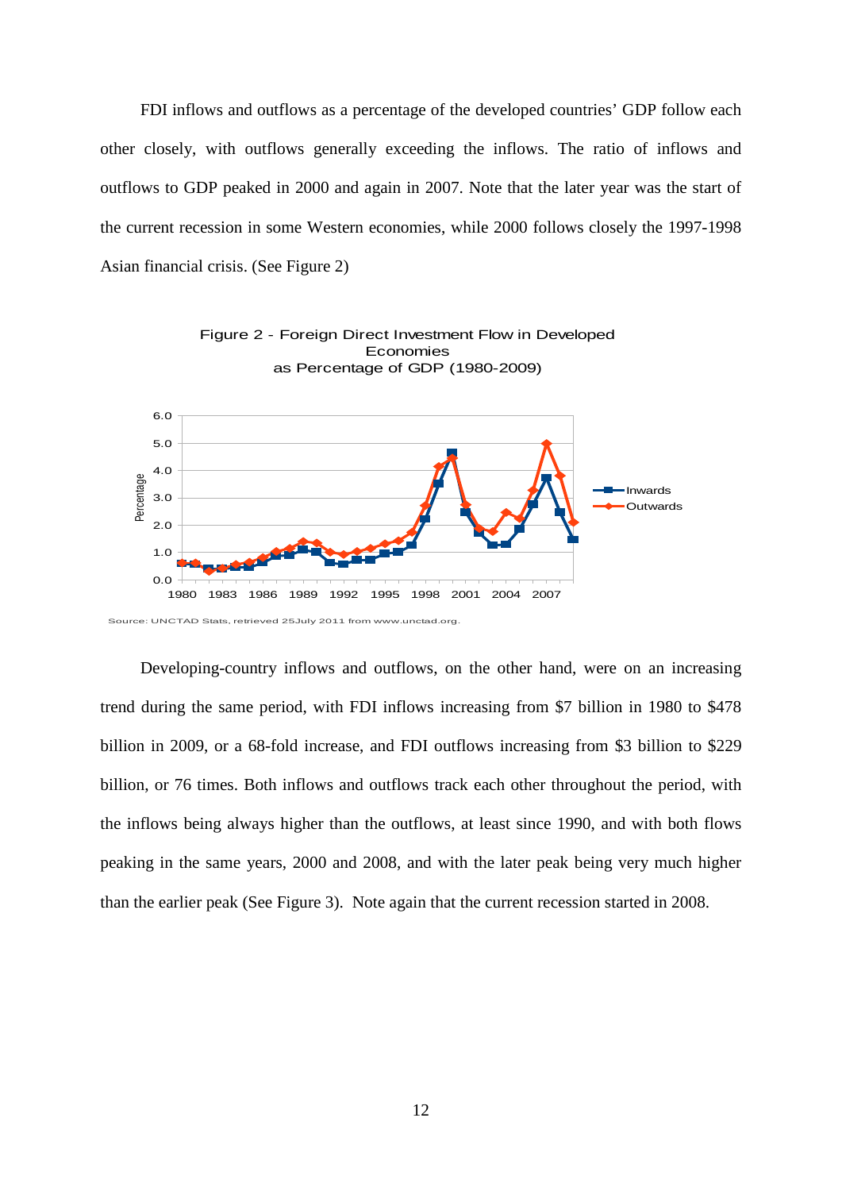FDI inflows and outflows as a percentage of the developed countries' GDP follow each other closely, with outflows generally exceeding the inflows. The ratio of inflows and outflows to GDP peaked in 2000 and again in 2007. Note that the later year was the start of the current recession in some Western economies, while 2000 follows closely the 1997-1998 Asian financial crisis. (See Figure 2)

Figure 2 - Foreign Direct Investment Flow in Developed Economies as Percentage of GDP (1980-2009)

Source: UNCTAD Stats, retrieved 25July 2011 from www.unctad.org.

Developing-country inflows and outflows, on the other hand, were on an increasing trend during the same period, with FDI inflows increasing from $7 billion in 1980 to $478 billion in 2009, or a 68-fold increase, and FDI outflows increasing from $3 billion to $229 billion, or 76 times. Both inflows and outflows track each other throughout the period, with the inflows being always higher than the outflows, at least since 1990, and with both flows peaking in the same years, 2000 and 2008, and with the later peak being very much higher than the earlier peak (See Figure 3). Note again that the current recession started in 2008.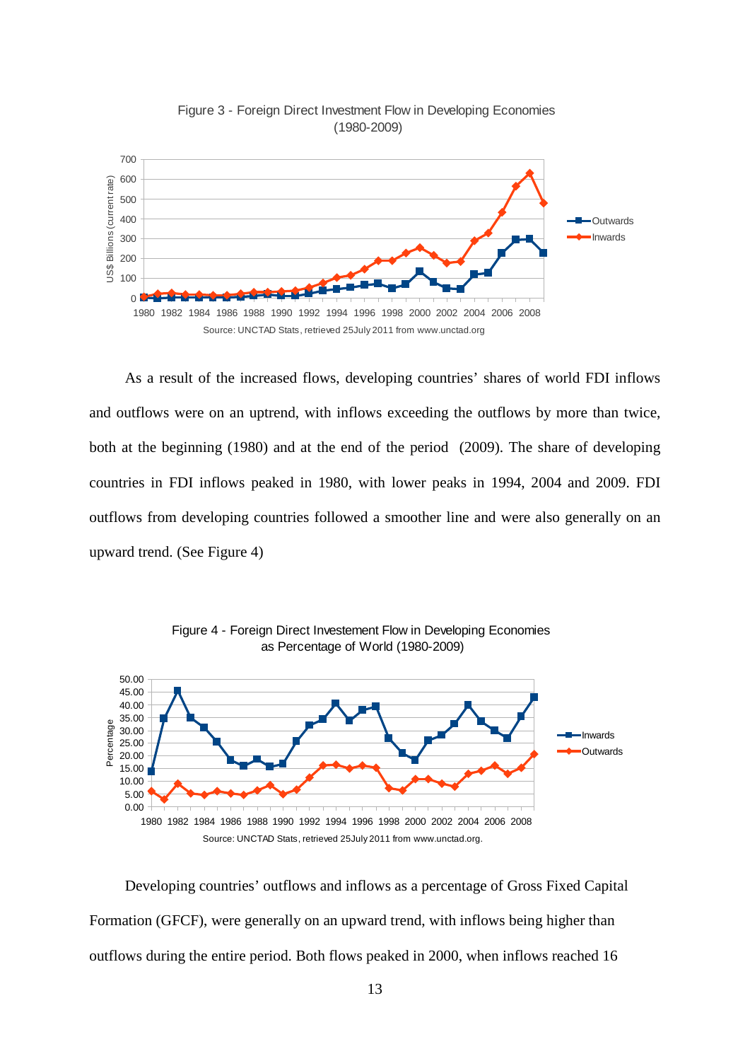Figure 3 - Foreign Direct Investment Flow in Developing Economies (1980-2009)

Source: UNCTAD Stats, retrieved 25July 2011 from www.unctad.org

As a result of the increased flows, developing countries' shares of world FDI inflows and outflows were on an uptrend, with inflows exceeding the outflows by more than twice, both at the beginning (1980) and at the end of the period (2009). The share of developing countries in FDI inflows peaked in 1980, with lower peaks in 1994, 2004 and 2009. FDI outflows from developing countries followed a smoother line and were also generally on an upward trend. (See Figure 4)

Figure 4 - Foreign Direct Investement Flow in Developing Economies as Percentage of World (1980-2009)

Source: UNCTAD Stats, retrieved 25July 2011 from www.unctad.org.

Developing countries' outflows and inflows as a percentage of Gross Fixed Capital Formation (GFCF), were generally on an upward trend, with inflows being higher than outflows during the entire period. Both flows peaked in 2000, when inflows reached 16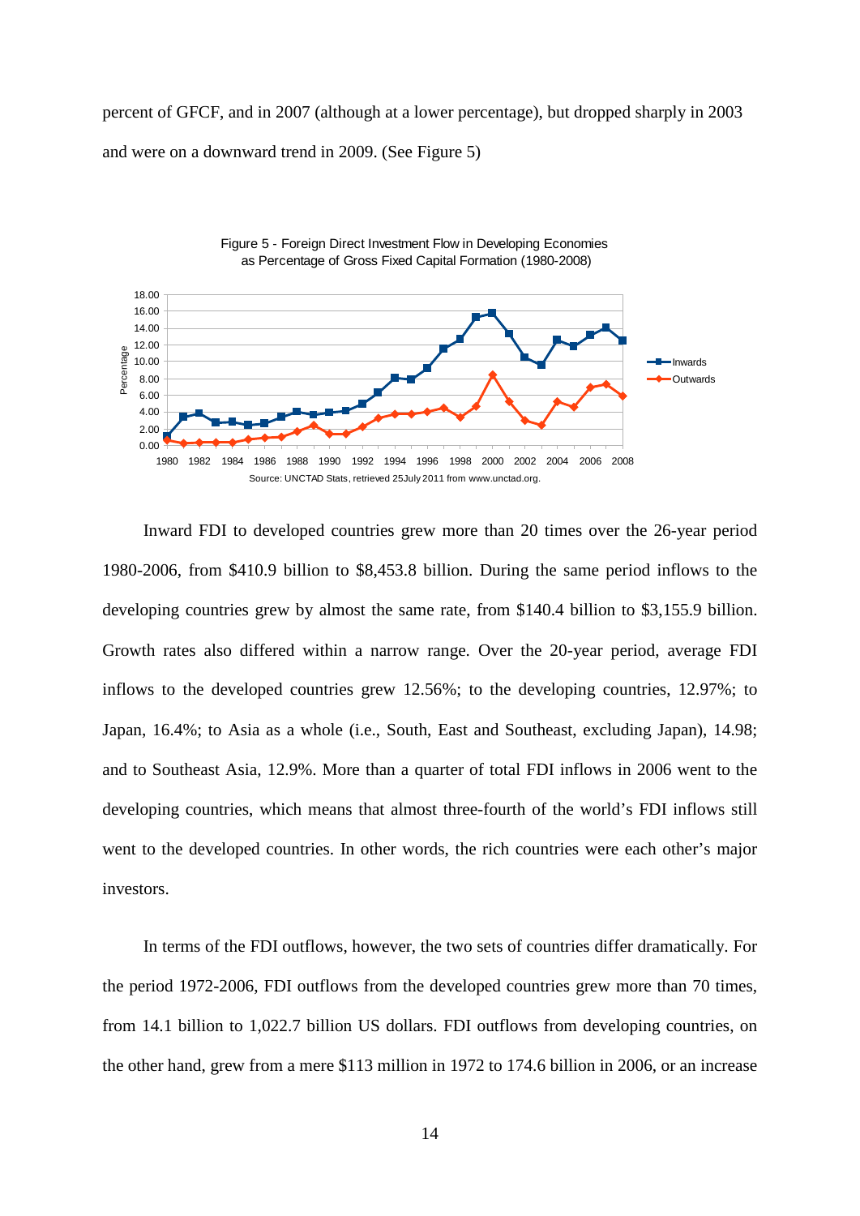percent of GFCF, and in 2007 (although at a lower percentage), but dropped sharply in 2003 and were on a downward trend in 2009. (See Figure 5)

Figure 5 - Foreign Direct Investment Flow in Developing Economies as Percentage of Gross Fixed Capital Formation (1980-2008)

Source: UNCTAD Stats, retrieved 25July 2011 from www.unctad.org.

Inward FDI to developed countries grew more than 20 times over the 26-year period 1980-2006, from $410.9 billion to $8,453.8 billion. During the same period inflows to the developing countries grew by almost the same rate, from $140.4 billion to $3,155.9 billion. Growth rates also differed within a narrow range. Over the 20-year period, average FDI inflows to the developed countries grew 12.56%; to the developing countries, 12.97%; to Japan, 16.4%; to Asia as a whole (i.e., South, East and Southeast, excluding Japan), 14.98; and to Southeast Asia, 12.9%. More than a quarter of total FDI inflows in 2006 went to the developing countries, which means that almost three-fourth of the world's FDI inflows still went to the developed countries. In other words, the rich countries were each other's major investors.

In terms of the FDI outflows, however, the two sets of countries differ dramatically. For the period 1972-2006, FDI outflows from the developed countries grew more than 70 times, from 14.1 billion to 1,022.7 billion US dollars. FDI outflows from developing countries, on the other hand, grew from a mere $113 million in 1972 to 174.6 billion in 2006, or an increase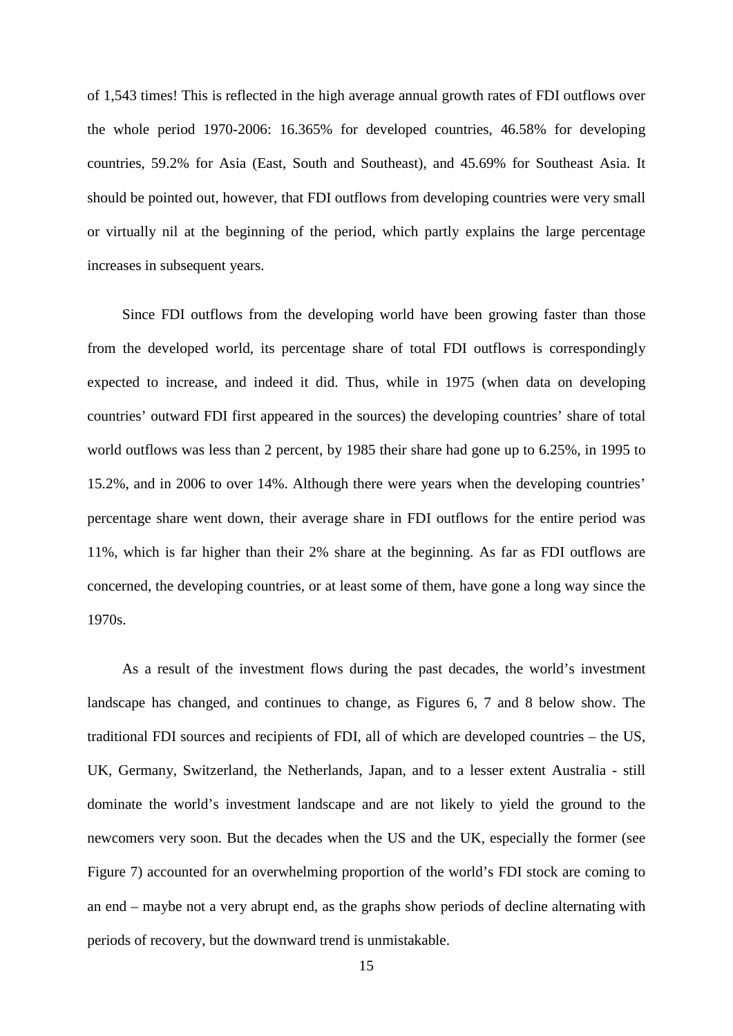of 1,543 times! This is reflected in the high average annual growth rates of FDI outflows over the whole period 1970-2006: 16.365% for developed countries, 46.58% for developing countries, 59.2% for Asia (East, South and Southeast), and 45.69% for Southeast Asia. It should be pointed out, however, that FDI outflows from developing countries were very small or virtually nil at the beginning of the period, which partly explains the large percentage increases in subsequent years.

Since FDI outflows from the developing world have been growing faster than those from the developed world, its percentage share of total FDI outflows is correspondingly expected to increase, and indeed it did. Thus, while in 1975 (when data on developing countries' outward FDI first appeared in the sources) the developing countries' share of total world outflows was less than 2 percent, by 1985 their share had gone up to 6.25%, in 1995 to 15.2%, and in 2006 to over 14%. Although there were years when the developing countries' percentage share went down, their average share in FDI outflows for the entire period was 11%, which is far higher than their 2% share at the beginning. As far as FDI outflows are concerned, the developing countries, or at least some of them, have gone a long way since the 1970s.

As a result of the investment flows during the past decades, the world's investment landscape has changed, and continues to change, as Figures 6, 7 and 8 below show. The traditional FDI sources and recipients of FDI, all of which are developed countries – the US, UK, Germany, Switzerland, the Netherlands, Japan, and to a lesser extent Australia - still dominate the world's investment landscape and are not likely to yield the ground to the newcomers very soon. But the decades when the US and the UK, especially the former (see Figure 7) accounted for an overwhelming proportion of the world's FDI stock are coming to an end – maybe not a very abrupt end, as the graphs show periods of decline alternating with periods of recovery, but the downward trend is unmistakable.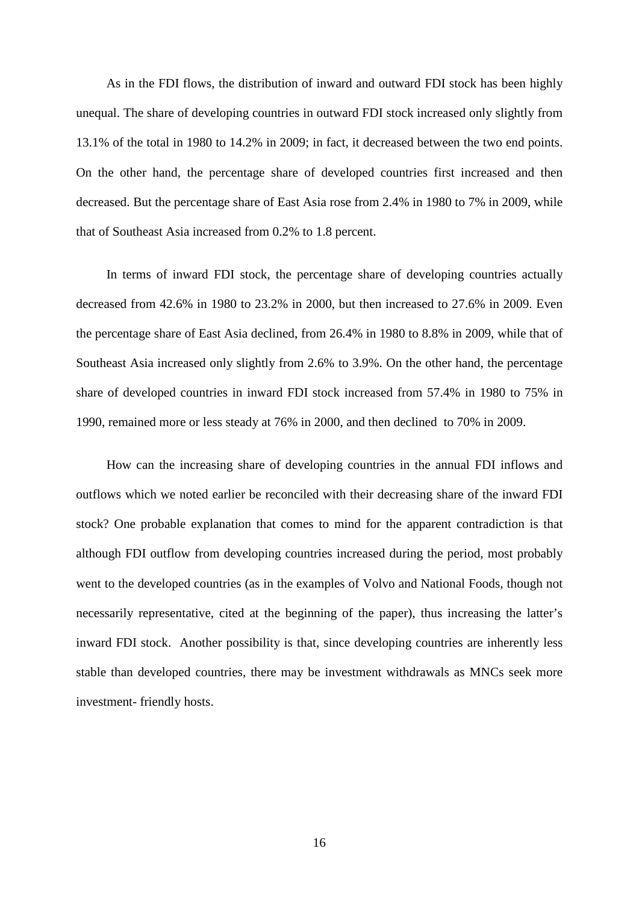As in the FDI flows, the distribution of inward and outward FDI stock has been highly unequal. The share of developing countries in outward FDI stock increased only slightly from 13.1% of the total in 1980 to 14.2% in 2009; in fact, it decreased between the two end points. On the other hand, the percentage share of developed countries first increased and then decreased. But the percentage share of East Asia rose from 2.4% in 1980 to 7% in 2009, while that of Southeast Asia increased from 0.2% to 1.8 percent.

In terms of inward FDI stock, the percentage share of developing countries actually decreased from 42.6% in 1980 to 23.2% in 2000, but then increased to 27.6% in 2009. Even the percentage share of East Asia declined, from 26.4% in 1980 to 8.8% in 2009, while that of Southeast Asia increased only slightly from 2.6% to 3.9%. On the other hand, the percentage share of developed countries in inward FDI stock increased from 57.4% in 1980 to 75% in 1990, remained more or less steady at 76% in 2000, and then declined to 70% in 2009.

How can the increasing share of developing countries in the annual FDI inflows and outflows which we noted earlier be reconciled with their decreasing share of the inward FDI stock? One probable explanation that comes to mind for the apparent contradiction is that although FDI outflow from developing countries increased during the period, most probably went to the developed countries (as in the examples of Volvo and National Foods, though not necessarily representative, cited at the beginning of the paper), thus increasing the latter's inward FDI stock. Another possibility is that, since developing countries are inherently less stable than developed countries, there may be investment withdrawals as MNCs seek more investment- friendly hosts.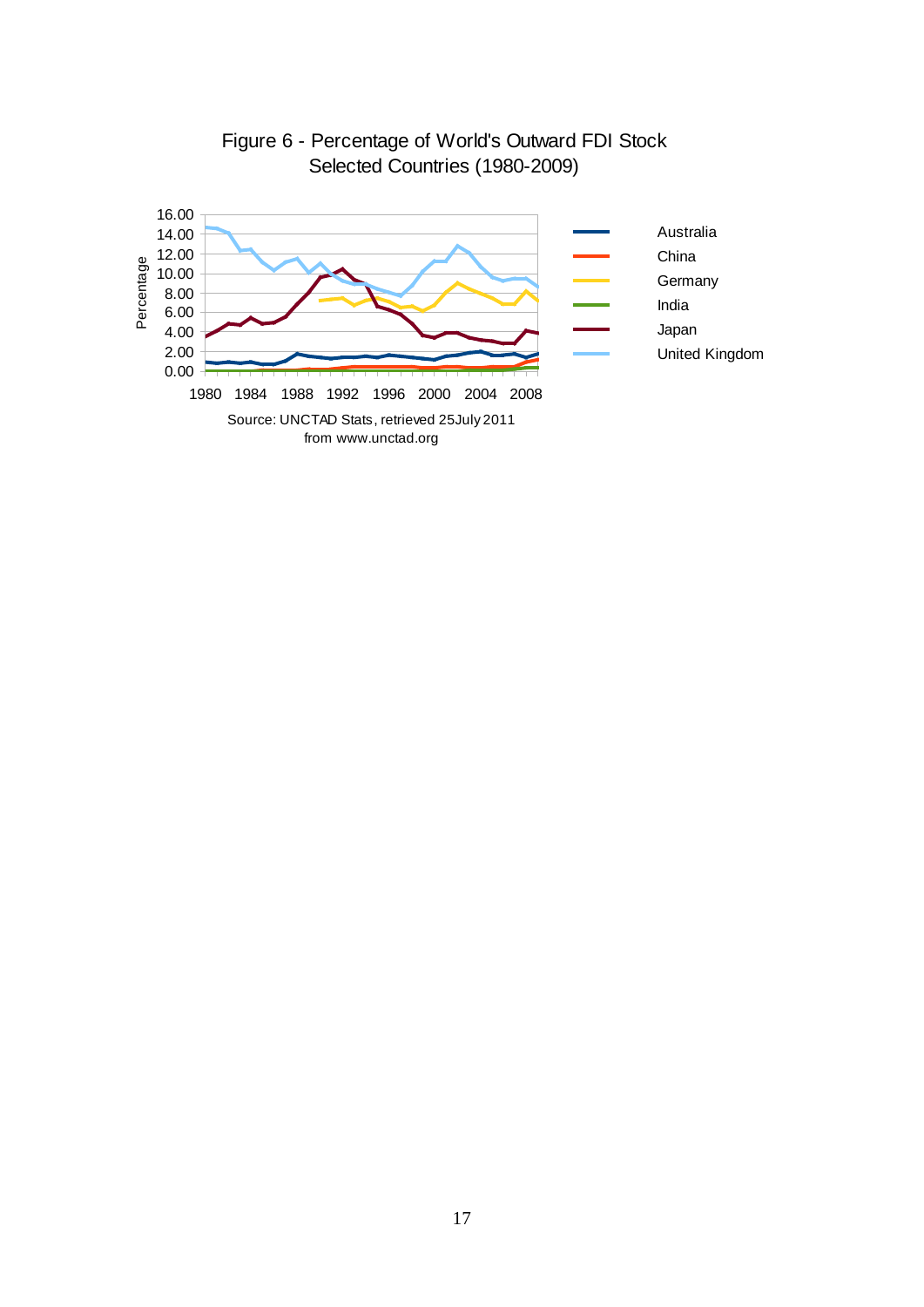Figure 6 - Percentage of World's Outward FDI Stock Selected Countries (1980-2009)

Source: UNCTAD Stats, retrieved 25July 2011 from www.unctad.org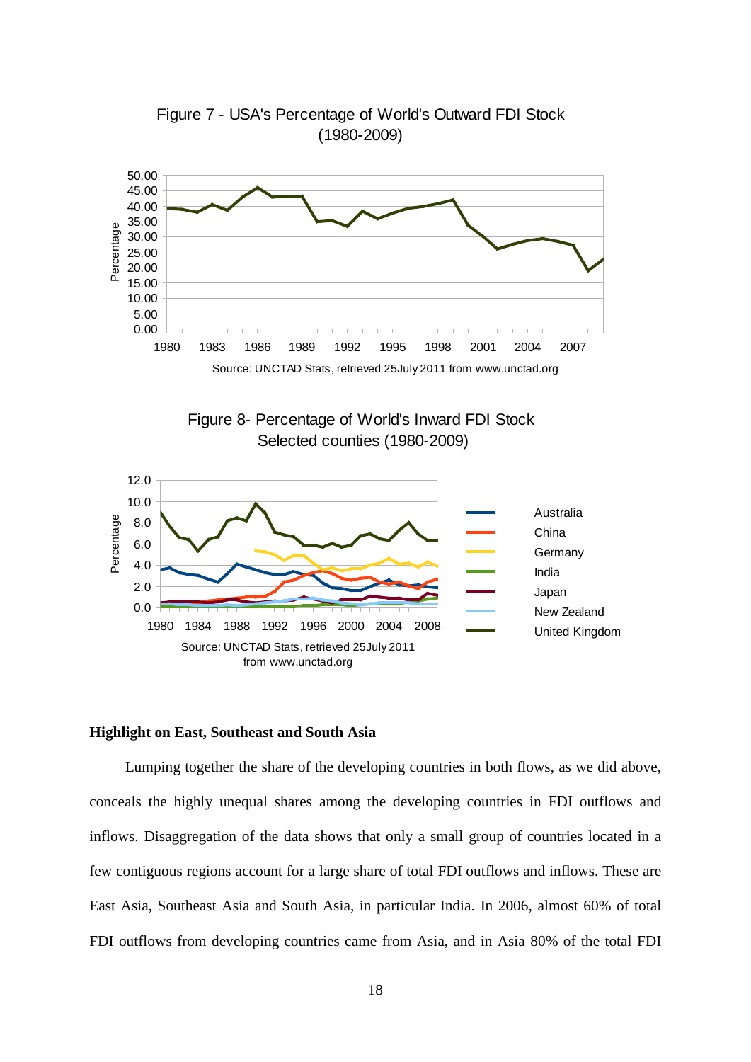Figure 7 - USA's Percentage of World's Outward FDI Stock (1980-2009)

Source: UNCTAD Stats, retrieved 25July 2011 from www.unctad.org

Figure 8- Percentage of World's Inward FDI Stock Selected counties (1980-2009)

Source: UNCTAD Stats, retrieved 25July 2011 from www.unctad.org

**Highlight on East, Southeast and South Asia**

Lumping together the share of the developing countries in both flows, as we did above, conceals the highly unequal shares among the developing countries in FDI outflows and inflows. Disaggregation of the data shows that only a small group of countries located in a few contiguous regions account for a large share of total FDI outflows and inflows. These are East Asia, Southeast Asia and South Asia, in particular India. In 2006, almost 60% of total FDI outflows from developing countries came from Asia, and in Asia 80% of the total FDI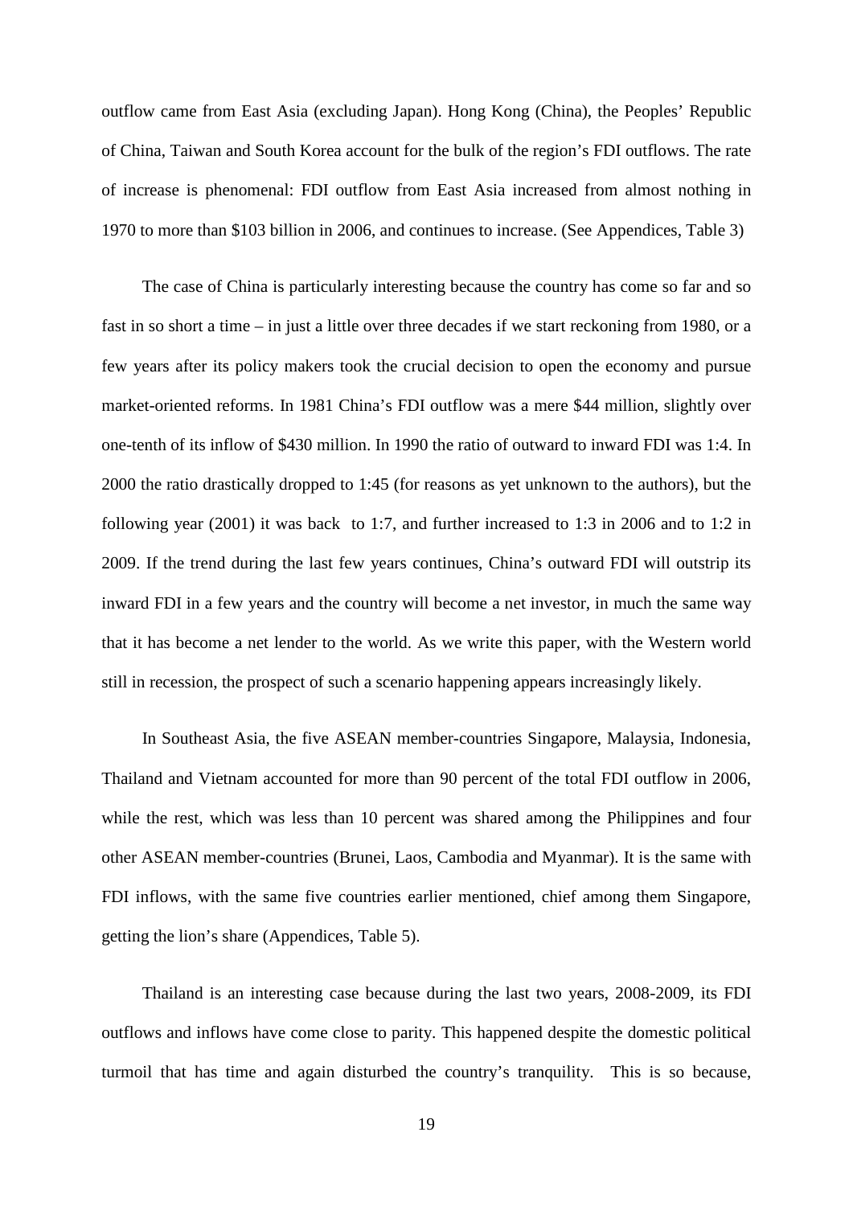outflow came from East Asia (excluding Japan). Hong Kong (China), the Peoples' Republic of China, Taiwan and South Korea account for the bulk of the region's FDI outflows. The rate of increase is phenomenal: FDI outflow from East Asia increased from almost nothing in 1970 to more than $103 billion in 2006, and continues to increase. (See Appendices, Table 3)

The case of China is particularly interesting because the country has come so far and so fast in so short a time – in just a little over three decades if we start reckoning from 1980, or a few years after its policy makers took the crucial decision to open the economy and pursue market-oriented reforms. In 1981 China's FDI outflow was a mere $44 million, slightly over one-tenth of its inflow of $430 million. In 1990 the ratio of outward to inward FDI was 1:4. In 2000 the ratio drastically dropped to 1:45 (for reasons as yet unknown to the authors), but the following year (2001) it was back to 1:7, and further increased to 1:3 in 2006 and to 1:2 in 2009. If the trend during the last few years continues, China's outward FDI will outstrip its inward FDI in a few years and the country will become a net investor, in much the same way that it has become a net lender to the world. As we write this paper, with the Western world still in recession, the prospect of such a scenario happening appears increasingly likely.

In Southeast Asia, the five ASEAN member-countries Singapore, Malaysia, Indonesia, Thailand and Vietnam accounted for more than 90 percent of the total FDI outflow in 2006, while the rest, which was less than 10 percent was shared among the Philippines and four other ASEAN member-countries (Brunei, Laos, Cambodia and Myanmar). It is the same with FDI inflows, with the same five countries earlier mentioned, chief among them Singapore, getting the lion's share (Appendices, Table 5).

Thailand is an interesting case because during the last two years, 2008-2009, its FDI outflows and inflows have come close to parity. This happened despite the domestic political turmoil that has time and again disturbed the country's tranquility. This is so because,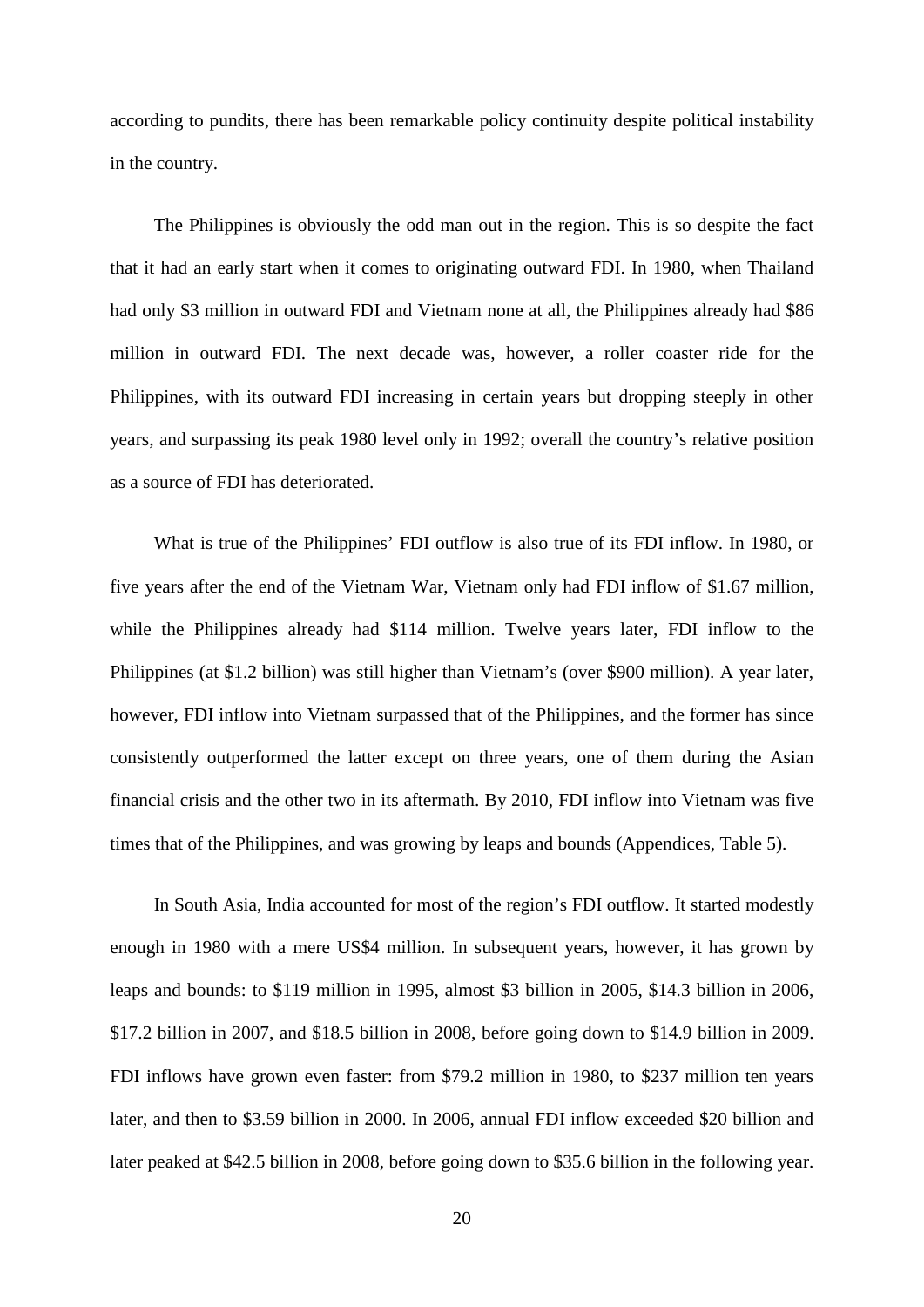according to pundits, there has been remarkable policy continuity despite political instability in the country.

The Philippines is obviously the odd man out in the region. This is so despite the fact that it had an early start when it comes to originating outward FDI. In 1980, when Thailand had only $3 million in outward FDI and Vietnam none at all, the Philippines already had $86 million in outward FDI. The next decade was, however, a roller coaster ride for the Philippines, with its outward FDI increasing in certain years but dropping steeply in other years, and surpassing its peak 1980 level only in 1992; overall the country's relative position as a source of FDI has deteriorated.

What is true of the Philippines' FDI outflow is also true of its FDI inflow. In 1980, or five years after the end of the Vietnam War, Vietnam only had FDI inflow of $1.67 million, while the Philippines already had $114 million. Twelve years later, FDI inflow to the Philippines (at $1.2 billion) was still higher than Vietnam's (over $900 million). A year later, however, FDI inflow into Vietnam surpassed that of the Philippines, and the former has since consistently outperformed the latter except on three years, one of them during the Asian financial crisis and the other two in its aftermath. By 2010, FDI inflow into Vietnam was five times that of the Philippines, and was growing by leaps and bounds (Appendices, Table 5).

In South Asia, India accounted for most of the region's FDI outflow. It started modestly enough in 1980 with a mere US$4 million. In subsequent years, however, it has grown by leaps and bounds: to $119 million in 1995, almost $3 billion in 2005, $14.3 billion in 2006, $17.2 billion in 2007, and $18.5 billion in 2008, before going down to $14.9 billion in 2009. FDI inflows have grown even faster: from $79.2 million in 1980, to $237 million ten years later, and then to $3.59 billion in 2000. In 2006, annual FDI inflow exceeded $20 billion and later peaked at $42.5 billion in 2008, before going down to $35.6 billion in the following year.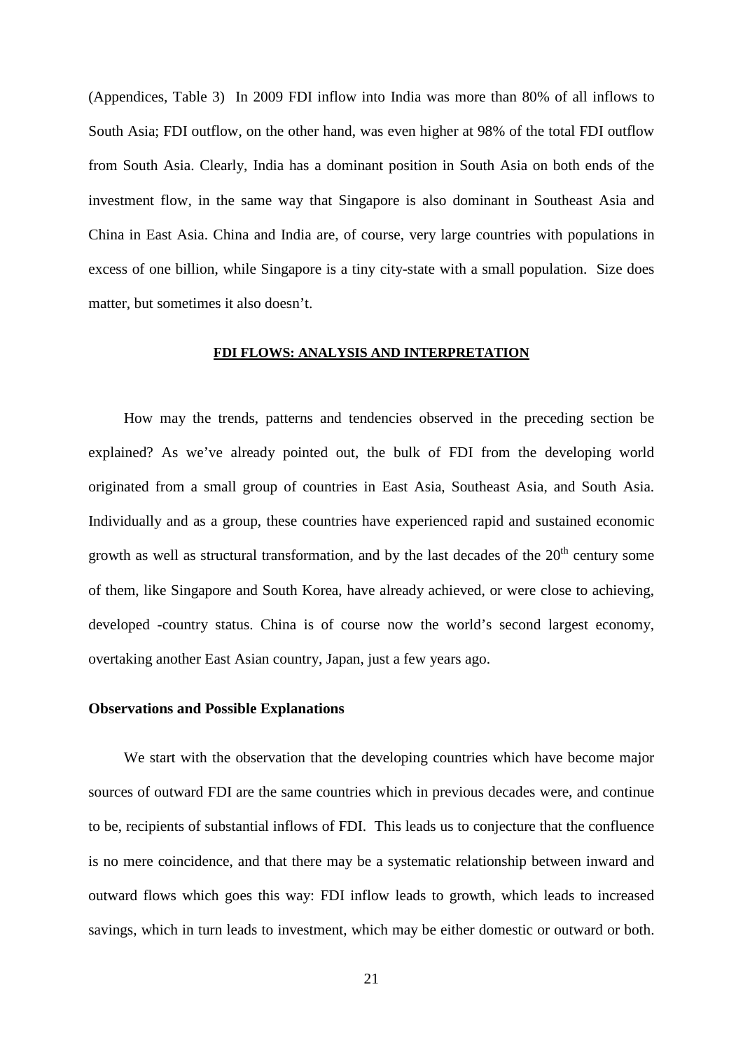(Appendices, Table 3) In 2009 FDI inflow into India was more than 80% of all inflows to South Asia; FDI outflow, on the other hand, was even higher at 98% of the total FDI outflow from South Asia. Clearly, India has a dominant position in South Asia on both ends of the investment flow, in the same way that Singapore is also dominant in Southeast Asia and China in East Asia. China and India are, of course, very large countries with populations in excess of one billion, while Singapore is a tiny city-state with a small population. Size does matter, but sometimes it also doesn't.

## FDI FLOWS: ANALYSIS AND INTERPRETATION

How may the trends, patterns and tendencies observed in the preceding section be explained? As we've already pointed out, the bulk of FDI from the developing world originated from a small group of countries in East Asia, Southeast Asia, and South Asia. Individually and as a group, these countries have experienced rapid and sustained economic growth as well as structural transformation, and by the last decades of the 20th century some of them, like Singapore and South Korea, have already achieved, or were close to achieving, developed -country status. China is of course now the world's second largest economy, overtaking another East Asian country, Japan, just a few years ago.

### Observations and Possible Explanations

We start with the observation that the developing countries which have become major sources of outward FDI are the same countries which in previous decades were, and continue to be, recipients of substantial inflows of FDI. This leads us to conjecture that the confluence is no mere coincidence, and that there may be a systematic relationship between inward and outward flows which goes this way: FDI inflow leads to growth, which leads to increased savings, which in turn leads to investment, which may be either domestic or outward or both.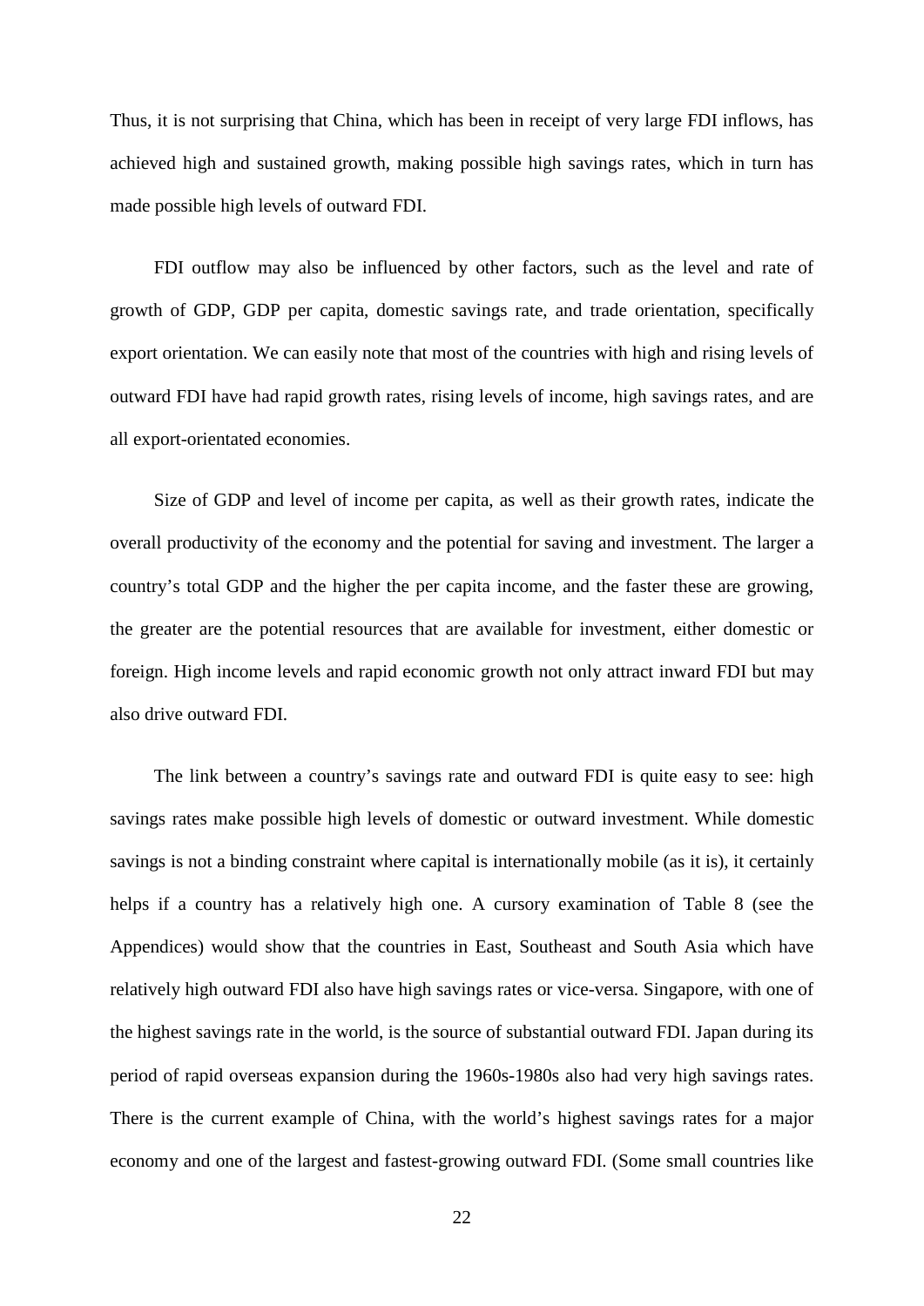Thus, it is not surprising that China, which has been in receipt of very large FDI inflows, has achieved high and sustained growth, making possible high savings rates, which in turn has made possible high levels of outward FDI.

FDI outflow may also be influenced by other factors, such as the level and rate of growth of GDP, GDP per capita, domestic savings rate, and trade orientation, specifically export orientation. We can easily note that most of the countries with high and rising levels of outward FDI have had rapid growth rates, rising levels of income, high savings rates, and are all export-orientated economies.

Size of GDP and level of income per capita, as well as their growth rates, indicate the overall productivity of the economy and the potential for saving and investment. The larger a country's total GDP and the higher the per capita income, and the faster these are growing, the greater are the potential resources that are available for investment, either domestic or foreign. High income levels and rapid economic growth not only attract inward FDI but may also drive outward FDI.

The link between a country's savings rate and outward FDI is quite easy to see: high savings rates make possible high levels of domestic or outward investment. While domestic savings is not a binding constraint where capital is internationally mobile (as it is), it certainly helps if a country has a relatively high one. A cursory examination of Table 8 (see the Appendices) would show that the countries in East, Southeast and South Asia which have relatively high outward FDI also have high savings rates or vice-versa. Singapore, with one of the highest savings rate in the world, is the source of substantial outward FDI. Japan during its period of rapid overseas expansion during the 1960s-1980s also had very high savings rates. There is the current example of China, with the world's highest savings rates for a major economy and one of the largest and fastest-growing outward FDI. (Some small countries like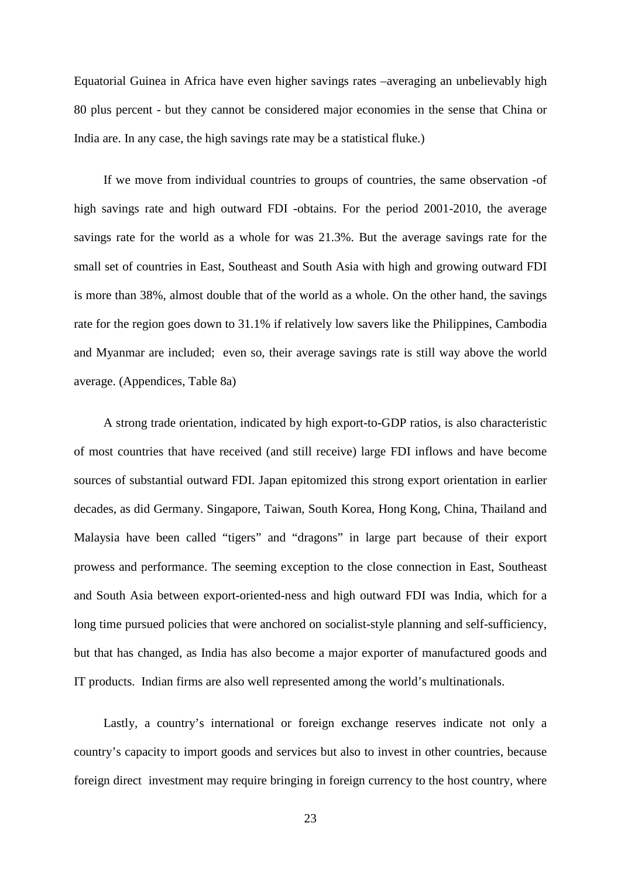Equatorial Guinea in Africa have even higher savings rates –averaging an unbelievably high 80 plus percent - but they cannot be considered major economies in the sense that China or India are. In any case, the high savings rate may be a statistical fluke.)

If we move from individual countries to groups of countries, the same observation -of high savings rate and high outward FDI -obtains. For the period 2001-2010, the average savings rate for the world as a whole for was 21.3%. But the average savings rate for the small set of countries in East, Southeast and South Asia with high and growing outward FDI is more than 38%, almost double that of the world as a whole. On the other hand, the savings rate for the region goes down to 31.1% if relatively low savers like the Philippines, Cambodia and Myanmar are included; even so, their average savings rate is still way above the world average. (Appendices, Table 8a)

A strong trade orientation, indicated by high export-to-GDP ratios, is also characteristic of most countries that have received (and still receive) large FDI inflows and have become sources of substantial outward FDI. Japan epitomized this strong export orientation in earlier decades, as did Germany. Singapore, Taiwan, South Korea, Hong Kong, China, Thailand and Malaysia have been called "tigers" and "dragons" in large part because of their export prowess and performance. The seeming exception to the close connection in East, Southeast and South Asia between export-oriented-ness and high outward FDI was India, which for a long time pursued policies that were anchored on socialist-style planning and self-sufficiency, but that has changed, as India has also become a major exporter of manufactured goods and IT products. Indian firms are also well represented among the world's multinationals.

Lastly, a country's international or foreign exchange reserves indicate not only a country's capacity to import goods and services but also to invest in other countries, because foreign direct investment may require bringing in foreign currency to the host country, where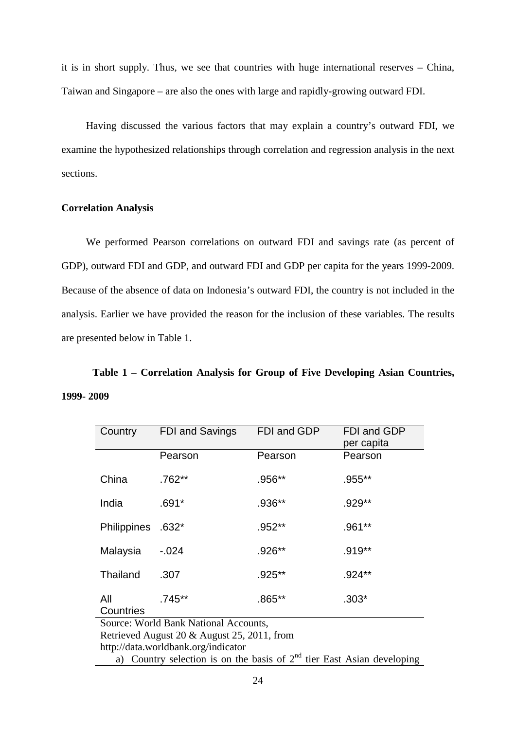it is in short supply. Thus, we see that countries with huge international reserves – China, Taiwan and Singapore – are also the ones with large and rapidly-growing outward FDI.

Having discussed the various factors that may explain a country's outward FDI, we examine the hypothesized relationships through correlation and regression analysis in the next sections.

**Correlation Analysis**

We performed Pearson correlations on outward FDI and savings rate (as percent of GDP), outward FDI and GDP, and outward FDI and GDP per capita for the years 1999-2009. Because of the absence of data on Indonesia's outward FDI, the country is not included in the analysis. Earlier we have provided the reason for the inclusion of these variables. The results are presented below in Table 1.

**Table 1 – Correlation Analysis for Group of Five Developing Asian Countries, 1999- 2009**

| Country | FDI and Savings | FDI and GDP | FDI and GDP per capita |
|---|---|---|---|
| | Pearson | Pearson | Pearson |
| China | .762** | .956** | .955** |
| India | .691* | .936** | .929** |
| Philippines | .632* | .952** | .961** |
| Malaysia | -.024 | .926** | .919** |
| Thailand | .307 | .925** | .924** |
| All Countries | .745** | .865** | .303* |

Source: World Bank National Accounts, Retrieved August 20 & August 25, 2011, from http://data.worldbank.org/indicator

a) Country selection is on the basis of 2nd tier East Asian developing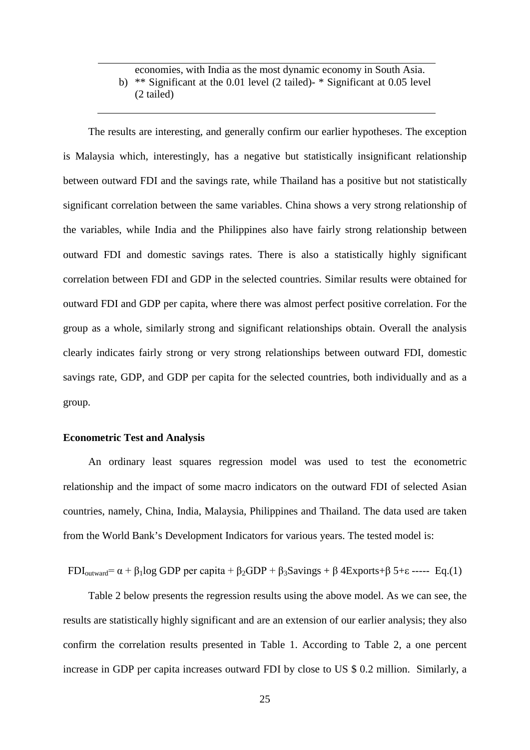economies, with India as the most dynamic economy in South Asia.

b) ** Significant at the 0.01 level (2 tailed)- * Significant at 0.05 level (2 tailed)

---

The results are interesting, and generally confirm our earlier hypotheses. The exception is Malaysia which, interestingly, has a negative but statistically insignificant relationship between outward FDI and the savings rate, while Thailand has a positive but not statistically significant correlation between the same variables. China shows a very strong relationship of the variables, while India and the Philippines also have fairly strong relationship between outward FDI and domestic savings rates. There is also a statistically highly significant correlation between FDI and GDP in the selected countries. Similar results were obtained for outward FDI and GDP per capita, where there was almost perfect positive correlation. For the group as a whole, similarly strong and significant relationships obtain. Overall the analysis clearly indicates fairly strong or very strong relationships between outward FDI, domestic savings rate, GDP, and GDP per capita for the selected countries, both individually and as a group.

**Econometric Test and Analysis**

An ordinary least squares regression model was used to test the econometric relationship and the impact of some macro indicators on the outward FDI of selected Asian countries, namely, China, India, Malaysia, Philippines and Thailand. The data used are taken from the World Bank's Development Indicators for various years. The tested model is:

$$FDI_{outward} = \alpha + \beta_1 \log \text{GDP per capita} + \beta_2 \text{GDP} + \beta_3 \text{Savings} + \beta\ 4\text{Exports} + \beta\ 5 + \varepsilon \text{ ----- Eq.(1)}$$

Table 2 below presents the regression results using the above model. As we can see, the results are statistically highly significant and are an extension of our earlier analysis; they also confirm the correlation results presented in Table 1. According to Table 2, a one percent increase in GDP per capita increases outward FDI by close to US $ 0.2 million. Similarly, a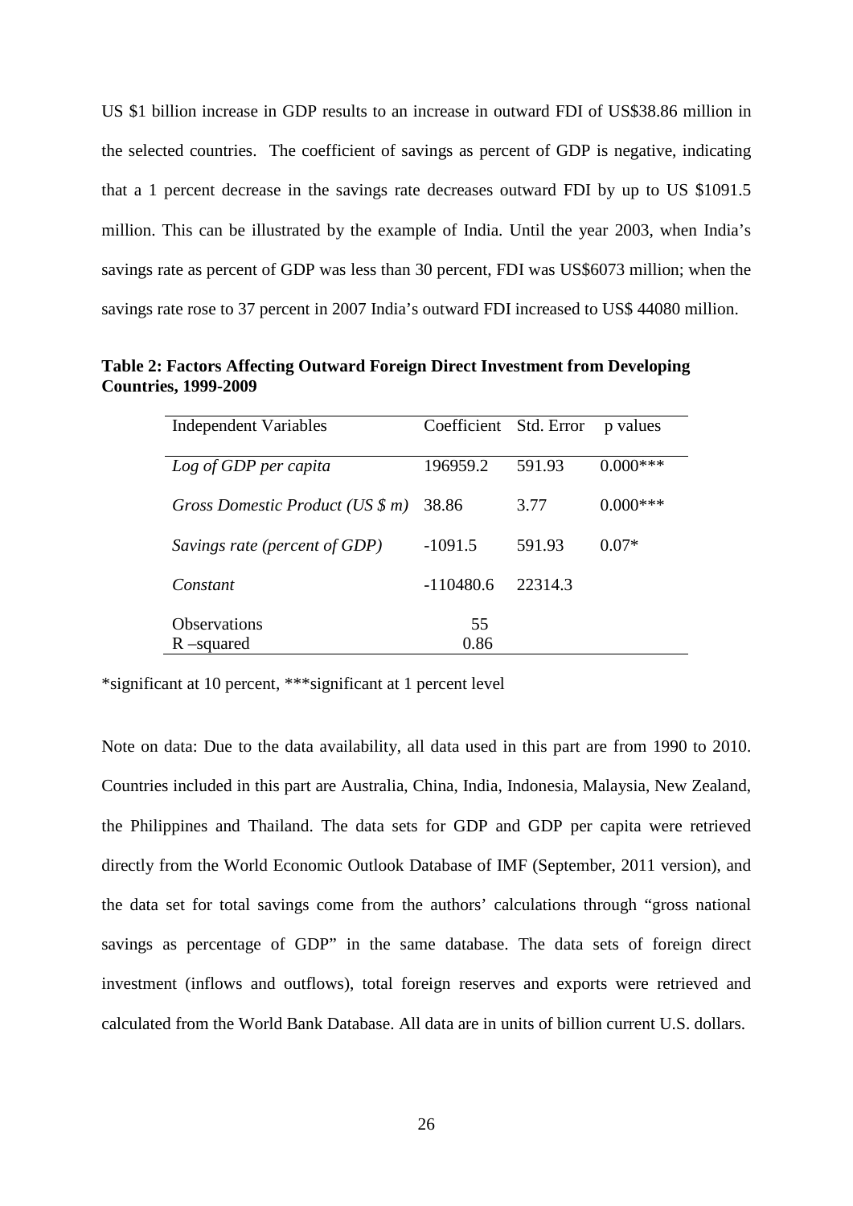US $1 billion increase in GDP results to an increase in outward FDI of US$38.86 million in the selected countries. The coefficient of savings as percent of GDP is negative, indicating that a 1 percent decrease in the savings rate decreases outward FDI by up to US $1091.5 million. This can be illustrated by the example of India. Until the year 2003, when India's savings rate as percent of GDP was less than 30 percent, FDI was US$6073 million; when the savings rate rose to 37 percent in 2007 India's outward FDI increased to US$ 44080 million.

**Table 2: Factors Affecting Outward Foreign Direct Investment from Developing Countries, 1999-2009**

| Independent Variables | Coefficient | Std. Error | p values |
|---|---|---|---|
| *Log of GDP per capita* | 196959.2 | 591.93 | 0.000*** |
| *Gross Domestic Product (US $ m)* | 38.86 | 3.77 | 0.000*** |
| *Savings rate (percent of GDP)* | -1091.5 | 591.93 | 0.07* |
| *Constant* | -110480.6 | 22314.3 | |
| Observations | 55 | | |
| R –squared | 0.86 | | |

*significant at 10 percent, ***significant at 1 percent level

Note on data: Due to the data availability, all data used in this part are from 1990 to 2010. Countries included in this part are Australia, China, India, Indonesia, Malaysia, New Zealand, the Philippines and Thailand. The data sets for GDP and GDP per capita were retrieved directly from the World Economic Outlook Database of IMF (September, 2011 version), and the data set for total savings come from the authors' calculations through "gross national savings as percentage of GDP" in the same database. The data sets of foreign direct investment (inflows and outflows), total foreign reserves and exports were retrieved and calculated from the World Bank Database. All data are in units of billion current U.S. dollars.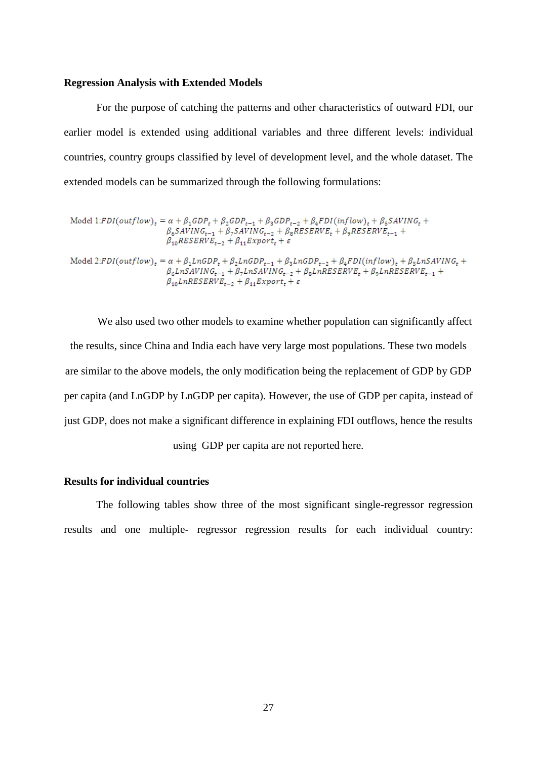**Regression Analysis with Extended Models**

For the purpose of catching the patterns and other characteristics of outward FDI, our earlier model is extended using additional variables and three different levels: individual countries, country groups classified by level of development level, and the whole dataset. The extended models can be summarized through the following formulations:

$$\text{Model 1:} FDI(outflow)_t = \alpha + \beta_1 GDP_t + \beta_2 GDP_{t-1} + \beta_3 GDP_{t-2} + \beta_4 FDI(inflow)_t + \beta_5 SAVING_t + \beta_6 SAVING_{t-1} + \beta_7 SAVING_{t-2} + \beta_8 RESERVE_t + \beta_9 RESERVE_{t-1} + \beta_{10} RESERVE_{t-2} + \beta_{11} Export_t + \varepsilon$$

$$\text{Model 2:} FDI(outflow)_t = \alpha + \beta_1 LnGDP_t + \beta_2 LnGDP_{t-1} + \beta_3 LnGDP_{t-2} + \beta_4 FDI(inflow)_t + \beta_5 LnSAVING_t + \beta_6 LnSAVING_{t-1} + \beta_7 LnSAVING_{t-2} + \beta_8 LnRESERVE_t + \beta_9 LnRESERVE_{t-1} + \beta_{10} LnRESERVE_{t-2} + \beta_{11} Export_t + \varepsilon$$

We also used two other models to examine whether population can significantly affect the results, since China and India each have very large most populations. These two models are similar to the above models, the only modification being the replacement of GDP by GDP per capita (and LnGDP by LnGDP per capita). However, the use of GDP per capita, instead of just GDP, does not make a significant difference in explaining FDI outflows, hence the results using GDP per capita are not reported here.

**Results for individual countries**

The following tables show three of the most significant single-regressor regression results and one multiple- regressor regression results for each individual country: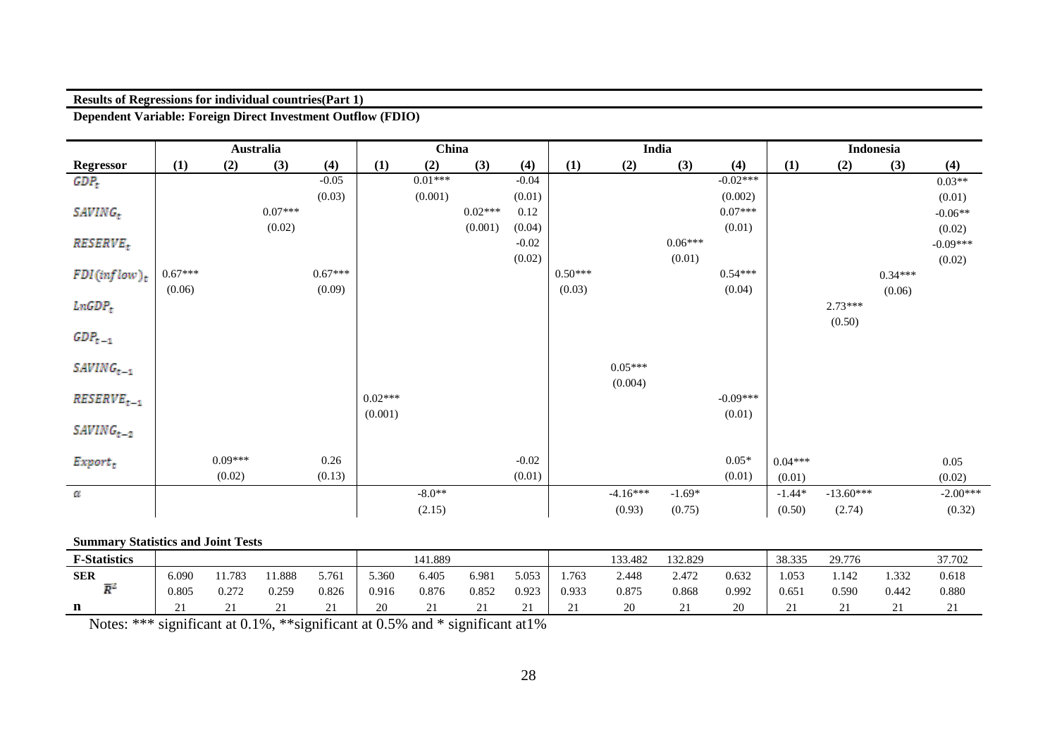**Results of Regressions for individual countries(Part 1)**

**Dependent Variable: Foreign Direct Investment Outflow (FDIO)**

| | Australia | | | | China | | | | India | | | | Indonesia | | | |
|---|---|---|---|---|---|---|---|---|---|---|---|---|---|---|---|---|
| **Regressor** | **(1)** | **(2)** | **(3)** | **(4)** | **(1)** | **(2)** | **(3)** | **(4)** | **(1)** | **(2)** | **(3)** | **(4)** | **(1)** | **(2)** | **(3)** | **(4)** |
| $GDP_t$ | | | | -0.05 | | 0.01*** | | -0.04 | | | | -0.02*** | | | | 0.03** |
| | | | | (0.03) | | (0.001) | | (0.01) | | | | (0.002) | | | | (0.01) |
| $SAVING_t$ | | | 0.07*** | | | | 0.02*** | 0.12 | | | | 0.07*** | | | | -0.06** |
| | | | (0.02) | | | | (0.001) | (0.04) | | | | (0.01) | | | | (0.02) |
| $RESERVE_t$ | | | | | | | | -0.02 | | | 0.06*** | | | | | -0.09*** |
| | | | | | | | | (0.02) | | | (0.01) | | | | | (0.02) |
| $FDI(inflow)_t$ | 0.67*** | | | 0.67*** | | | | | 0.50*** | | | 0.54*** | | | 0.34*** | |
| | (0.06) | | | (0.09) | | | | | (0.03) | | | (0.04) | | | (0.06) | |
| $LnGDP_t$ | | | | | | | | | | | | | | 2.73*** | | |
| | | | | | | | | | | | | | | (0.50) | | |
| $GDP_{t-1}$ | | | | | | | | | | | | | | | | |
| $SAVING_{t-1}$ | | | | | | | | | | 0.05*** | | | | | | |
| | | | | | | | | | | (0.004) | | | | | | |
| $RESERVE_{t-1}$ | | | | | 0.02*** | | | | | | | -0.09*** | | | | |
| | | | | | (0.001) | | | | | | | (0.01) | | | | |
| $SAVING_{t-2}$ | | | | | | | | | | | | | | | | |
| $Export_t$ | | 0.09*** | | 0.26 | | | | -0.02 | | | | 0.05* | 0.04*** | | | 0.05 |
| | | (0.02) | | (0.13) | | | | (0.01) | | | | (0.01) | (0.01) | | | (0.02) |
| $\alpha$ | | | | | | -8.0** | | | | -4.16*** | -1.69* | | -1.44* | -13.60*** | | -2.00*** |
| | | | | | | (2.15) | | | | (0.93) | (0.75) | | (0.50) | (2.74) | | (0.32) |

**Summary Statistics and Joint Tests**

| **F-Statistics** | | | | | | 141.889 | | | | 133.482 | 132.829 | | 38.335 | 29.776 | | 37.702 |
|---|---|---|---|---|---|---|---|---|---|---|---|---|---|---|---|---|
| **SER** | 6.090 | 11.783 | 11.888 | 5.761 | 5.360 | 6.405 | 6.981 | 5.053 | 1.763 | 2.448 | 2.472 | 0.632 | 1.053 | 1.142 | 1.332 | 0.618 |
| $\bar{R}^2$ | 0.805 | 0.272 | 0.259 | 0.826 | 0.916 | 0.876 | 0.852 | 0.923 | 0.933 | 0.875 | 0.868 | 0.992 | 0.651 | 0.590 | 0.442 | 0.880 |
| **n** | 21 | 21 | 21 | 21 | 20 | 21 | 21 | 21 | 21 | 20 | 21 | 20 | 21 | 21 | 21 | 21 |

Notes: *** significant at 0.1%, **significant at 0.5% and * significant at1%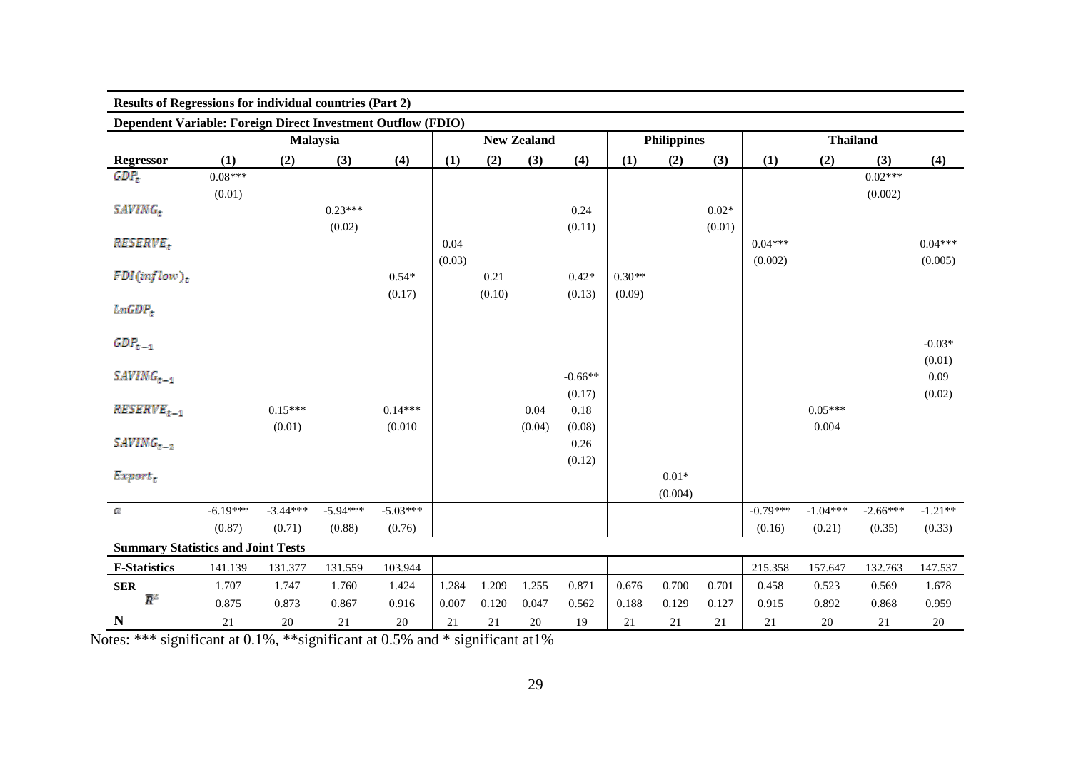**Results of Regressions for individual countries (Part 2)**

**Dependent Variable: Foreign Direct Investment Outflow (FDIO)**

| | Malaysia | | | | New Zealand | | | | Philippines | | | Thailand | | | |
|---|---|---|---|---|---|---|---|---|---|---|---|---|---|---|---|
| **Regressor** | **(1)** | **(2)** | **(3)** | **(4)** | **(1)** | **(2)** | **(3)** | **(4)** | **(1)** | **(2)** | **(3)** | **(1)** | **(2)** | **(3)** | **(4)** |
| $GDP_t$ | 0.08*** | | | | | | | | | | | | | 0.02*** | |
| | (0.01) | | | | | | | | | | | | | (0.002) | |
| $SAVING_t$ | | | 0.23*** | | | | | 0.24 | | | 0.02* | | | | |
| | | | (0.02) | | | | | (0.11) | | | (0.01) | | | | |
| $RESERVE_t$ | | | | | 0.04 | | | | | | | 0.04*** | | | 0.04*** |
| | | | | | (0.03) | | | | | | | (0.002) | | | (0.005) |
| $FDI(inflow)_t$ | | | | 0.54* | | 0.21 | | 0.42* | 0.30** | | | | | | |
| | | | | (0.17) | | (0.10) | | (0.13) | (0.09) | | | | | | |
| $LnGDP_t$ | | | | | | | | | | | | | | | |
| $GDP_{t-1}$ | | | | | | | | | | | | | | | -0.03* |
| | | | | | | | | | | | | | | | (0.01) |
| $SAVING_{t-1}$ | | | | | | | | -0.66** | | | | | | | 0.09 |
| | | | | | | | | (0.17) | | | | | | | (0.02) |
| $RESERVE_{t-1}$ | | 0.15*** | | 0.14*** | | | 0.04 | 0.18 | | | | | 0.05*** | | |
| | | (0.01) | | (0.010 | | | (0.04) | (0.08) | | | | | 0.004 | | |
| $SAVING_{t-2}$ | | | | | | | | 0.26 | | | | | | | |
| | | | | | | | | (0.12) | | | | | | | |
| $Export_t$ | | | | | | | | | | 0.01* | | | | | |
| | | | | | | | | | | (0.004) | | | | | |
| $\alpha$ | -6.19*** | -3.44*** | -5.94*** | -5.03*** | | | | | | | | -0.79*** | -1.04*** | -2.66*** | -1.21** |
| | (0.87) | (0.71) | (0.88) | (0.76) | | | | | | | | (0.16) | (0.21) | (0.35) | (0.33) |
| **Summary Statistics and Joint Tests** | | | | | | | | | | | | | | | |
| **F-Statistics** | 141.139 | 131.377 | 131.559 | 103.944 | | | | | | | | 215.358 | 157.647 | 132.763 | 147.537 |
| **SER** | 1.707 | 1.747 | 1.760 | 1.424 | 1.284 | 1.209 | 1.255 | 0.871 | 0.676 | 0.700 | 0.701 | 0.458 | 0.523 | 0.569 | 1.678 |
| $\bar{R}^2$ | 0.875 | 0.873 | 0.867 | 0.916 | 0.007 | 0.120 | 0.047 | 0.562 | 0.188 | 0.129 | 0.127 | 0.915 | 0.892 | 0.868 | 0.959 |
| **N** | 21 | 20 | 21 | 20 | 21 | 21 | 20 | 19 | 21 | 21 | 21 | 21 | 20 | 21 | 20 |

Notes: *** significant at 0.1%, **significant at 0.5% and * significant at1%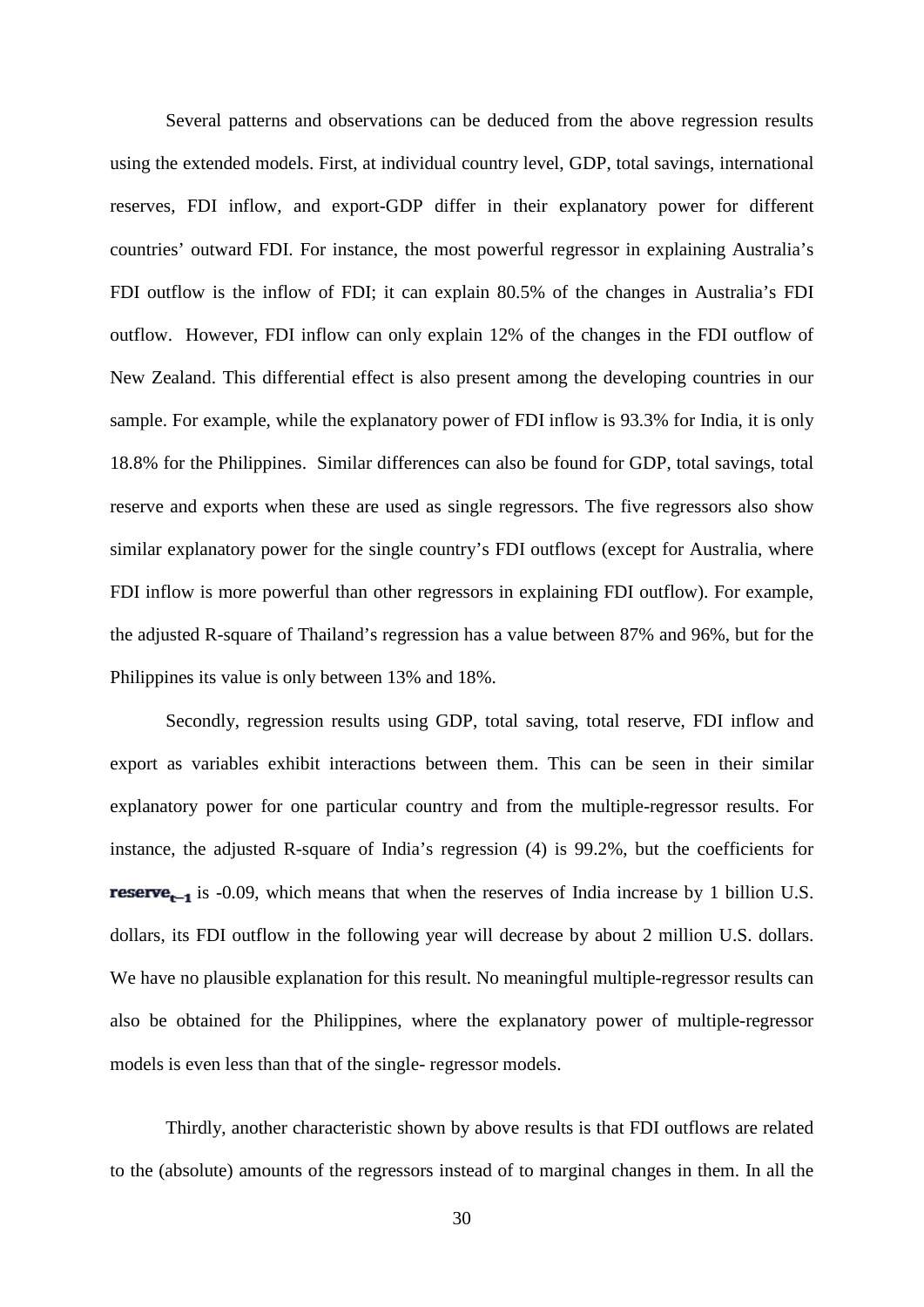Several patterns and observations can be deduced from the above regression results using the extended models. First, at individual country level, GDP, total savings, international reserves, FDI inflow, and export-GDP differ in their explanatory power for different countries' outward FDI. For instance, the most powerful regressor in explaining Australia's FDI outflow is the inflow of FDI; it can explain 80.5% of the changes in Australia's FDI outflow. However, FDI inflow can only explain 12% of the changes in the FDI outflow of New Zealand. This differential effect is also present among the developing countries in our sample. For example, while the explanatory power of FDI inflow is 93.3% for India, it is only 18.8% for the Philippines. Similar differences can also be found for GDP, total savings, total reserve and exports when these are used as single regressors. The five regressors also show similar explanatory power for the single country's FDI outflows (except for Australia, where FDI inflow is more powerful than other regressors in explaining FDI outflow). For example, the adjusted R-square of Thailand's regression has a value between 87% and 96%, but for the Philippines its value is only between 13% and 18%.

Secondly, regression results using GDP, total saving, total reserve, FDI inflow and export as variables exhibit interactions between them. This can be seen in their similar explanatory power for one particular country and from the multiple-regressor results. For instance, the adjusted R-square of India's regression (4) is 99.2%, but the coefficients for $\mathbf{reserve_{t-1}}$ is -0.09, which means that when the reserves of India increase by 1 billion U.S. dollars, its FDI outflow in the following year will decrease by about 2 million U.S. dollars. We have no plausible explanation for this result. No meaningful multiple-regressor results can also be obtained for the Philippines, where the explanatory power of multiple-regressor models is even less than that of the single- regressor models.

Thirdly, another characteristic shown by above results is that FDI outflows are related to the (absolute) amounts of the regressors instead of to marginal changes in them. In all the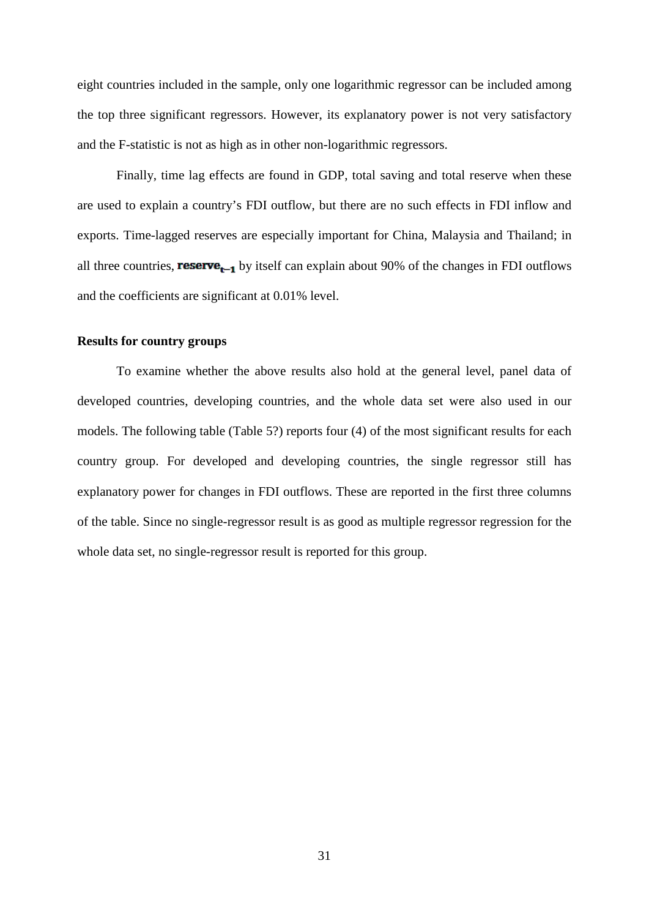eight countries included in the sample, only one logarithmic regressor can be included among the top three significant regressors. However, its explanatory power is not very satisfactory and the F-statistic is not as high as in other non-logarithmic regressors.

Finally, time lag effects are found in GDP, total saving and total reserve when these are used to explain a country's FDI outflow, but there are no such effects in FDI inflow and exports. Time-lagged reserves are especially important for China, Malaysia and Thailand; in all three countries, $\mathbf{reserve_{t-1}}$ by itself can explain about 90% of the changes in FDI outflows and the coefficients are significant at 0.01% level.

**Results for country groups**

To examine whether the above results also hold at the general level, panel data of developed countries, developing countries, and the whole data set were also used in our models. The following table (Table 5?) reports four (4) of the most significant results for each country group. For developed and developing countries, the single regressor still has explanatory power for changes in FDI outflows. These are reported in the first three columns of the table. Since no single-regressor result is as good as multiple regressor regression for the whole data set, no single-regressor result is reported for this group.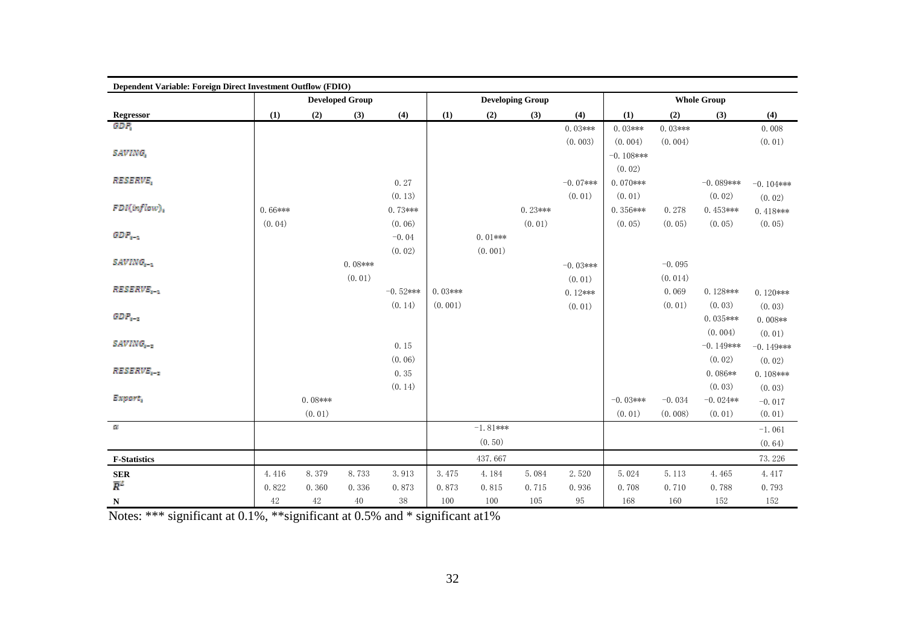| Dependent Variable: Foreign Direct Investment Outflow (FDIO) | | | | | | | | | | | | |
|---|---|---|---|---|---|---|---|---|---|---|---|---|
| | **Developed Group** | | | | **Developing Group** | | | | **Whole Group** | | | |
| **Regressor** | **(1)** | **(2)** | **(3)** | **(4)** | **(1)** | **(2)** | **(3)** | **(4)** | **(1)** | **(2)** | **(3)** | **(4)** |
| $GDP_t$ | | | | | | | | 0.03*** | 0.03*** | 0.03*** | | 0.008 |
| | | | | | | | | (0.003) | (0.004) | (0.004) | | (0.01) |
| $SAVING_t$ | | | | | | | | | −0.108*** | | | |
| | | | | | | | | | (0.02) | | | |
| $RESERVE_t$ | | | | 0.27 | | | | −0.07*** | 0.070*** | | −0.089*** | −0.104*** |
| | | | | (0.13) | | | | (0.01) | (0.01) | | (0.02) | (0.02) |
| $FDI(inflow)_t$ | 0.66*** | | | 0.73*** | | | 0.23*** | | 0.356*** | 0.278 | 0.453*** | 0.418*** |
| | (0.04) | | | (0.06) | | | (0.01) | | (0.05) | (0.05) | (0.05) | (0.05) |
| $GDP_{t-1}$ | | | | −0.04 | | 0.01*** | | | | | | |
| | | | | (0.02) | | (0.001) | | | | | | |
| $SAVING_{t-1}$ | | | 0.08*** | | | | | −0.03*** | | −0.095 | | |
| | | | (0.01) | | | | | (0.01) | | (0.014) | | |
| $RESERVE_{t-1}$ | | | | −0.52*** | 0.03*** | | | 0.12*** | | 0.069 | 0.128*** | 0.120*** |
| | | | | (0.14) | (0.001) | | | (0.01) | | (0.01) | (0.03) | (0.03) |
| $GDP_{t-2}$ | | | | | | | | | | | 0.035*** | 0.008** |
| | | | | | | | | | | | (0.004) | (0.01) |
| $SAVING_{t-2}$ | | | | 0.15 | | | | | | | −0.149*** | −0.149*** |
| | | | | (0.06) | | | | | | | (0.02) | (0.02) |
| $RESERVE_{t-2}$ | | | | 0.35 | | | | | | | 0.086** | 0.108*** |
| | | | | (0.14) | | | | | | | (0.03) | (0.03) |
| $Export_t$ | | 0.08*** | | | | | | | −0.03*** | −0.034 | −0.024** | −0.017 |
| | | (0.01) | | | | | | | (0.01) | (0.008) | (0.01) | (0.01) |
| $\alpha$ | | | | | | −1.81*** | | | | | | −1.061 |
| | | | | | | (0.50) | | | | | | (0.64) |
| **F-Statistics** | | | | | | 437.667 | | | | | | 73.226 |
| **SER** | 4.416 | 8.379 | 8.733 | 3.913 | 3.475 | 4.184 | 5.084 | 2.520 | 5.024 | 5.113 | 4.465 | 4.417 |
| $\bar{R}^2$ | 0.822 | 0.360 | 0.336 | 0.873 | 0.873 | 0.815 | 0.715 | 0.936 | 0.708 | 0.710 | 0.788 | 0.793 |
| **N** | 42 | 42 | 40 | 38 | 100 | 100 | 105 | 95 | 168 | 160 | 152 | 152 |

Notes: *** significant at 0.1%, **significant at 0.5% and * significant at1%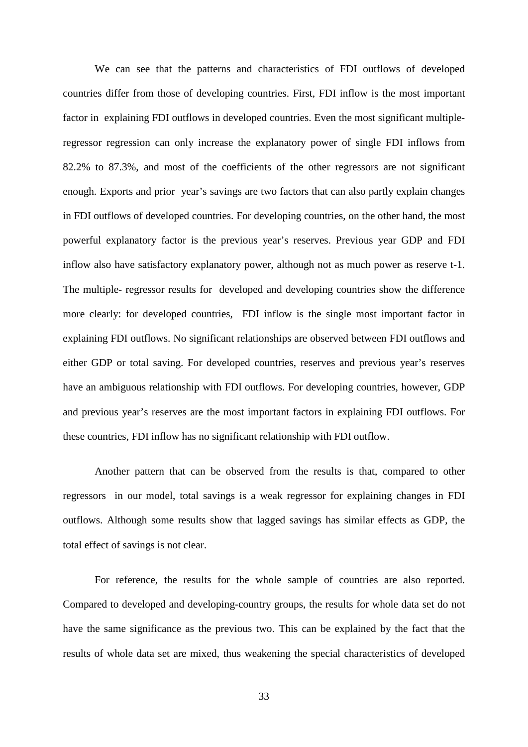We can see that the patterns and characteristics of FDI outflows of developed countries differ from those of developing countries. First, FDI inflow is the most important factor in explaining FDI outflows in developed countries. Even the most significant multiple-regressor regression can only increase the explanatory power of single FDI inflows from 82.2% to 87.3%, and most of the coefficients of the other regressors are not significant enough. Exports and prior year's savings are two factors that can also partly explain changes in FDI outflows of developed countries. For developing countries, on the other hand, the most powerful explanatory factor is the previous year's reserves. Previous year GDP and FDI inflow also have satisfactory explanatory power, although not as much power as reserve t-1. The multiple- regressor results for developed and developing countries show the difference more clearly: for developed countries, FDI inflow is the single most important factor in explaining FDI outflows. No significant relationships are observed between FDI outflows and either GDP or total saving. For developed countries, reserves and previous year's reserves have an ambiguous relationship with FDI outflows. For developing countries, however, GDP and previous year's reserves are the most important factors in explaining FDI outflows. For these countries, FDI inflow has no significant relationship with FDI outflow.

Another pattern that can be observed from the results is that, compared to other regressors in our model, total savings is a weak regressor for explaining changes in FDI outflows. Although some results show that lagged savings has similar effects as GDP, the total effect of savings is not clear.

For reference, the results for the whole sample of countries are also reported. Compared to developed and developing-country groups, the results for whole data set do not have the same significance as the previous two. This can be explained by the fact that the results of whole data set are mixed, thus weakening the special characteristics of developed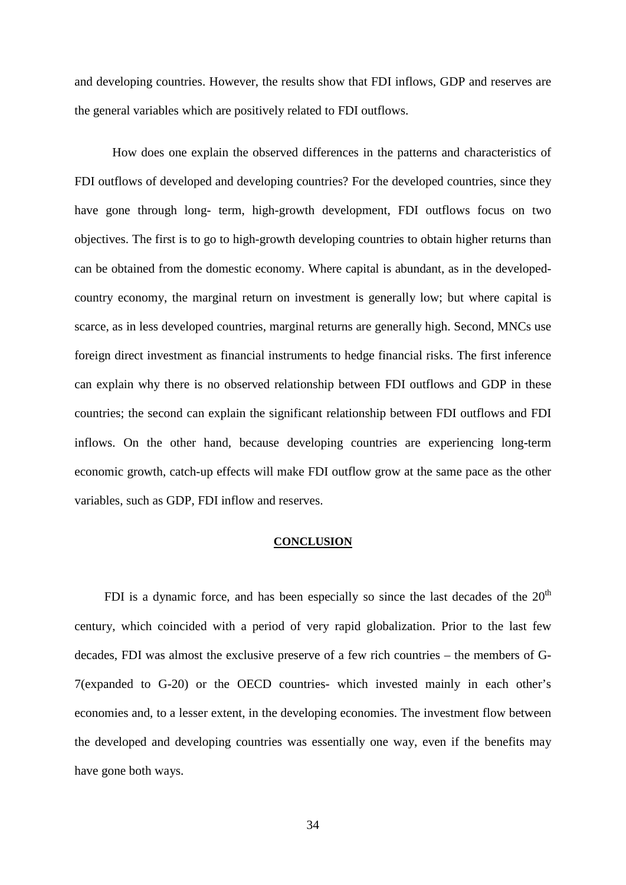and developing countries. However, the results show that FDI inflows, GDP and reserves are the general variables which are positively related to FDI outflows.

How does one explain the observed differences in the patterns and characteristics of FDI outflows of developed and developing countries? For the developed countries, since they have gone through long- term, high-growth development, FDI outflows focus on two objectives. The first is to go to high-growth developing countries to obtain higher returns than can be obtained from the domestic economy. Where capital is abundant, as in the developed-country economy, the marginal return on investment is generally low; but where capital is scarce, as in less developed countries, marginal returns are generally high. Second, MNCs use foreign direct investment as financial instruments to hedge financial risks. The first inference can explain why there is no observed relationship between FDI outflows and GDP in these countries; the second can explain the significant relationship between FDI outflows and FDI inflows. On the other hand, because developing countries are experiencing long-term economic growth, catch-up effects will make FDI outflow grow at the same pace as the other variables, such as GDP, FDI inflow and reserves.

## CONCLUSION

FDI is a dynamic force, and has been especially so since the last decades of the $20^{th}$ century, which coincided with a period of very rapid globalization. Prior to the last few decades, FDI was almost the exclusive preserve of a few rich countries – the members of G-7(expanded to G-20) or the OECD countries- which invested mainly in each other's economies and, to a lesser extent, in the developing economies. The investment flow between the developed and developing countries was essentially one way, even if the benefits may have gone both ways.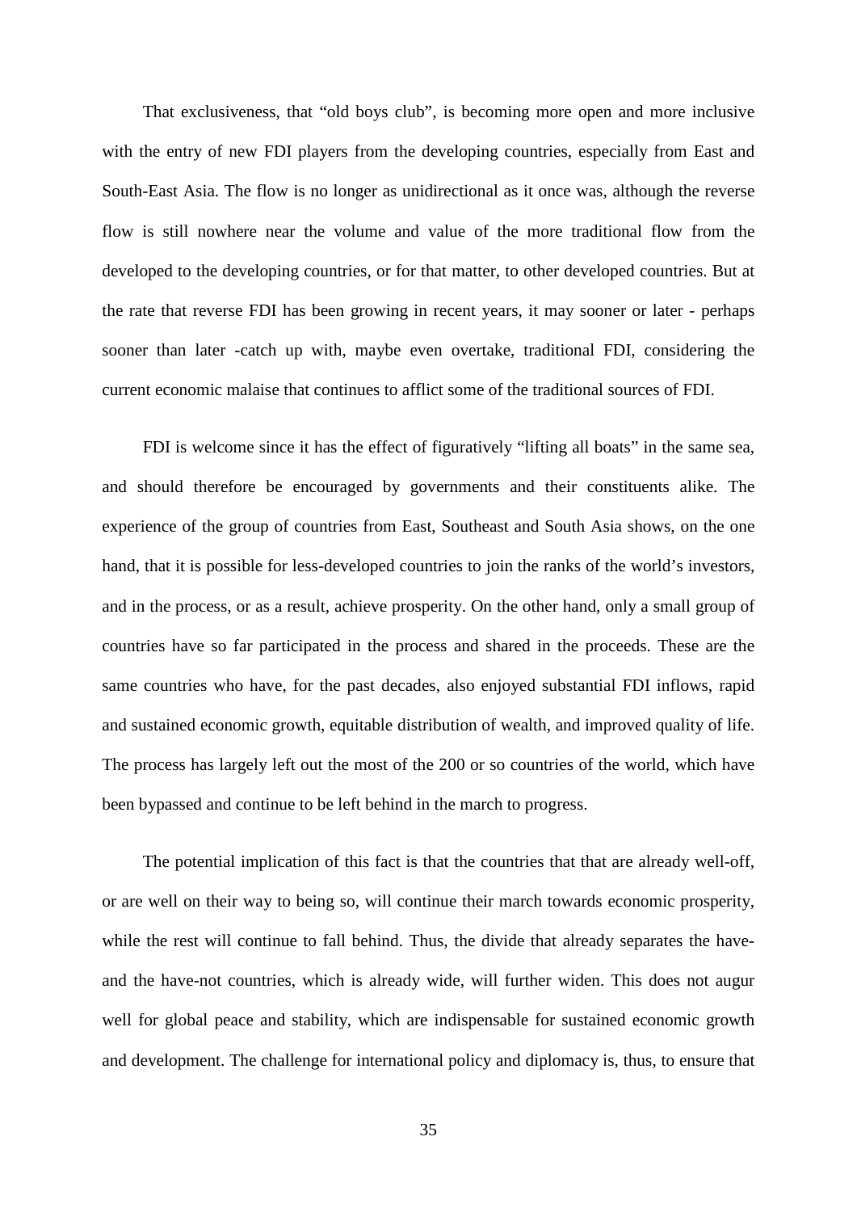That exclusiveness, that "old boys club", is becoming more open and more inclusive with the entry of new FDI players from the developing countries, especially from East and South-East Asia. The flow is no longer as unidirectional as it once was, although the reverse flow is still nowhere near the volume and value of the more traditional flow from the developed to the developing countries, or for that matter, to other developed countries. But at the rate that reverse FDI has been growing in recent years, it may sooner or later - perhaps sooner than later -catch up with, maybe even overtake, traditional FDI, considering the current economic malaise that continues to afflict some of the traditional sources of FDI.

FDI is welcome since it has the effect of figuratively "lifting all boats" in the same sea, and should therefore be encouraged by governments and their constituents alike. The experience of the group of countries from East, Southeast and South Asia shows, on the one hand, that it is possible for less-developed countries to join the ranks of the world's investors, and in the process, or as a result, achieve prosperity. On the other hand, only a small group of countries have so far participated in the process and shared in the proceeds. These are the same countries who have, for the past decades, also enjoyed substantial FDI inflows, rapid and sustained economic growth, equitable distribution of wealth, and improved quality of life. The process has largely left out the most of the 200 or so countries of the world, which have been bypassed and continue to be left behind in the march to progress.

The potential implication of this fact is that the countries that that are already well-off, or are well on their way to being so, will continue their march towards economic prosperity, while the rest will continue to fall behind. Thus, the divide that already separates the have- and the have-not countries, which is already wide, will further widen. This does not augur well for global peace and stability, which are indispensable for sustained economic growth and development. The challenge for international policy and diplomacy is, thus, to ensure that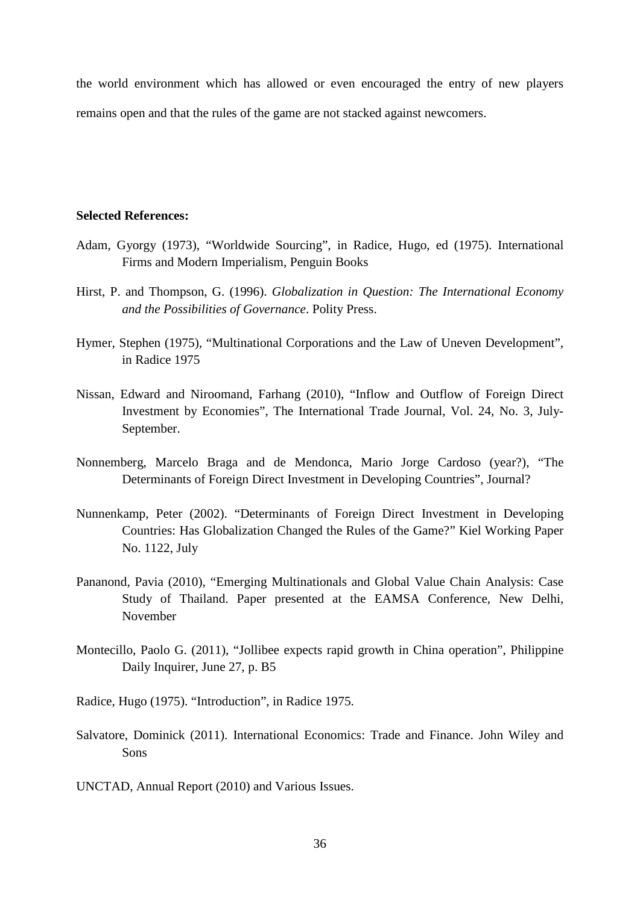the world environment which has allowed or even encouraged the entry of new players remains open and that the rules of the game are not stacked against newcomers.

**Selected References:**

Adam, Gyorgy (1973), "Worldwide Sourcing", in Radice, Hugo, ed (1975). International Firms and Modern Imperialism, Penguin Books

Hirst, P. and Thompson, G. (1996). *Globalization in Question: The International Economy and the Possibilities of Governance*. Polity Press.

Hymer, Stephen (1975), "Multinational Corporations and the Law of Uneven Development", in Radice 1975

Nissan, Edward and Niroomand, Farhang (2010), "Inflow and Outflow of Foreign Direct Investment by Economies", The International Trade Journal, Vol. 24, No. 3, July-September.

Nonnemberg, Marcelo Braga and de Mendonca, Mario Jorge Cardoso (year?), "The Determinants of Foreign Direct Investment in Developing Countries", Journal?

Nunnenkamp, Peter (2002). "Determinants of Foreign Direct Investment in Developing Countries: Has Globalization Changed the Rules of the Game?" Kiel Working Paper No. 1122, July

Pananond, Pavia (2010), "Emerging Multinationals and Global Value Chain Analysis: Case Study of Thailand. Paper presented at the EAMSA Conference, New Delhi, November

Montecillo, Paolo G. (2011), "Jollibee expects rapid growth in China operation", Philippine Daily Inquirer, June 27, p. B5

Radice, Hugo (1975). "Introduction", in Radice 1975.

Salvatore, Dominick (2011). International Economics: Trade and Finance. John Wiley and Sons

UNCTAD, Annual Report (2010) and Various Issues.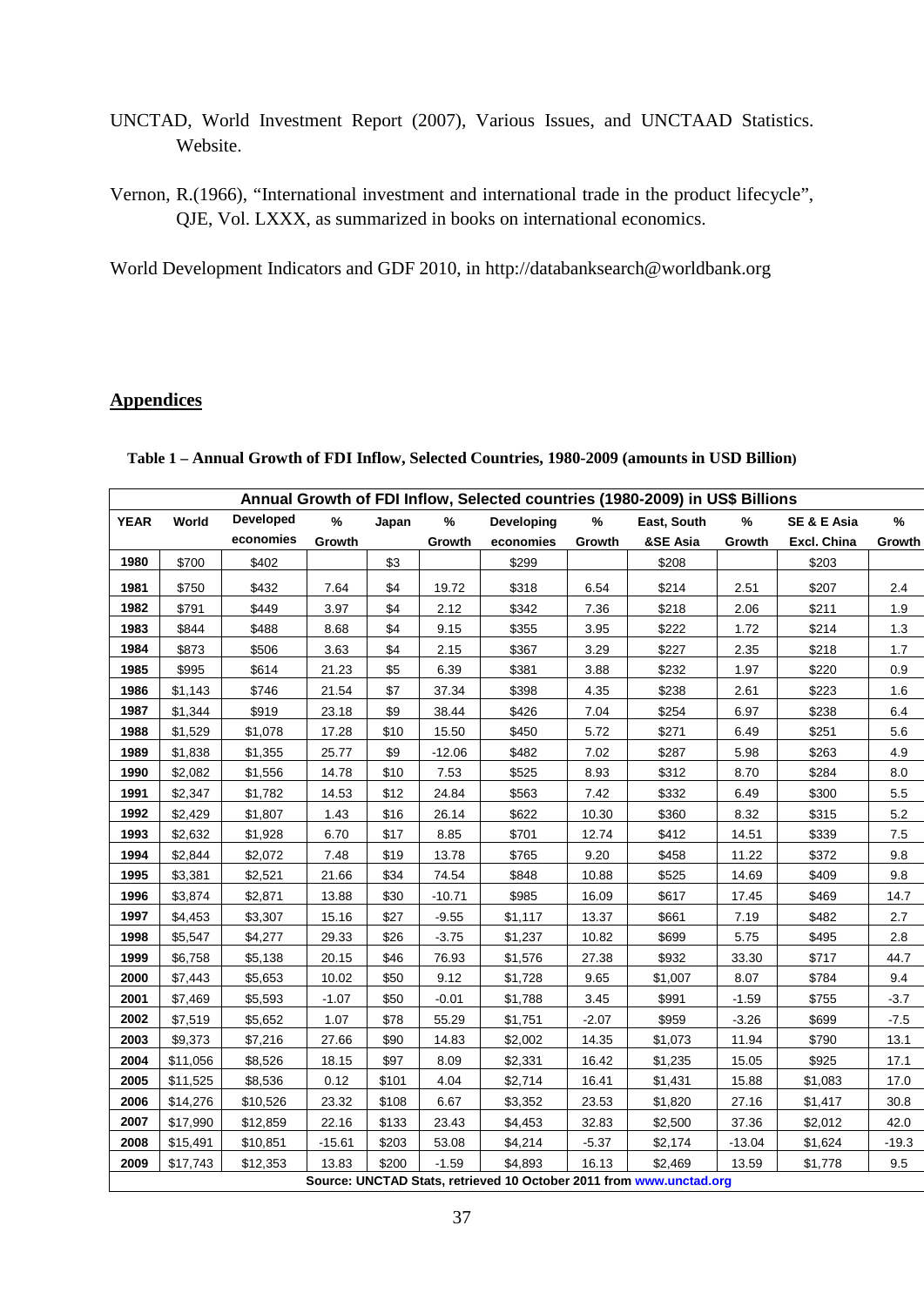UNCTAD, World Investment Report (2007), Various Issues, and UNCTAAD Statistics. Website.

Vernon, R.(1966), "International investment and international trade in the product lifecycle", QJE, Vol. LXXX, as summarized in books on international economics.

World Development Indicators and GDF 2010, in http://databanksearch@worldbank.org

## Appendices

**Table 1 – Annual Growth of FDI Inflow, Selected Countries, 1980-2009 (amounts in USD Billion)**

| Annual Growth of FDI Inflow, Selected countries (1980-2009) in US$ Billions | | | | | | | | | | | |
|---|---|---|---|---|---|---|---|---|---|---|---|
| YEAR | World | Developed economies | % Growth | Japan | % Growth | Developing economies | % Growth | East, South &SE Asia | % Growth | SE & E Asia Excl. China | % Growth |
| 1980 | $700 | $402 | | $3 | | $299 | | $208 | | $203 | |
| 1981 | $750 | $432 | 7.64 | $4 | 19.72 | $318 | 6.54 | $214 | 2.51 | $207 | 2.4 |
| 1982 | $791 | $449 | 3.97 | $4 | 2.12 | $342 | 7.36 | $218 | 2.06 | $211 | 1.9 |
| 1983 | $844 | $488 | 8.68 | $4 | 9.15 | $355 | 3.95 | $222 | 1.72 | $214 | 1.3 |
| 1984 | $873 | $506 | 3.63 | $4 | 2.15 | $367 | 3.29 | $227 | 2.35 | $218 | 1.7 |
| 1985 | $995 | $614 | 21.23 | $5 | 6.39 | $381 | 3.88 | $232 | 1.97 | $220 | 0.9 |
| 1986 | $1,143 | $746 | 21.54 | $7 | 37.34 | $398 | 4.35 | $238 | 2.61 | $223 | 1.6 |
| 1987 | $1,344 | $919 | 23.18 | $9 | 38.44 | $426 | 7.04 | $254 | 6.97 | $238 | 6.4 |
| 1988 | $1,529 | $1,078 | 17.28 | $10 | 15.50 | $450 | 5.72 | $271 | 6.49 | $251 | 5.6 |
| 1989 | $1,838 | $1,355 | 25.77 | $9 | -12.06 | $482 | 7.02 | $287 | 5.98 | $263 | 4.9 |
| 1990 | $2,082 | $1,556 | 14.78 | $10 | 7.53 | $525 | 8.93 | $312 | 8.70 | $284 | 8.0 |
| 1991 | $2,347 | $1,782 | 14.53 | $12 | 24.84 | $563 | 7.42 | $332 | 6.49 | $300 | 5.5 |
| 1992 | $2,429 | $1,807 | 1.43 | $16 | 26.14 | $622 | 10.30 | $360 | 8.32 | $315 | 5.2 |
| 1993 | $2,632 | $1,928 | 6.70 | $17 | 8.85 | $701 | 12.74 | $412 | 14.51 | $339 | 7.5 |
| 1994 | $2,844 | $2,072 | 7.48 | $19 | 13.78 | $765 | 9.20 | $458 | 11.22 | $372 | 9.8 |
| 1995 | $3,381 | $2,521 | 21.66 | $34 | 74.54 | $848 | 10.88 | $525 | 14.69 | $409 | 9.8 |
| 1996 | $3,874 | $2,871 | 13.88 | $30 | -10.71 | $985 | 16.09 | $617 | 17.45 | $469 | 14.7 |
| 1997 | $4,453 | $3,307 | 15.16 | $27 | -9.55 | $1,117 | 13.37 | $661 | 7.19 | $482 | 2.7 |
| 1998 | $5,547 | $4,277 | 29.33 | $26 | -3.75 | $1,237 | 10.82 | $699 | 5.75 | $495 | 2.8 |
| 1999 | $6,758 | $5,138 | 20.15 | $46 | 76.93 | $1,576 | 27.38 | $932 | 33.30 | $717 | 44.7 |
| 2000 | $7,443 | $5,653 | 10.02 | $50 | 9.12 | $1,728 | 9.65 | $1,007 | 8.07 | $784 | 9.4 |
| 2001 | $7,469 | $5,593 | -1.07 | $50 | -0.01 | $1,788 | 3.45 | $991 | -1.59 | $755 | -3.7 |
| 2002 | $7,519 | $5,652 | 1.07 | $78 | 55.29 | $1,751 | -2.07 | $959 | -3.26 | $699 | -7.5 |
| 2003 | $9,373 | $7,216 | 27.66 | $90 | 14.83 | $2,002 | 14.35 | $1,073 | 11.94 | $790 | 13.1 |
| 2004 | $11,056 | $8,526 | 18.15 | $97 | 8.09 | $2,331 | 16.42 | $1,235 | 15.05 | $925 | 17.1 |
| 2005 | $11,525 | $8,536 | 0.12 | $101 | 4.04 | $2,714 | 16.41 | $1,431 | 15.88 | $1,083 | 17.0 |
| 2006 | $14,276 | $10,526 | 23.32 | $108 | 6.67 | $3,352 | 23.53 | $1,820 | 27.16 | $1,417 | 30.8 |
| 2007 | $17,990 | $12,859 | 22.16 | $133 | 23.43 | $4,453 | 32.83 | $2,500 | 37.36 | $2,012 | 42.0 |
| 2008 | $15,491 | $10,851 | -15.61 | $203 | 53.08 | $4,214 | -5.37 | $2,174 | -13.04 | $1,624 | -19.3 |
| 2009 | $17,743 | $12,353 | 13.83 | $200 | -1.59 | $4,893 | 16.13 | $2,469 | 13.59 | $1,778 | 9.5 |

Source: UNCTAD Stats, retrieved 10 October 2011 from www.unctad.org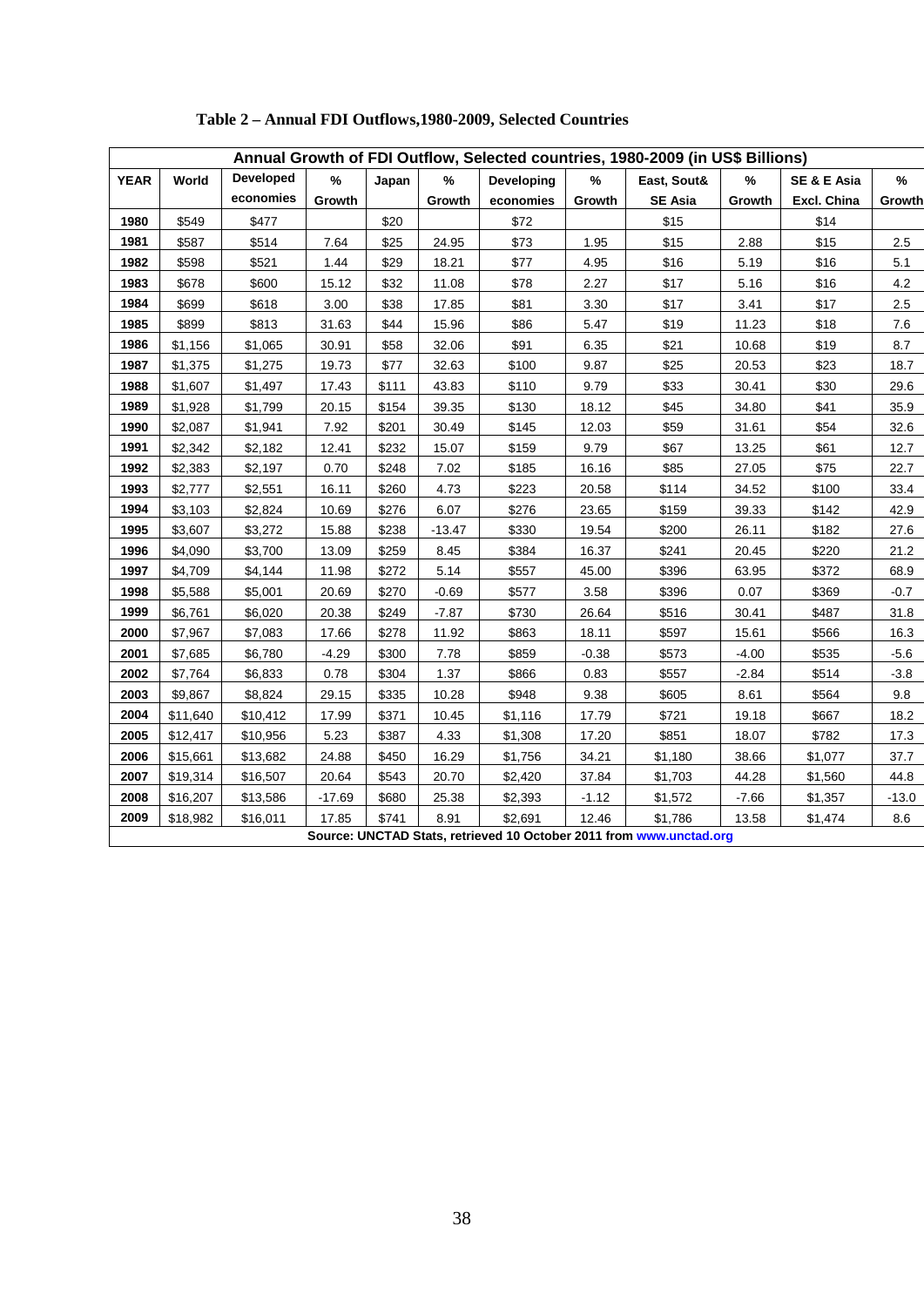**Table 2 – Annual FDI Outflows,1980-2009, Selected Countries**

| Annual Growth of FDI Outflow, Selected countries, 1980-2009 (in US$ Billions) | | | | | | | | | | | |
|---|---|---|---|---|---|---|---|---|---|---|---|
| **YEAR** | **World** | **Developed economies** | **% Growth** | **Japan** | **% Growth** | **Developing economies** | **% Growth** | **East, Sout& SE Asia** | **% Growth** | **SE & E Asia Excl. China** | **% Growth** |
| **1980** | $549 | $477 | | $20 | | $72 | | $15 | | $14 | |
| **1981** | $587 | $514 | 7.64 | $25 | 24.95 | $73 | 1.95 | $15 | 2.88 | $15 | 2.5 |
| **1982** | $598 | $521 | 1.44 | $29 | 18.21 | $77 | 4.95 | $16 | 5.19 | $16 | 5.1 |
| **1983** | $678 | $600 | 15.12 | $32 | 11.08 | $78 | 2.27 | $17 | 5.16 | $16 | 4.2 |
| **1984** | $699 | $618 | 3.00 | $38 | 17.85 | $81 | 3.30 | $17 | 3.41 | $17 | 2.5 |
| **1985** | $899 | $813 | 31.63 | $44 | 15.96 | $86 | 5.47 | $19 | 11.23 | $18 | 7.6 |
| **1986** | $1,156 | $1,065 | 30.91 | $58 | 32.06 | $91 | 6.35 | $21 | 10.68 | $19 | 8.7 |
| **1987** | $1,375 | $1,275 | 19.73 | $77 | 32.63 | $100 | 9.87 | $25 | 20.53 | $23 | 18.7 |
| **1988** | $1,607 | $1,497 | 17.43 | $111 | 43.83 | $110 | 9.79 | $33 | 30.41 | $30 | 29.6 |
| **1989** | $1,928 | $1,799 | 20.15 | $154 | 39.35 | $130 | 18.12 | $45 | 34.80 | $41 | 35.9 |
| **1990** | $2,087 | $1,941 | 7.92 | $201 | 30.49 | $145 | 12.03 | $59 | 31.61 | $54 | 32.6 |
| **1991** | $2,342 | $2,182 | 12.41 | $232 | 15.07 | $159 | 9.79 | $67 | 13.25 | $61 | 12.7 |
| **1992** | $2,383 | $2,197 | 0.70 | $248 | 7.02 | $185 | 16.16 | $85 | 27.05 | $75 | 22.7 |
| **1993** | $2,777 | $2,551 | 16.11 | $260 | 4.73 | $223 | 20.58 | $114 | 34.52 | $100 | 33.4 |
| **1994** | $3,103 | $2,824 | 10.69 | $276 | 6.07 | $276 | 23.65 | $159 | 39.33 | $142 | 42.9 |
| **1995** | $3,607 | $3,272 | 15.88 | $238 | -13.47 | $330 | 19.54 | $200 | 26.11 | $182 | 27.6 |
| **1996** | $4,090 | $3,700 | 13.09 | $259 | 8.45 | $384 | 16.37 | $241 | 20.45 | $220 | 21.2 |
| **1997** | $4,709 | $4,144 | 11.98 | $272 | 5.14 | $557 | 45.00 | $396 | 63.95 | $372 | 68.9 |
| **1998** | $5,588 | $5,001 | 20.69 | $270 | -0.69 | $577 | 3.58 | $396 | 0.07 | $369 | -0.7 |
| **1999** | $6,761 | $6,020 | 20.38 | $249 | -7.87 | $730 | 26.64 | $516 | 30.41 | $487 | 31.8 |
| **2000** | $7,967 | $7,083 | 17.66 | $278 | 11.92 | $863 | 18.11 | $597 | 15.61 | $566 | 16.3 |
| **2001** | $7,685 | $6,780 | -4.29 | $300 | 7.78 | $859 | -0.38 | $573 | -4.00 | $535 | -5.6 |
| **2002** | $7,764 | $6,833 | 0.78 | $304 | 1.37 | $866 | 0.83 | $557 | -2.84 | $514 | -3.8 |
| **2003** | $9,867 | $8,824 | 29.15 | $335 | 10.28 | $948 | 9.38 | $605 | 8.61 | $564 | 9.8 |
| **2004** | $11,640 | $10,412 | 17.99 | $371 | 10.45 | $1,116 | 17.79 | $721 | 19.18 | $667 | 18.2 |
| **2005** | $12,417 | $10,956 | 5.23 | $387 | 4.33 | $1,308 | 17.20 | $851 | 18.07 | $782 | 17.3 |
| **2006** | $15,661 | $13,682 | 24.88 | $450 | 16.29 | $1,756 | 34.21 | $1,180 | 38.66 | $1,077 | 37.7 |
| **2007** | $19,314 | $16,507 | 20.64 | $543 | 20.70 | $2,420 | 37.84 | $1,703 | 44.28 | $1,560 | 44.8 |
| **2008** | $16,207 | $13,586 | -17.69 | $680 | 25.38 | $2,393 | -1.12 | $1,572 | -7.66 | $1,357 | -13.0 |
| **2009** | $18,982 | $16,011 | 17.85 | $741 | 8.91 | $2,691 | 12.46 | $1,786 | 13.58 | $1,474 | 8.6 |

**Source: UNCTAD Stats, retrieved 10 October 2011 from www.unctad.org**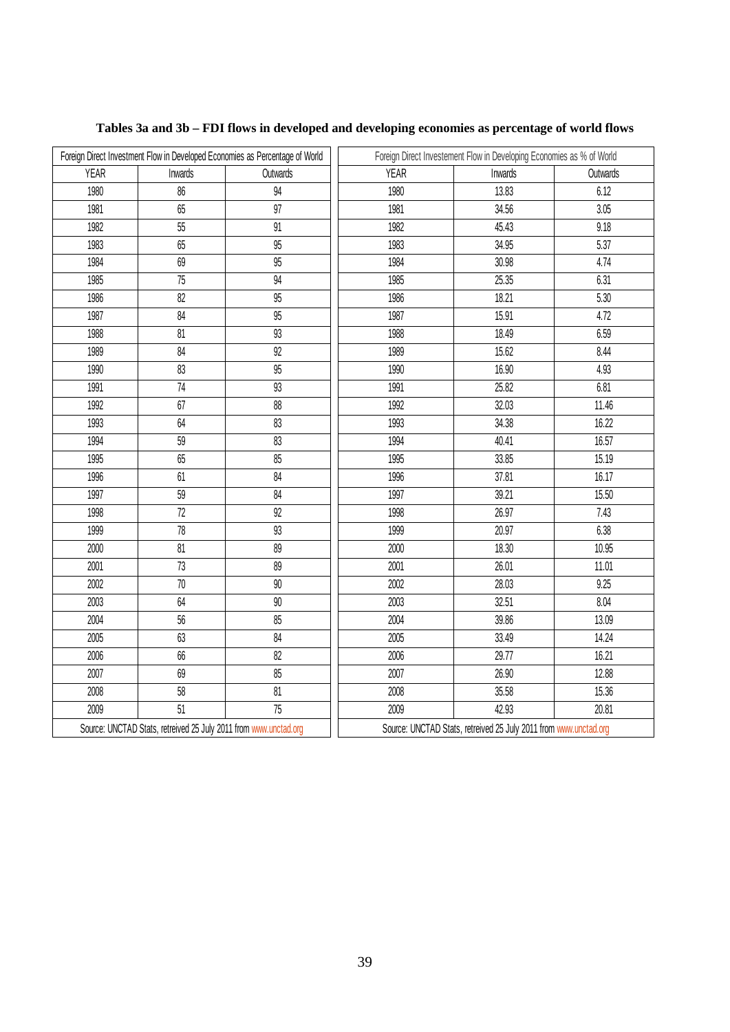**Tables 3a and 3b – FDI flows in developed and developing economies as percentage of world flows**

| Foreign Direct Investment Flow in Developed Economies as Percentage of World | | |
|---|---|---|
| YEAR | Inwards | Outwards |
| 1980 | 86 | 94 |
| 1981 | 65 | 97 |
| 1982 | 55 | 91 |
| 1983 | 65 | 95 |
| 1984 | 69 | 95 |
| 1985 | 75 | 94 |
| 1986 | 82 | 95 |
| 1987 | 84 | 95 |
| 1988 | 81 | 93 |
| 1989 | 84 | 92 |
| 1990 | 83 | 95 |
| 1991 | 74 | 93 |
| 1992 | 67 | 88 |
| 1993 | 64 | 83 |
| 1994 | 59 | 83 |
| 1995 | 65 | 85 |
| 1996 | 61 | 84 |
| 1997 | 59 | 84 |
| 1998 | 72 | 92 |
| 1999 | 78 | 93 |
| 2000 | 81 | 89 |
| 2001 | 73 | 89 |
| 2002 | 70 | 90 |
| 2003 | 64 | 90 |
| 2004 | 56 | 85 |
| 2005 | 63 | 84 |
| 2006 | 66 | 82 |
| 2007 | 69 | 85 |
| 2008 | 58 | 81 |
| 2009 | 51 | 75 |
| Source: UNCTAD Stats, retrieved 25 July 2011 from www.unctad.org | | |

| Foreign Direct Investement Flow in Developing Economies as % of World | | |
|---|---|---|
| YEAR | Inwards | Outwards |
| 1980 | 13.83 | 6.12 |
| 1981 | 34.56 | 3.05 |
| 1982 | 45.43 | 9.18 |
| 1983 | 34.95 | 5.37 |
| 1984 | 30.98 | 4.74 |
| 1985 | 25.35 | 6.31 |
| 1986 | 18.21 | 5.30 |
| 1987 | 15.91 | 4.72 |
| 1988 | 18.49 | 6.59 |
| 1989 | 15.62 | 8.44 |
| 1990 | 16.90 | 4.93 |
| 1991 | 25.82 | 6.81 |
| 1992 | 32.03 | 11.46 |
| 1993 | 34.38 | 16.22 |
| 1994 | 40.41 | 16.57 |
| 1995 | 33.85 | 15.19 |
| 1996 | 37.81 | 16.17 |
| 1997 | 39.21 | 15.50 |
| 1998 | 26.97 | 7.43 |
| 1999 | 20.97 | 6.38 |
| 2000 | 18.30 | 10.95 |
| 2001 | 26.01 | 11.01 |
| 2002 | 28.03 | 9.25 |
| 2003 | 32.51 | 8.04 |
| 2004 | 39.86 | 13.09 |
| 2005 | 33.49 | 14.24 |
| 2006 | 29.77 | 16.21 |
| 2007 | 26.90 | 12.88 |
| 2008 | 35.58 | 15.36 |
| 2009 | 42.93 | 20.81 |
| Source: UNCTAD Stats, retrieved 25 July 2011 from www.unctad.org | | |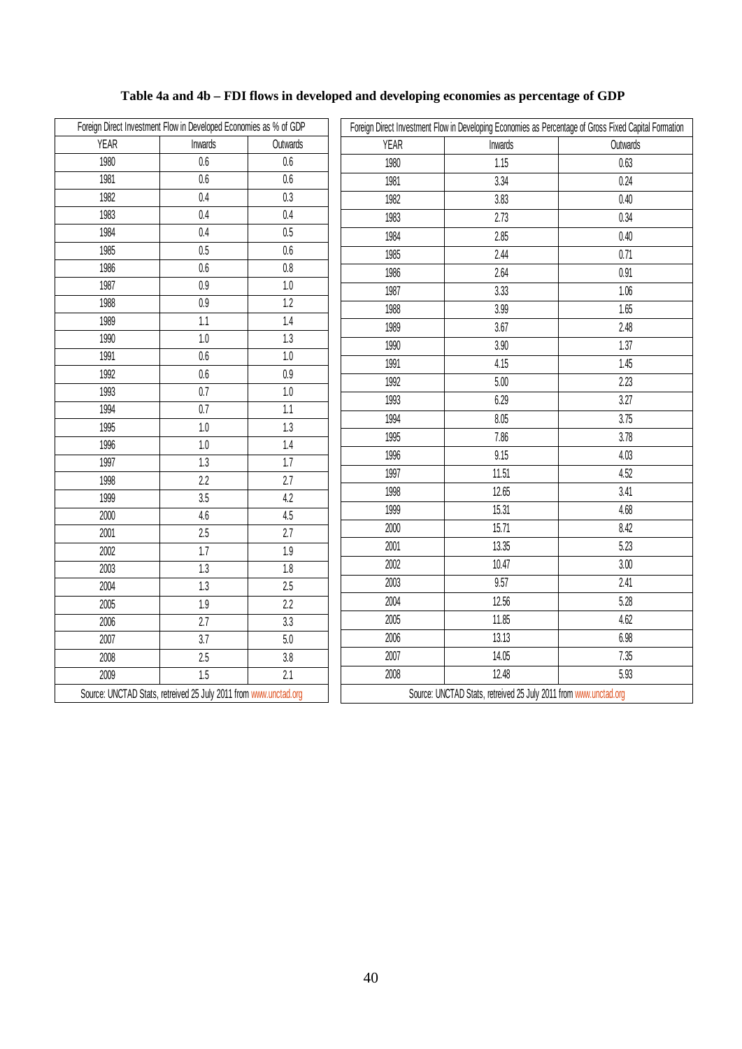**Table 4a and 4b – FDI flows in developed and developing economies as percentage of GDP**

| Foreign Direct Investment Flow in Developed Economies as % of GDP | | |
|---|---|---|
| YEAR | Inwards | Outwards |
| 1980 | 0.6 | 0.6 |
| 1981 | 0.6 | 0.6 |
| 1982 | 0.4 | 0.3 |
| 1983 | 0.4 | 0.4 |
| 1984 | 0.4 | 0.5 |
| 1985 | 0.5 | 0.6 |
| 1986 | 0.6 | 0.8 |
| 1987 | 0.9 | 1.0 |
| 1988 | 0.9 | 1.2 |
| 1989 | 1.1 | 1.4 |
| 1990 | 1.0 | 1.3 |
| 1991 | 0.6 | 1.0 |
| 1992 | 0.6 | 0.9 |
| 1993 | 0.7 | 1.0 |
| 1994 | 0.7 | 1.1 |
| 1995 | 1.0 | 1.3 |
| 1996 | 1.0 | 1.4 |
| 1997 | 1.3 | 1.7 |
| 1998 | 2.2 | 2.7 |
| 1999 | 3.5 | 4.2 |
| 2000 | 4.6 | 4.5 |
| 2001 | 2.5 | 2.7 |
| 2002 | 1.7 | 1.9 |
| 2003 | 1.3 | 1.8 |
| 2004 | 1.3 | 2.5 |
| 2005 | 1.9 | 2.2 |
| 2006 | 2.7 | 3.3 |
| 2007 | 3.7 | 5.0 |
| 2008 | 2.5 | 3.8 |
| 2009 | 1.5 | 2.1 |
| Source: UNCTAD Stats, retreived 25 July 2011 from www.unctad.org | | |

| Foreign Direct Investment Flow in Developing Economies as Percentage of Gross Fixed Capital Formation | | |
|---|---|---|
| YEAR | Inwards | Outwards |
| 1980 | 1.15 | 0.63 |
| 1981 | 3.34 | 0.24 |
| 1982 | 3.83 | 0.40 |
| 1983 | 2.73 | 0.34 |
| 1984 | 2.85 | 0.40 |
| 1985 | 2.44 | 0.71 |
| 1986 | 2.64 | 0.91 |
| 1987 | 3.33 | 1.06 |
| 1988 | 3.99 | 1.65 |
| 1989 | 3.67 | 2.48 |
| 1990 | 3.90 | 1.37 |
| 1991 | 4.15 | 1.45 |
| 1992 | 5.00 | 2.23 |
| 1993 | 6.29 | 3.27 |
| 1994 | 8.05 | 3.75 |
| 1995 | 7.86 | 3.78 |
| 1996 | 9.15 | 4.03 |
| 1997 | 11.51 | 4.52 |
| 1998 | 12.65 | 3.41 |
| 1999 | 15.31 | 4.68 |
| 2000 | 15.71 | 8.42 |
| 2001 | 13.35 | 5.23 |
| 2002 | 10.47 | 3.00 |
| 2003 | 9.57 | 2.41 |
| 2004 | 12.56 | 5.28 |
| 2005 | 11.85 | 4.62 |
| 2006 | 13.13 | 6.98 |
| 2007 | 14.05 | 7.35 |
| 2008 | 12.48 | 5.93 |
| Source: UNCTAD Stats, retreived 25 July 2011 from www.unctad.org | | |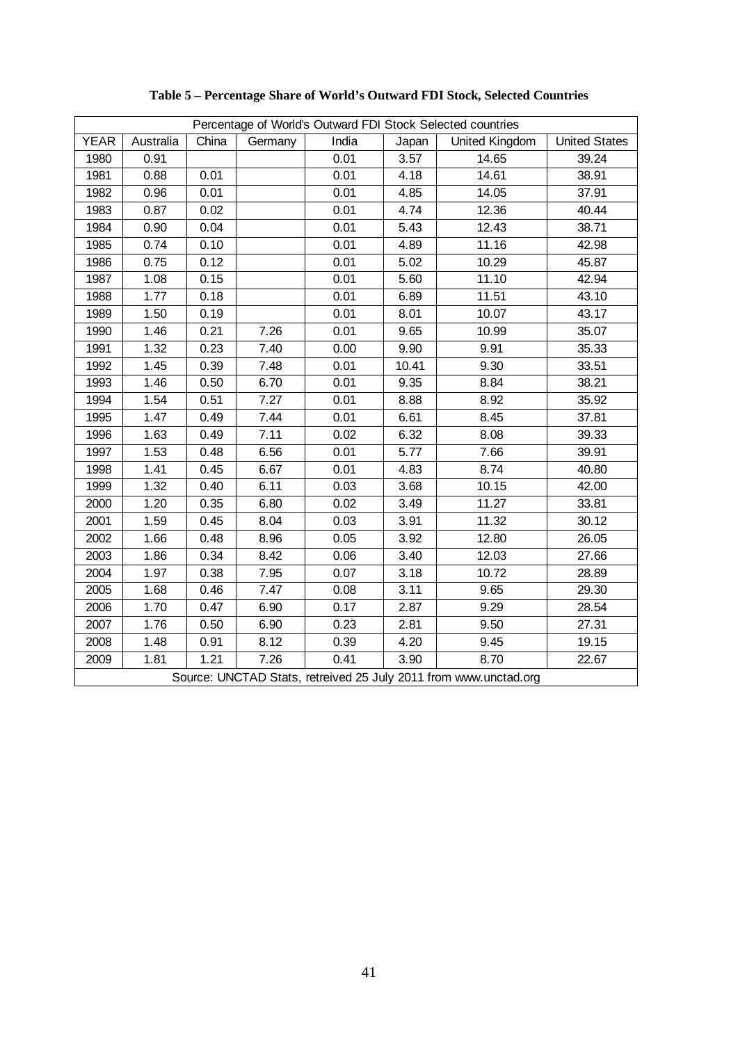**Table 5 – Percentage Share of World's Outward FDI Stock, Selected Countries**

| Percentage of World's Outward FDI Stock Selected countries | | | | | | | |
|---|---|---|---|---|---|---|---|
| YEAR | Australia | China | Germany | India | Japan | United Kingdom | United States |
| 1980 | 0.91 | | | 0.01 | 3.57 | 14.65 | 39.24 |
| 1981 | 0.88 | 0.01 | | 0.01 | 4.18 | 14.61 | 38.91 |
| 1982 | 0.96 | 0.01 | | 0.01 | 4.85 | 14.05 | 37.91 |
| 1983 | 0.87 | 0.02 | | 0.01 | 4.74 | 12.36 | 40.44 |
| 1984 | 0.90 | 0.04 | | 0.01 | 5.43 | 12.43 | 38.71 |
| 1985 | 0.74 | 0.10 | | 0.01 | 4.89 | 11.16 | 42.98 |
| 1986 | 0.75 | 0.12 | | 0.01 | 5.02 | 10.29 | 45.87 |
| 1987 | 1.08 | 0.15 | | 0.01 | 5.60 | 11.10 | 42.94 |
| 1988 | 1.77 | 0.18 | | 0.01 | 6.89 | 11.51 | 43.10 |
| 1989 | 1.50 | 0.19 | | 0.01 | 8.01 | 10.07 | 43.17 |
| 1990 | 1.46 | 0.21 | 7.26 | 0.01 | 9.65 | 10.99 | 35.07 |
| 1991 | 1.32 | 0.23 | 7.40 | 0.00 | 9.90 | 9.91 | 35.33 |
| 1992 | 1.45 | 0.39 | 7.48 | 0.01 | 10.41 | 9.30 | 33.51 |
| 1993 | 1.46 | 0.50 | 6.70 | 0.01 | 9.35 | 8.84 | 38.21 |
| 1994 | 1.54 | 0.51 | 7.27 | 0.01 | 8.88 | 8.92 | 35.92 |
| 1995 | 1.47 | 0.49 | 7.44 | 0.01 | 6.61 | 8.45 | 37.81 |
| 1996 | 1.63 | 0.49 | 7.11 | 0.02 | 6.32 | 8.08 | 39.33 |
| 1997 | 1.53 | 0.48 | 6.56 | 0.01 | 5.77 | 7.66 | 39.91 |
| 1998 | 1.41 | 0.45 | 6.67 | 0.01 | 4.83 | 8.74 | 40.80 |
| 1999 | 1.32 | 0.40 | 6.11 | 0.03 | 3.68 | 10.15 | 42.00 |
| 2000 | 1.20 | 0.35 | 6.80 | 0.02 | 3.49 | 11.27 | 33.81 |
| 2001 | 1.59 | 0.45 | 8.04 | 0.03 | 3.91 | 11.32 | 30.12 |
| 2002 | 1.66 | 0.48 | 8.96 | 0.05 | 3.92 | 12.80 | 26.05 |
| 2003 | 1.86 | 0.34 | 8.42 | 0.06 | 3.40 | 12.03 | 27.66 |
| 2004 | 1.97 | 0.38 | 7.95 | 0.07 | 3.18 | 10.72 | 28.89 |
| 2005 | 1.68 | 0.46 | 7.47 | 0.08 | 3.11 | 9.65 | 29.30 |
| 2006 | 1.70 | 0.47 | 6.90 | 0.17 | 2.87 | 9.29 | 28.54 |
| 2007 | 1.76 | 0.50 | 6.90 | 0.23 | 2.81 | 9.50 | 27.31 |
| 2008 | 1.48 | 0.91 | 8.12 | 0.39 | 4.20 | 9.45 | 19.15 |
| 2009 | 1.81 | 1.21 | 7.26 | 0.41 | 3.90 | 8.70 | 22.67 |
| Source: UNCTAD Stats, retreived 25 July 2011 from www.unctad.org | | | | | | | |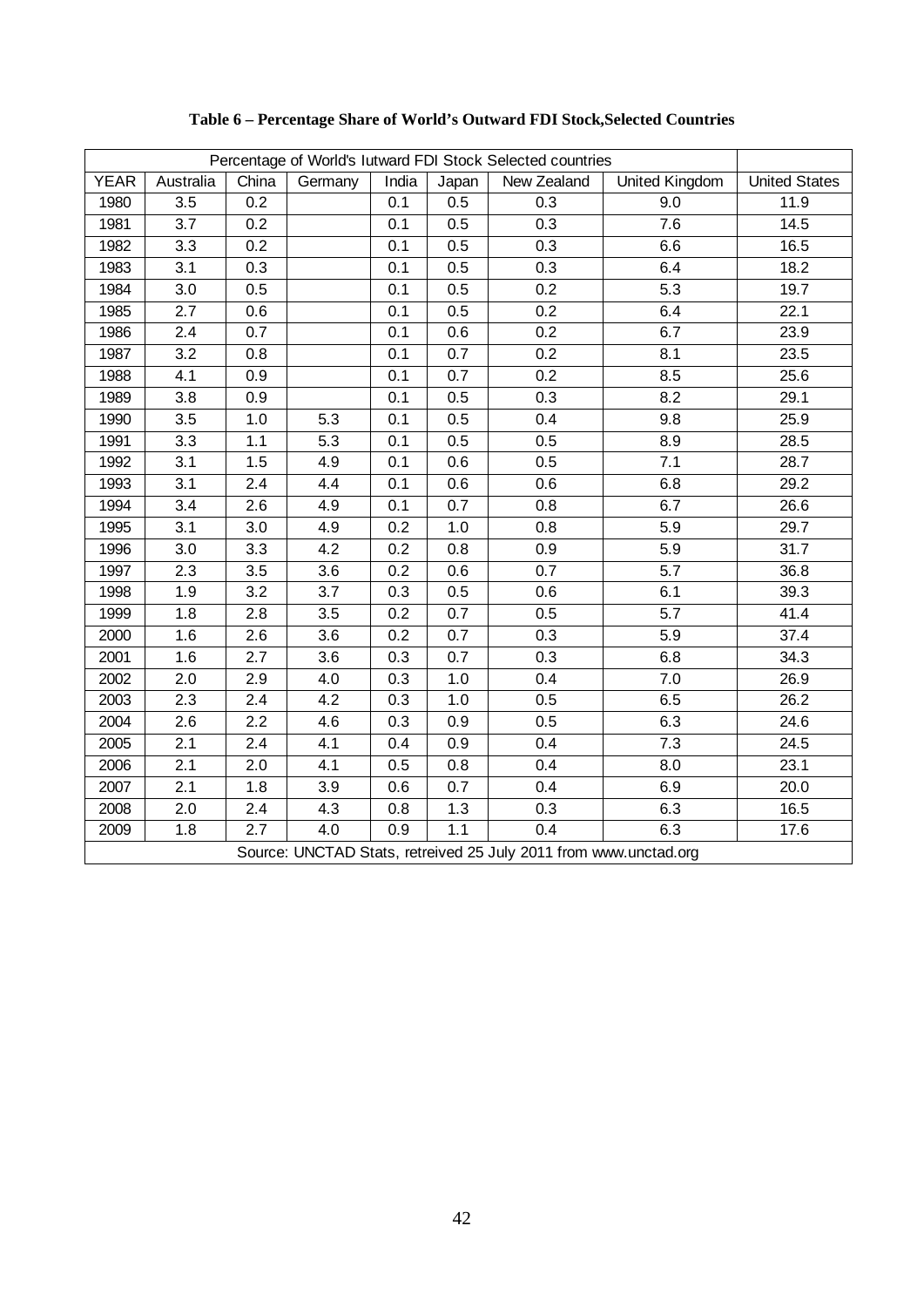**Table 6 – Percentage Share of World's Outward FDI Stock,Selected Countries**

| Percentage of World's Iutward FDI Stock Selected countries | | | | | | | | |
|---|---|---|---|---|---|---|---|---|
| YEAR | Australia | China | Germany | India | Japan | New Zealand | United Kingdom | United States |
| 1980 | 3.5 | 0.2 | | 0.1 | 0.5 | 0.3 | 9.0 | 11.9 |
| 1981 | 3.7 | 0.2 | | 0.1 | 0.5 | 0.3 | 7.6 | 14.5 |
| 1982 | 3.3 | 0.2 | | 0.1 | 0.5 | 0.3 | 6.6 | 16.5 |
| 1983 | 3.1 | 0.3 | | 0.1 | 0.5 | 0.3 | 6.4 | 18.2 |
| 1984 | 3.0 | 0.5 | | 0.1 | 0.5 | 0.2 | 5.3 | 19.7 |
| 1985 | 2.7 | 0.6 | | 0.1 | 0.5 | 0.2 | 6.4 | 22.1 |
| 1986 | 2.4 | 0.7 | | 0.1 | 0.6 | 0.2 | 6.7 | 23.9 |
| 1987 | 3.2 | 0.8 | | 0.1 | 0.7 | 0.2 | 8.1 | 23.5 |
| 1988 | 4.1 | 0.9 | | 0.1 | 0.7 | 0.2 | 8.5 | 25.6 |
| 1989 | 3.8 | 0.9 | | 0.1 | 0.5 | 0.3 | 8.2 | 29.1 |
| 1990 | 3.5 | 1.0 | 5.3 | 0.1 | 0.5 | 0.4 | 9.8 | 25.9 |
| 1991 | 3.3 | 1.1 | 5.3 | 0.1 | 0.5 | 0.5 | 8.9 | 28.5 |
| 1992 | 3.1 | 1.5 | 4.9 | 0.1 | 0.6 | 0.5 | 7.1 | 28.7 |
| 1993 | 3.1 | 2.4 | 4.4 | 0.1 | 0.6 | 0.6 | 6.8 | 29.2 |
| 1994 | 3.4 | 2.6 | 4.9 | 0.1 | 0.7 | 0.8 | 6.7 | 26.6 |
| 1995 | 3.1 | 3.0 | 4.9 | 0.2 | 1.0 | 0.8 | 5.9 | 29.7 |
| 1996 | 3.0 | 3.3 | 4.2 | 0.2 | 0.8 | 0.9 | 5.9 | 31.7 |
| 1997 | 2.3 | 3.5 | 3.6 | 0.2 | 0.6 | 0.7 | 5.7 | 36.8 |
| 1998 | 1.9 | 3.2 | 3.7 | 0.3 | 0.5 | 0.6 | 6.1 | 39.3 |
| 1999 | 1.8 | 2.8 | 3.5 | 0.2 | 0.7 | 0.5 | 5.7 | 41.4 |
| 2000 | 1.6 | 2.6 | 3.6 | 0.2 | 0.7 | 0.3 | 5.9 | 37.4 |
| 2001 | 1.6 | 2.7 | 3.6 | 0.3 | 0.7 | 0.3 | 6.8 | 34.3 |
| 2002 | 2.0 | 2.9 | 4.0 | 0.3 | 1.0 | 0.4 | 7.0 | 26.9 |
| 2003 | 2.3 | 2.4 | 4.2 | 0.3 | 1.0 | 0.5 | 6.5 | 26.2 |
| 2004 | 2.6 | 2.2 | 4.6 | 0.3 | 0.9 | 0.5 | 6.3 | 24.6 |
| 2005 | 2.1 | 2.4 | 4.1 | 0.4 | 0.9 | 0.4 | 7.3 | 24.5 |
| 2006 | 2.1 | 2.0 | 4.1 | 0.5 | 0.8 | 0.4 | 8.0 | 23.1 |
| 2007 | 2.1 | 1.8 | 3.9 | 0.6 | 0.7 | 0.4 | 6.9 | 20.0 |
| 2008 | 2.0 | 2.4 | 4.3 | 0.8 | 1.3 | 0.3 | 6.3 | 16.5 |
| 2009 | 1.8 | 2.7 | 4.0 | 0.9 | 1.1 | 0.4 | 6.3 | 17.6 |

Source: UNCTAD Stats, retreived 25 July 2011 from www.unctad.org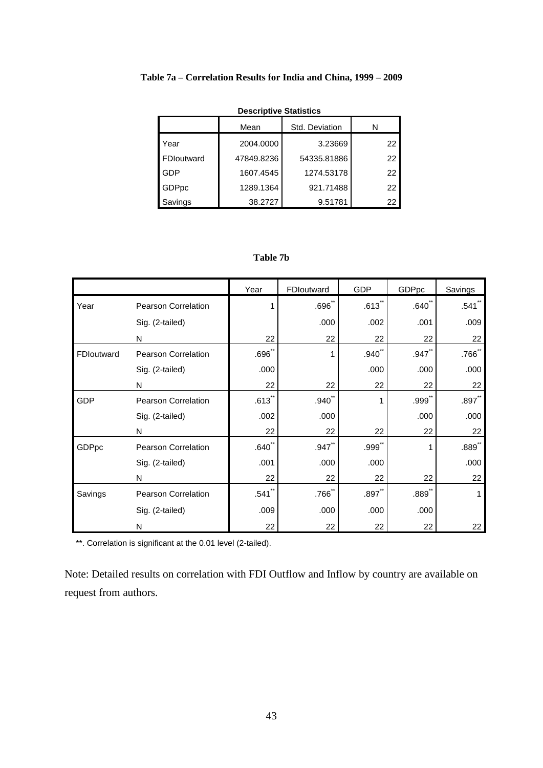**Table 7a – Correlation Results for India and China, 1999 – 2009**

**Descriptive Statistics**

| | Mean | Std. Deviation | N |
|---|---|---|---|
| Year | 2004.0000 | 3.23669 | 22 |
| FDIoutward | 47849.8236 | 54335.81886 | 22 |
| GDP | 1607.4545 | 1274.53178 | 22 |
| GDPpc | 1289.1364 | 921.71488 | 22 |
| Savings | 38.2727 | 9.51781 | 22 |

**Table 7b**

| | | Year | FDIoutward | GDP | GDPpc | Savings |
|---|---|---|---|---|---|---|
| Year | Pearson Correlation | 1 | .696** | .613** | .640** | .541** |
| | Sig. (2-tailed) | | .000 | .002 | .001 | .009 |
| | N | 22 | 22 | 22 | 22 | 22 |
| FDIoutward | Pearson Correlation | .696** | 1 | .940** | .947** | .766** |
| | Sig. (2-tailed) | .000 | | .000 | .000 | .000 |
| | N | 22 | 22 | 22 | 22 | 22 |
| GDP | Pearson Correlation | .613** | .940** | 1 | .999** | .897** |
| | Sig. (2-tailed) | .002 | .000 | | .000 | .000 |
| | N | 22 | 22 | 22 | 22 | 22 |
| GDPpc | Pearson Correlation | .640** | .947** | .999** | 1 | .889** |
| | Sig. (2-tailed) | .001 | .000 | .000 | | .000 |
| | N | 22 | 22 | 22 | 22 | 22 |
| Savings | Pearson Correlation | .541** | .766** | .897** | .889** | 1 |
| | Sig. (2-tailed) | .009 | .000 | .000 | .000 | |
| | N | 22 | 22 | 22 | 22 | 22 |

**. Correlation is significant at the 0.01 level (2-tailed).

Note: Detailed results on correlation with FDI Outflow and Inflow by country are available on request from authors.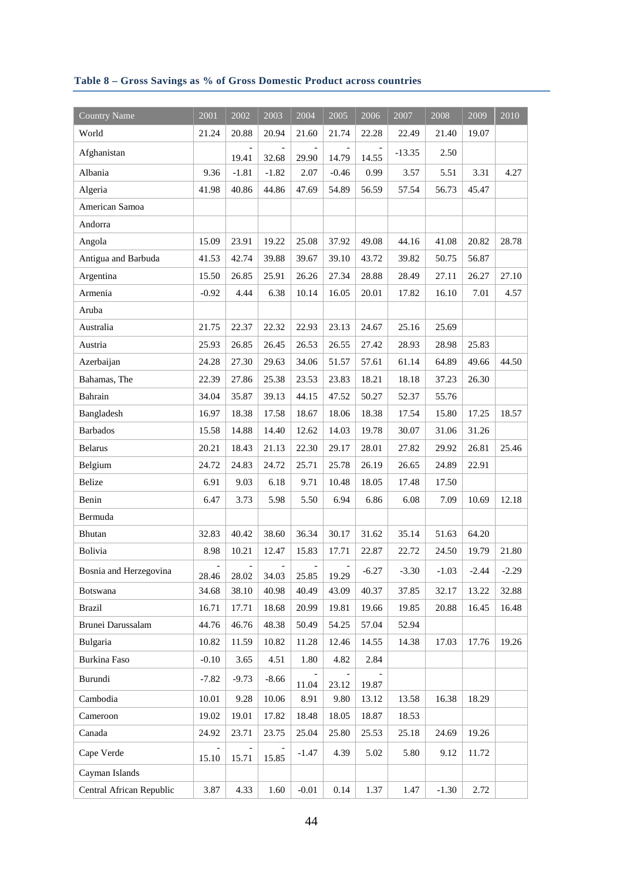**Table 8 – Gross Savings as % of Gross Domestic Product across countries**

| Country Name | 2001 | 2002 | 2003 | 2004 | 2005 | 2006 | 2007 | 2008 | 2009 | 2010 |
|---|---|---|---|---|---|---|---|---|---|---|
| World | 21.24 | 20.88 | 20.94 | 21.60 | 21.74 | 22.28 | 22.49 | 21.40 | 19.07 | |
| Afghanistan | | -19.41 | -32.68 | -29.90 | -14.79 | -14.55 | -13.35 | 2.50 | | |
| Albania | 9.36 | -1.81 | -1.82 | 2.07 | -0.46 | 0.99 | 3.57 | 5.51 | 3.31 | 4.27 |
| Algeria | 41.98 | 40.86 | 44.86 | 47.69 | 54.89 | 56.59 | 57.54 | 56.73 | 45.47 | |
| American Samoa | | | | | | | | | | |
| Andorra | | | | | | | | | | |
| Angola | 15.09 | 23.91 | 19.22 | 25.08 | 37.92 | 49.08 | 44.16 | 41.08 | 20.82 | 28.78 |
| Antigua and Barbuda | 41.53 | 42.74 | 39.88 | 39.67 | 39.10 | 43.72 | 39.82 | 50.75 | 56.87 | |
| Argentina | 15.50 | 26.85 | 25.91 | 26.26 | 27.34 | 28.88 | 28.49 | 27.11 | 26.27 | 27.10 |
| Armenia | -0.92 | 4.44 | 6.38 | 10.14 | 16.05 | 20.01 | 17.82 | 16.10 | 7.01 | 4.57 |
| Aruba | | | | | | | | | | |
| Australia | 21.75 | 22.37 | 22.32 | 22.93 | 23.13 | 24.67 | 25.16 | 25.69 | | |
| Austria | 25.93 | 26.85 | 26.45 | 26.53 | 26.55 | 27.42 | 28.93 | 28.98 | 25.83 | |
| Azerbaijan | 24.28 | 27.30 | 29.63 | 34.06 | 51.57 | 57.61 | 61.14 | 64.89 | 49.66 | 44.50 |
| Bahamas, The | 22.39 | 27.86 | 25.38 | 23.53 | 23.83 | 18.21 | 18.18 | 37.23 | 26.30 | |
| Bahrain | 34.04 | 35.87 | 39.13 | 44.15 | 47.52 | 50.27 | 52.37 | 55.76 | | |
| Bangladesh | 16.97 | 18.38 | 17.58 | 18.67 | 18.06 | 18.38 | 17.54 | 15.80 | 17.25 | 18.57 |
| Barbados | 15.58 | 14.88 | 14.40 | 12.62 | 14.03 | 19.78 | 30.07 | 31.06 | 31.26 | |
| Belarus | 20.21 | 18.43 | 21.13 | 22.30 | 29.17 | 28.01 | 27.82 | 29.92 | 26.81 | 25.46 |
| Belgium | 24.72 | 24.83 | 24.72 | 25.71 | 25.78 | 26.19 | 26.65 | 24.89 | 22.91 | |
| Belize | 6.91 | 9.03 | 6.18 | 9.71 | 10.48 | 18.05 | 17.48 | 17.50 | | |
| Benin | 6.47 | 3.73 | 5.98 | 5.50 | 6.94 | 6.86 | 6.08 | 7.09 | 10.69 | 12.18 |
| Bermuda | | | | | | | | | | |
| Bhutan | 32.83 | 40.42 | 38.60 | 36.34 | 30.17 | 31.62 | 35.14 | 51.63 | 64.20 | |
| Bolivia | 8.98 | 10.21 | 12.47 | 15.83 | 17.71 | 22.87 | 22.72 | 24.50 | 19.79 | 21.80 |
| Bosnia and Herzegovina | -28.46 | -28.02 | -34.03 | -25.85 | -19.29 | -6.27 | -3.30 | -1.03 | -2.44 | -2.29 |
| Botswana | 34.68 | 38.10 | 40.98 | 40.49 | 43.09 | 40.37 | 37.85 | 32.17 | 13.22 | 32.88 |
| Brazil | 16.71 | 17.71 | 18.68 | 20.99 | 19.81 | 19.66 | 19.85 | 20.88 | 16.45 | 16.48 |
| Brunei Darussalam | 44.76 | 46.76 | 48.38 | 50.49 | 54.25 | 57.04 | 52.94 | | | |
| Bulgaria | 10.82 | 11.59 | 10.82 | 11.28 | 12.46 | 14.55 | 14.38 | 17.03 | 17.76 | 19.26 |
| Burkina Faso | -0.10 | 3.65 | 4.51 | 1.80 | 4.82 | 2.84 | | | | |
| Burundi | -7.82 | -9.73 | -8.66 | -11.04 | -23.12 | -19.87 | | | | |
| Cambodia | 10.01 | 9.28 | 10.06 | 8.91 | 9.80 | 13.12 | 13.58 | 16.38 | 18.29 | |
| Cameroon | 19.02 | 19.01 | 17.82 | 18.48 | 18.05 | 18.87 | 18.53 | | | |
| Canada | 24.92 | 23.71 | 23.75 | 25.04 | 25.80 | 25.53 | 25.18 | 24.69 | 19.26 | |
| Cape Verde | -15.10 | -15.71 | -15.85 | -1.47 | 4.39 | 5.02 | 5.80 | 9.12 | 11.72 | |
| Cayman Islands | | | | | | | | | | |
| Central African Republic | 3.87 | 4.33 | 1.60 | -0.01 | 0.14 | 1.37 | 1.47 | -1.30 | 2.72 | |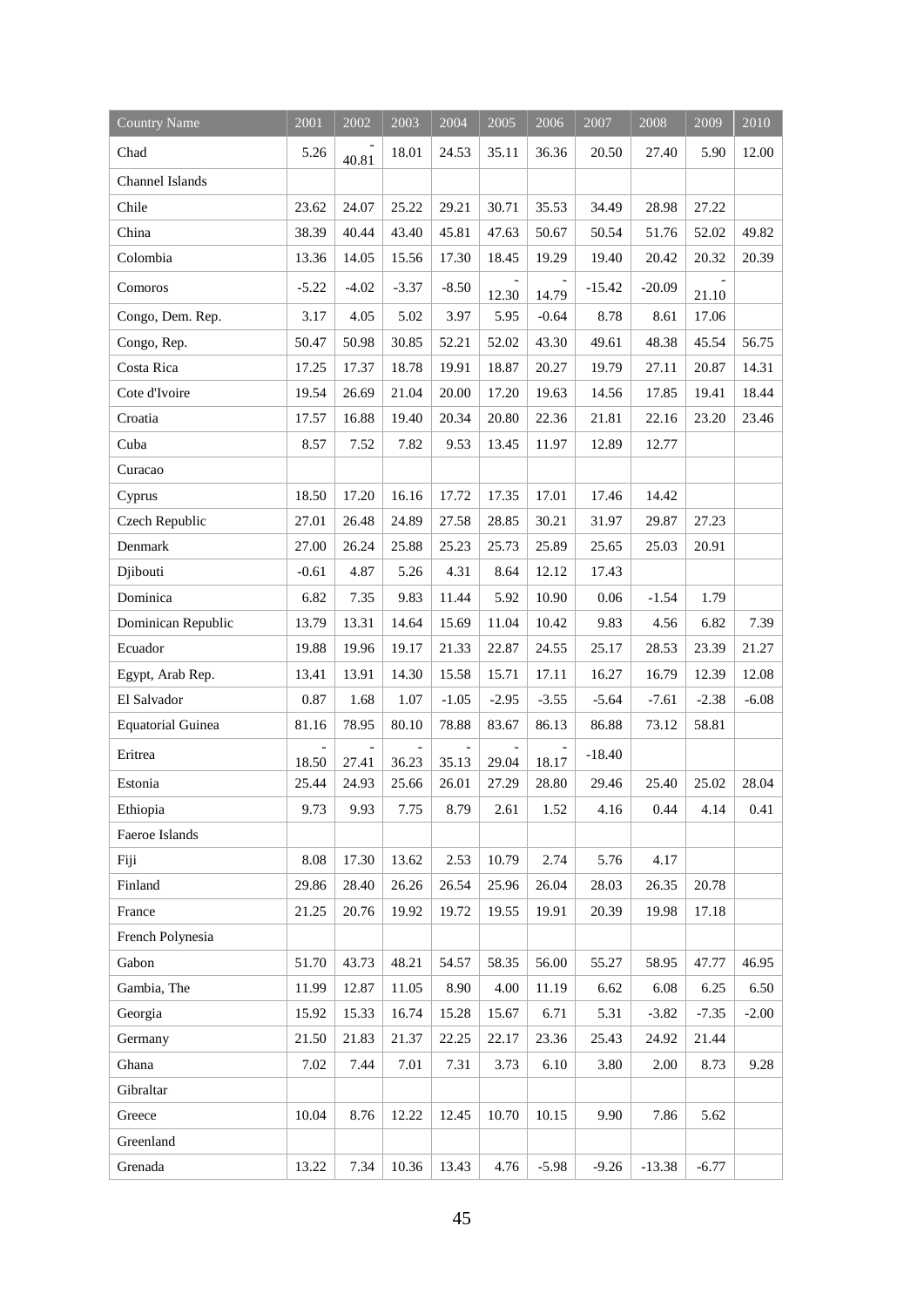| Country Name | 2001 | 2002 | 2003 | 2004 | 2005 | 2006 | 2007 | 2008 | 2009 | 2010 |
|---|---|---|---|---|---|---|---|---|---|---|
| Chad | 5.26 | -40.81 | 18.01 | 24.53 | 35.11 | 36.36 | 20.50 | 27.40 | 5.90 | 12.00 |
| Channel Islands | | | | | | | | | | |
| Chile | 23.62 | 24.07 | 25.22 | 29.21 | 30.71 | 35.53 | 34.49 | 28.98 | 27.22 | |
| China | 38.39 | 40.44 | 43.40 | 45.81 | 47.63 | 50.67 | 50.54 | 51.76 | 52.02 | 49.82 |
| Colombia | 13.36 | 14.05 | 15.56 | 17.30 | 18.45 | 19.29 | 19.40 | 20.42 | 20.32 | 20.39 |
| Comoros | -5.22 | -4.02 | -3.37 | -8.50 | -12.30 | -14.79 | -15.42 | -20.09 | -21.10 | |
| Congo, Dem. Rep. | 3.17 | 4.05 | 5.02 | 3.97 | 5.95 | -0.64 | 8.78 | 8.61 | 17.06 | |
| Congo, Rep. | 50.47 | 50.98 | 30.85 | 52.21 | 52.02 | 43.30 | 49.61 | 48.38 | 45.54 | 56.75 |
| Costa Rica | 17.25 | 17.37 | 18.78 | 19.91 | 18.87 | 20.27 | 19.79 | 27.11 | 20.87 | 14.31 |
| Cote d'Ivoire | 19.54 | 26.69 | 21.04 | 20.00 | 17.20 | 19.63 | 14.56 | 17.85 | 19.41 | 18.44 |
| Croatia | 17.57 | 16.88 | 19.40 | 20.34 | 20.80 | 22.36 | 21.81 | 22.16 | 23.20 | 23.46 |
| Cuba | 8.57 | 7.52 | 7.82 | 9.53 | 13.45 | 11.97 | 12.89 | 12.77 | | |
| Curacao | | | | | | | | | | |
| Cyprus | 18.50 | 17.20 | 16.16 | 17.72 | 17.35 | 17.01 | 17.46 | 14.42 | | |
| Czech Republic | 27.01 | 26.48 | 24.89 | 27.58 | 28.85 | 30.21 | 31.97 | 29.87 | 27.23 | |
| Denmark | 27.00 | 26.24 | 25.88 | 25.23 | 25.73 | 25.89 | 25.65 | 25.03 | 20.91 | |
| Djibouti | -0.61 | 4.87 | 5.26 | 4.31 | 8.64 | 12.12 | 17.43 | | | |
| Dominica | 6.82 | 7.35 | 9.83 | 11.44 | 5.92 | 10.90 | 0.06 | -1.54 | 1.79 | |
| Dominican Republic | 13.79 | 13.31 | 14.64 | 15.69 | 11.04 | 10.42 | 9.83 | 4.56 | 6.82 | 7.39 |
| Ecuador | 19.88 | 19.96 | 19.17 | 21.33 | 22.87 | 24.55 | 25.17 | 28.53 | 23.39 | 21.27 |
| Egypt, Arab Rep. | 13.41 | 13.91 | 14.30 | 15.58 | 15.71 | 17.11 | 16.27 | 16.79 | 12.39 | 12.08 |
| El Salvador | 0.87 | 1.68 | 1.07 | -1.05 | -2.95 | -3.55 | -5.64 | -7.61 | -2.38 | -6.08 |
| Equatorial Guinea | 81.16 | 78.95 | 80.10 | 78.88 | 83.67 | 86.13 | 86.88 | 73.12 | 58.81 | |
| Eritrea | -18.50 | -27.41 | -36.23 | -35.13 | -29.04 | -18.17 | -18.40 | | | |
| Estonia | 25.44 | 24.93 | 25.66 | 26.01 | 27.29 | 28.80 | 29.46 | 25.40 | 25.02 | 28.04 |
| Ethiopia | 9.73 | 9.93 | 7.75 | 8.79 | 2.61 | 1.52 | 4.16 | 0.44 | 4.14 | 0.41 |
| Faeroe Islands | | | | | | | | | | |
| Fiji | 8.08 | 17.30 | 13.62 | 2.53 | 10.79 | 2.74 | 5.76 | 4.17 | | |
| Finland | 29.86 | 28.40 | 26.26 | 26.54 | 25.96 | 26.04 | 28.03 | 26.35 | 20.78 | |
| France | 21.25 | 20.76 | 19.92 | 19.72 | 19.55 | 19.91 | 20.39 | 19.98 | 17.18 | |
| French Polynesia | | | | | | | | | | |
| Gabon | 51.70 | 43.73 | 48.21 | 54.57 | 58.35 | 56.00 | 55.27 | 58.95 | 47.77 | 46.95 |
| Gambia, The | 11.99 | 12.87 | 11.05 | 8.90 | 4.00 | 11.19 | 6.62 | 6.08 | 6.25 | 6.50 |
| Georgia | 15.92 | 15.33 | 16.74 | 15.28 | 15.67 | 6.71 | 5.31 | -3.82 | -7.35 | -2.00 |
| Germany | 21.50 | 21.83 | 21.37 | 22.25 | 22.17 | 23.36 | 25.43 | 24.92 | 21.44 | |
| Ghana | 7.02 | 7.44 | 7.01 | 7.31 | 3.73 | 6.10 | 3.80 | 2.00 | 8.73 | 9.28 |
| Gibraltar | | | | | | | | | | |
| Greece | 10.04 | 8.76 | 12.22 | 12.45 | 10.70 | 10.15 | 9.90 | 7.86 | 5.62 | |
| Greenland | | | | | | | | | | |
| Grenada | 13.22 | 7.34 | 10.36 | 13.43 | 4.76 | -5.98 | -9.26 | -13.38 | -6.77 | |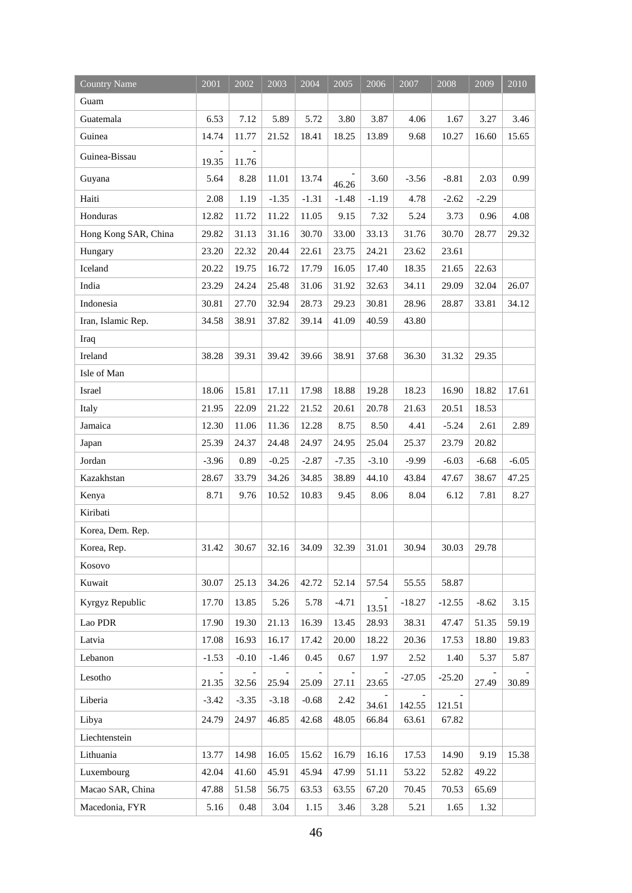| Country Name | 2001 | 2002 | 2003 | 2004 | 2005 | 2006 | 2007 | 2008 | 2009 | 2010 |
|---|---|---|---|---|---|---|---|---|---|---|
| Guam | | | | | | | | | | |
| Guatemala | 6.53 | 7.12 | 5.89 | 5.72 | 3.80 | 3.87 | 4.06 | 1.67 | 3.27 | 3.46 |
| Guinea | 14.74 | 11.77 | 21.52 | 18.41 | 18.25 | 13.89 | 9.68 | 10.27 | 16.60 | 15.65 |
| Guinea-Bissau | -19.35 | -11.76 | | | | | | | | |
| Guyana | 5.64 | 8.28 | 11.01 | 13.74 | -46.26 | 3.60 | -3.56 | -8.81 | 2.03 | 0.99 |
| Haiti | 2.08 | 1.19 | -1.35 | -1.31 | -1.48 | -1.19 | 4.78 | -2.62 | -2.29 | |
| Honduras | 12.82 | 11.72 | 11.22 | 11.05 | 9.15 | 7.32 | 5.24 | 3.73 | 0.96 | 4.08 |
| Hong Kong SAR, China | 29.82 | 31.13 | 31.16 | 30.70 | 33.00 | 33.13 | 31.76 | 30.70 | 28.77 | 29.32 |
| Hungary | 23.20 | 22.32 | 20.44 | 22.61 | 23.75 | 24.21 | 23.62 | 23.61 | | |
| Iceland | 20.22 | 19.75 | 16.72 | 17.79 | 16.05 | 17.40 | 18.35 | 21.65 | 22.63 | |
| India | 23.29 | 24.24 | 25.48 | 31.06 | 31.92 | 32.63 | 34.11 | 29.09 | 32.04 | 26.07 |
| Indonesia | 30.81 | 27.70 | 32.94 | 28.73 | 29.23 | 30.81 | 28.96 | 28.87 | 33.81 | 34.12 |
| Iran, Islamic Rep. | 34.58 | 38.91 | 37.82 | 39.14 | 41.09 | 40.59 | 43.80 | | | |
| Iraq | | | | | | | | | | |
| Ireland | 38.28 | 39.31 | 39.42 | 39.66 | 38.91 | 37.68 | 36.30 | 31.32 | 29.35 | |
| Isle of Man | | | | | | | | | | |
| Israel | 18.06 | 15.81 | 17.11 | 17.98 | 18.88 | 19.28 | 18.23 | 16.90 | 18.82 | 17.61 |
| Italy | 21.95 | 22.09 | 21.22 | 21.52 | 20.61 | 20.78 | 21.63 | 20.51 | 18.53 | |
| Jamaica | 12.30 | 11.06 | 11.36 | 12.28 | 8.75 | 8.50 | 4.41 | -5.24 | 2.61 | 2.89 |
| Japan | 25.39 | 24.37 | 24.48 | 24.97 | 24.95 | 25.04 | 25.37 | 23.79 | 20.82 | |
| Jordan | -3.96 | 0.89 | -0.25 | -2.87 | -7.35 | -3.10 | -9.99 | -6.03 | -6.68 | -6.05 |
| Kazakhstan | 28.67 | 33.79 | 34.26 | 34.85 | 38.89 | 44.10 | 43.84 | 47.67 | 38.67 | 47.25 |
| Kenya | 8.71 | 9.76 | 10.52 | 10.83 | 9.45 | 8.06 | 8.04 | 6.12 | 7.81 | 8.27 |
| Kiribati | | | | | | | | | | |
| Korea, Dem. Rep. | | | | | | | | | | |
| Korea, Rep. | 31.42 | 30.67 | 32.16 | 34.09 | 32.39 | 31.01 | 30.94 | 30.03 | 29.78 | |
| Kosovo | | | | | | | | | | |
| Kuwait | 30.07 | 25.13 | 34.26 | 42.72 | 52.14 | 57.54 | 55.55 | 58.87 | | |
| Kyrgyz Republic | 17.70 | 13.85 | 5.26 | 5.78 | -4.71 | -13.51 | -18.27 | -12.55 | -8.62 | 3.15 |
| Lao PDR | 17.90 | 19.30 | 21.13 | 16.39 | 13.45 | 28.93 | 38.31 | 47.47 | 51.35 | 59.19 |
| Latvia | 17.08 | 16.93 | 16.17 | 17.42 | 20.00 | 18.22 | 20.36 | 17.53 | 18.80 | 19.83 |
| Lebanon | -1.53 | -0.10 | -1.46 | 0.45 | 0.67 | 1.97 | 2.52 | 1.40 | 5.37 | 5.87 |
| Lesotho | -21.35 | -32.56 | -25.94 | -25.09 | -27.11 | -23.65 | -27.05 | -25.20 | -27.49 | -30.89 |
| Liberia | -3.42 | -3.35 | -3.18 | -0.68 | 2.42 | -34.61 | -142.55 | -121.51 | | |
| Libya | 24.79 | 24.97 | 46.85 | 42.68 | 48.05 | 66.84 | 63.61 | 67.82 | | |
| Liechtenstein | | | | | | | | | | |
| Lithuania | 13.77 | 14.98 | 16.05 | 15.62 | 16.79 | 16.16 | 17.53 | 14.90 | 9.19 | 15.38 |
| Luxembourg | 42.04 | 41.60 | 45.91 | 45.94 | 47.99 | 51.11 | 53.22 | 52.82 | 49.22 | |
| Macao SAR, China | 47.88 | 51.58 | 56.75 | 63.53 | 63.55 | 67.20 | 70.45 | 70.53 | 65.69 | |
| Macedonia, FYR | 5.16 | 0.48 | 3.04 | 1.15 | 3.46 | 3.28 | 5.21 | 1.65 | 1.32 | |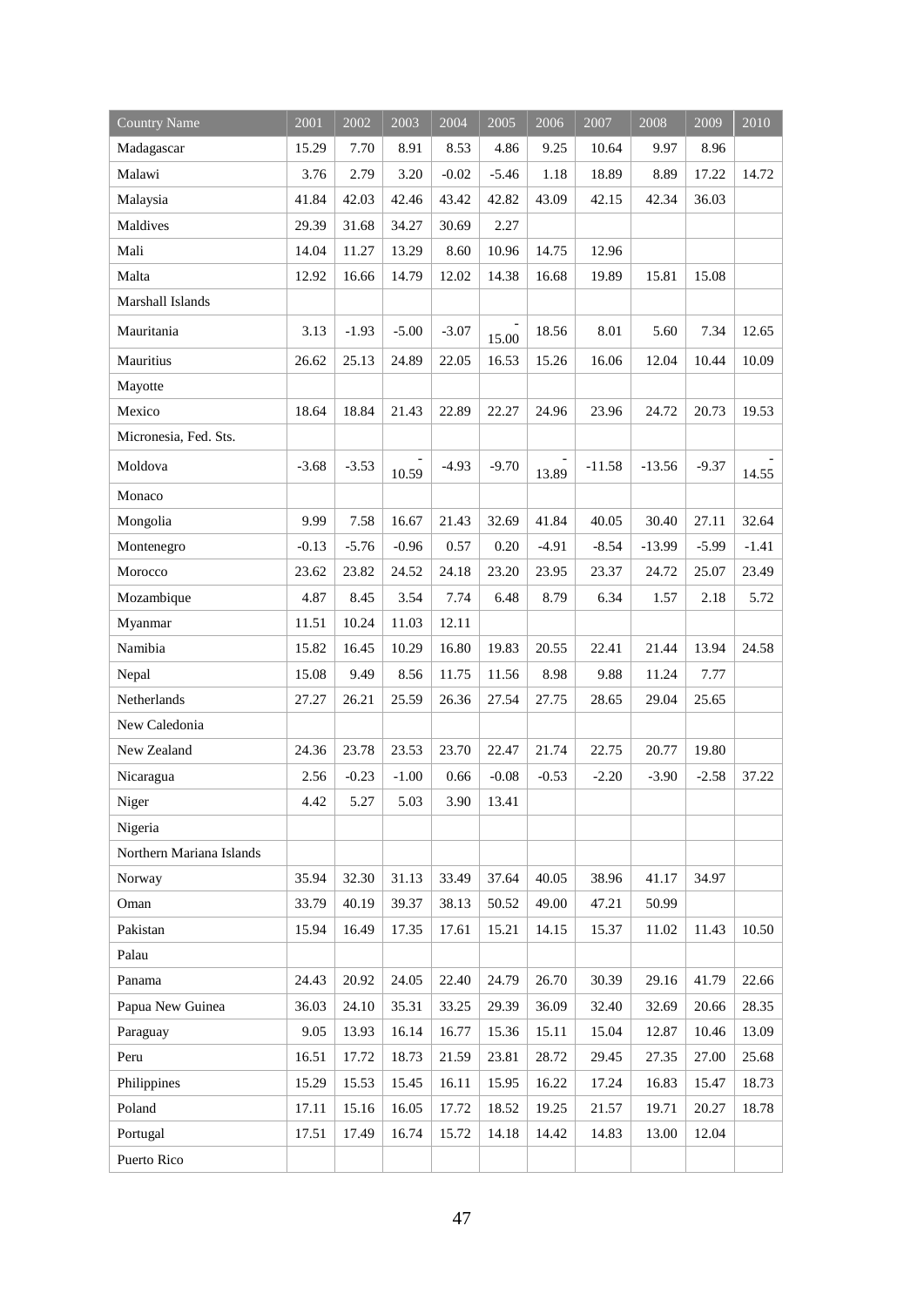| Country Name | 2001 | 2002 | 2003 | 2004 | 2005 | 2006 | 2007 | 2008 | 2009 | 2010 |
|---|---|---|---|---|---|---|---|---|---|---|
| Madagascar | 15.29 | 7.70 | 8.91 | 8.53 | 4.86 | 9.25 | 10.64 | 9.97 | 8.96 | |
| Malawi | 3.76 | 2.79 | 3.20 | -0.02 | -5.46 | 1.18 | 18.89 | 8.89 | 17.22 | 14.72 |
| Malaysia | 41.84 | 42.03 | 42.46 | 43.42 | 42.82 | 43.09 | 42.15 | 42.34 | 36.03 | |
| Maldives | 29.39 | 31.68 | 34.27 | 30.69 | 2.27 | | | | | |
| Mali | 14.04 | 11.27 | 13.29 | 8.60 | 10.96 | 14.75 | 12.96 | | | |
| Malta | 12.92 | 16.66 | 14.79 | 12.02 | 14.38 | 16.68 | 19.89 | 15.81 | 15.08 | |
| Marshall Islands | | | | | | | | | | |
| Mauritania | 3.13 | -1.93 | -5.00 | -3.07 | -15.00 | 18.56 | 8.01 | 5.60 | 7.34 | 12.65 |
| Mauritius | 26.62 | 25.13 | 24.89 | 22.05 | 16.53 | 15.26 | 16.06 | 12.04 | 10.44 | 10.09 |
| Mayotte | | | | | | | | | | |
| Mexico | 18.64 | 18.84 | 21.43 | 22.89 | 22.27 | 24.96 | 23.96 | 24.72 | 20.73 | 19.53 |
| Micronesia, Fed. Sts. | | | | | | | | | | |
| Moldova | -3.68 | -3.53 | -10.59 | -4.93 | -9.70 | -13.89 | -11.58 | -13.56 | -9.37 | -14.55 |
| Monaco | | | | | | | | | | |
| Mongolia | 9.99 | 7.58 | 16.67 | 21.43 | 32.69 | 41.84 | 40.05 | 30.40 | 27.11 | 32.64 |
| Montenegro | -0.13 | -5.76 | -0.96 | 0.57 | 0.20 | -4.91 | -8.54 | -13.99 | -5.99 | -1.41 |
| Morocco | 23.62 | 23.82 | 24.52 | 24.18 | 23.20 | 23.95 | 23.37 | 24.72 | 25.07 | 23.49 |
| Mozambique | 4.87 | 8.45 | 3.54 | 7.74 | 6.48 | 8.79 | 6.34 | 1.57 | 2.18 | 5.72 |
| Myanmar | 11.51 | 10.24 | 11.03 | 12.11 | | | | | | |
| Namibia | 15.82 | 16.45 | 10.29 | 16.80 | 19.83 | 20.55 | 22.41 | 21.44 | 13.94 | 24.58 |
| Nepal | 15.08 | 9.49 | 8.56 | 11.75 | 11.56 | 8.98 | 9.88 | 11.24 | 7.77 | |
| Netherlands | 27.27 | 26.21 | 25.59 | 26.36 | 27.54 | 27.75 | 28.65 | 29.04 | 25.65 | |
| New Caledonia | | | | | | | | | | |
| New Zealand | 24.36 | 23.78 | 23.53 | 23.70 | 22.47 | 21.74 | 22.75 | 20.77 | 19.80 | |
| Nicaragua | 2.56 | -0.23 | -1.00 | 0.66 | -0.08 | -0.53 | -2.20 | -3.90 | -2.58 | 37.22 |
| Niger | 4.42 | 5.27 | 5.03 | 3.90 | 13.41 | | | | | |
| Nigeria | | | | | | | | | | |
| Northern Mariana Islands | | | | | | | | | | |
| Norway | 35.94 | 32.30 | 31.13 | 33.49 | 37.64 | 40.05 | 38.96 | 41.17 | 34.97 | |
| Oman | 33.79 | 40.19 | 39.37 | 38.13 | 50.52 | 49.00 | 47.21 | 50.99 | | |
| Pakistan | 15.94 | 16.49 | 17.35 | 17.61 | 15.21 | 14.15 | 15.37 | 11.02 | 11.43 | 10.50 |
| Palau | | | | | | | | | | |
| Panama | 24.43 | 20.92 | 24.05 | 22.40 | 24.79 | 26.70 | 30.39 | 29.16 | 41.79 | 22.66 |
| Papua New Guinea | 36.03 | 24.10 | 35.31 | 33.25 | 29.39 | 36.09 | 32.40 | 32.69 | 20.66 | 28.35 |
| Paraguay | 9.05 | 13.93 | 16.14 | 16.77 | 15.36 | 15.11 | 15.04 | 12.87 | 10.46 | 13.09 |
| Peru | 16.51 | 17.72 | 18.73 | 21.59 | 23.81 | 28.72 | 29.45 | 27.35 | 27.00 | 25.68 |
| Philippines | 15.29 | 15.53 | 15.45 | 16.11 | 15.95 | 16.22 | 17.24 | 16.83 | 15.47 | 18.73 |
| Poland | 17.11 | 15.16 | 16.05 | 17.72 | 18.52 | 19.25 | 21.57 | 19.71 | 20.27 | 18.78 |
| Portugal | 17.51 | 17.49 | 16.74 | 15.72 | 14.18 | 14.42 | 14.83 | 13.00 | 12.04 | |
| Puerto Rico | | | | | | | | | | |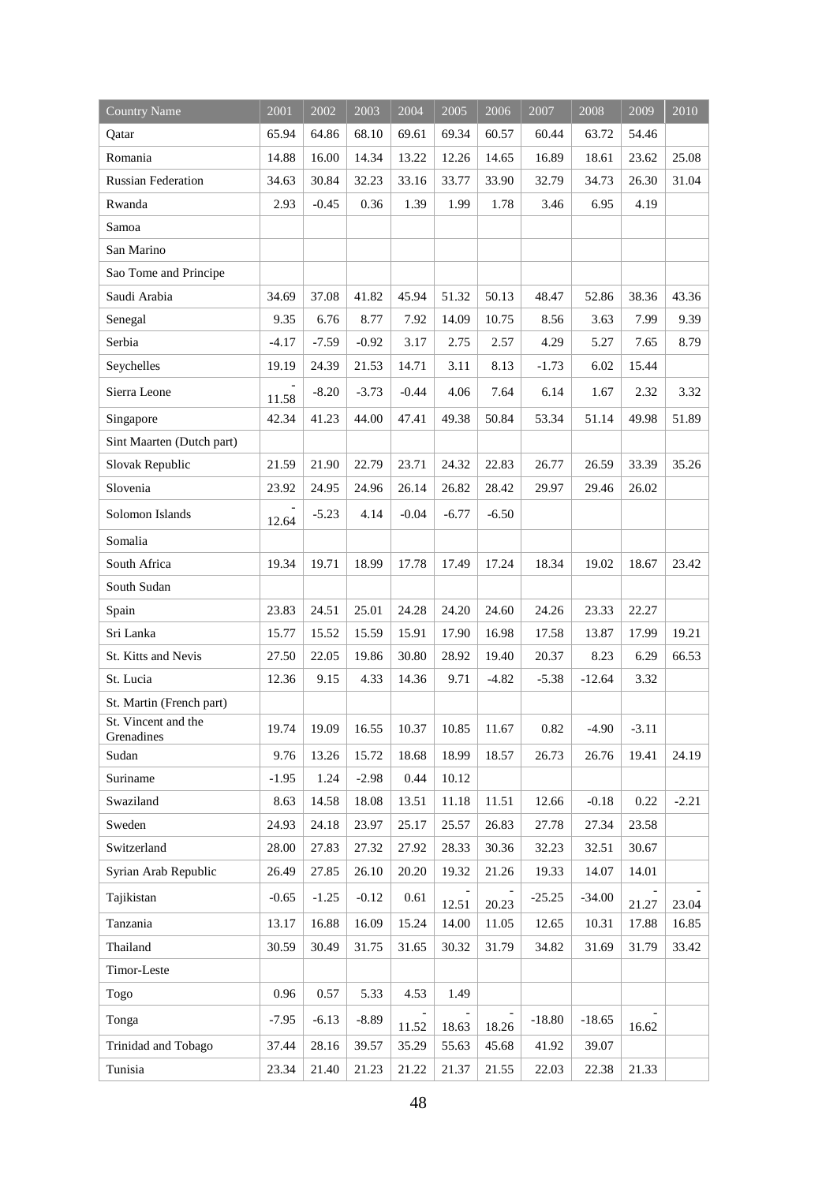| Country Name | 2001 | 2002 | 2003 | 2004 | 2005 | 2006 | 2007 | 2008 | 2009 | 2010 |
|---|---|---|---|---|---|---|---|---|---|---|
| Qatar | 65.94 | 64.86 | 68.10 | 69.61 | 69.34 | 60.57 | 60.44 | 63.72 | 54.46 | |
| Romania | 14.88 | 16.00 | 14.34 | 13.22 | 12.26 | 14.65 | 16.89 | 18.61 | 23.62 | 25.08 |
| Russian Federation | 34.63 | 30.84 | 32.23 | 33.16 | 33.77 | 33.90 | 32.79 | 34.73 | 26.30 | 31.04 |
| Rwanda | 2.93 | -0.45 | 0.36 | 1.39 | 1.99 | 1.78 | 3.46 | 6.95 | 4.19 | |
| Samoa | | | | | | | | | | |
| San Marino | | | | | | | | | | |
| Sao Tome and Principe | | | | | | | | | | |
| Saudi Arabia | 34.69 | 37.08 | 41.82 | 45.94 | 51.32 | 50.13 | 48.47 | 52.86 | 38.36 | 43.36 |
| Senegal | 9.35 | 6.76 | 8.77 | 7.92 | 14.09 | 10.75 | 8.56 | 3.63 | 7.99 | 9.39 |
| Serbia | -4.17 | -7.59 | -0.92 | 3.17 | 2.75 | 2.57 | 4.29 | 5.27 | 7.65 | 8.79 |
| Seychelles | 19.19 | 24.39 | 21.53 | 14.71 | 3.11 | 8.13 | -1.73 | 6.02 | 15.44 | |
| Sierra Leone | -11.58 | -8.20 | -3.73 | -0.44 | 4.06 | 7.64 | 6.14 | 1.67 | 2.32 | 3.32 |
| Singapore | 42.34 | 41.23 | 44.00 | 47.41 | 49.38 | 50.84 | 53.34 | 51.14 | 49.98 | 51.89 |
| Sint Maarten (Dutch part) | | | | | | | | | | |
| Slovak Republic | 21.59 | 21.90 | 22.79 | 23.71 | 24.32 | 22.83 | 26.77 | 26.59 | 33.39 | 35.26 |
| Slovenia | 23.92 | 24.95 | 24.96 | 26.14 | 26.82 | 28.42 | 29.97 | 29.46 | 26.02 | |
| Solomon Islands | -12.64 | -5.23 | 4.14 | -0.04 | -6.77 | -6.50 | | | | |
| Somalia | | | | | | | | | | |
| South Africa | 19.34 | 19.71 | 18.99 | 17.78 | 17.49 | 17.24 | 18.34 | 19.02 | 18.67 | 23.42 |
| South Sudan | | | | | | | | | | |
| Spain | 23.83 | 24.51 | 25.01 | 24.28 | 24.20 | 24.60 | 24.26 | 23.33 | 22.27 | |
| Sri Lanka | 15.77 | 15.52 | 15.59 | 15.91 | 17.90 | 16.98 | 17.58 | 13.87 | 17.99 | 19.21 |
| St. Kitts and Nevis | 27.50 | 22.05 | 19.86 | 30.80 | 28.92 | 19.40 | 20.37 | 8.23 | 6.29 | 66.53 |
| St. Lucia | 12.36 | 9.15 | 4.33 | 14.36 | 9.71 | -4.82 | -5.38 | -12.64 | 3.32 | |
| St. Martin (French part) | | | | | | | | | | |
| St. Vincent and the Grenadines | 19.74 | 19.09 | 16.55 | 10.37 | 10.85 | 11.67 | 0.82 | -4.90 | -3.11 | |
| Sudan | 9.76 | 13.26 | 15.72 | 18.68 | 18.99 | 18.57 | 26.73 | 26.76 | 19.41 | 24.19 |
| Suriname | -1.95 | 1.24 | -2.98 | 0.44 | 10.12 | | | | | |
| Swaziland | 8.63 | 14.58 | 18.08 | 13.51 | 11.18 | 11.51 | 12.66 | -0.18 | 0.22 | -2.21 |
| Sweden | 24.93 | 24.18 | 23.97 | 25.17 | 25.57 | 26.83 | 27.78 | 27.34 | 23.58 | |
| Switzerland | 28.00 | 27.83 | 27.32 | 27.92 | 28.33 | 30.36 | 32.23 | 32.51 | 30.67 | |
| Syrian Arab Republic | 26.49 | 27.85 | 26.10 | 20.20 | 19.32 | 21.26 | 19.33 | 14.07 | 14.01 | |
| Tajikistan | -0.65 | -1.25 | -0.12 | 0.61 | -12.51 | -20.23 | -25.25 | -34.00 | -21.27 | -23.04 |
| Tanzania | 13.17 | 16.88 | 16.09 | 15.24 | 14.00 | 11.05 | 12.65 | 10.31 | 17.88 | 16.85 |
| Thailand | 30.59 | 30.49 | 31.75 | 31.65 | 30.32 | 31.79 | 34.82 | 31.69 | 31.79 | 33.42 |
| Timor-Leste | | | | | | | | | | |
| Togo | 0.96 | 0.57 | 5.33 | 4.53 | 1.49 | | | | | |
| Tonga | -7.95 | -6.13 | -8.89 | -11.52 | -18.63 | -18.26 | -18.80 | -18.65 | -16.62 | |
| Trinidad and Tobago | 37.44 | 28.16 | 39.57 | 35.29 | 55.63 | 45.68 | 41.92 | 39.07 | | |
| Tunisia | 23.34 | 21.40 | 21.23 | 21.22 | 21.37 | 21.55 | 22.03 | 22.38 | 21.33 | |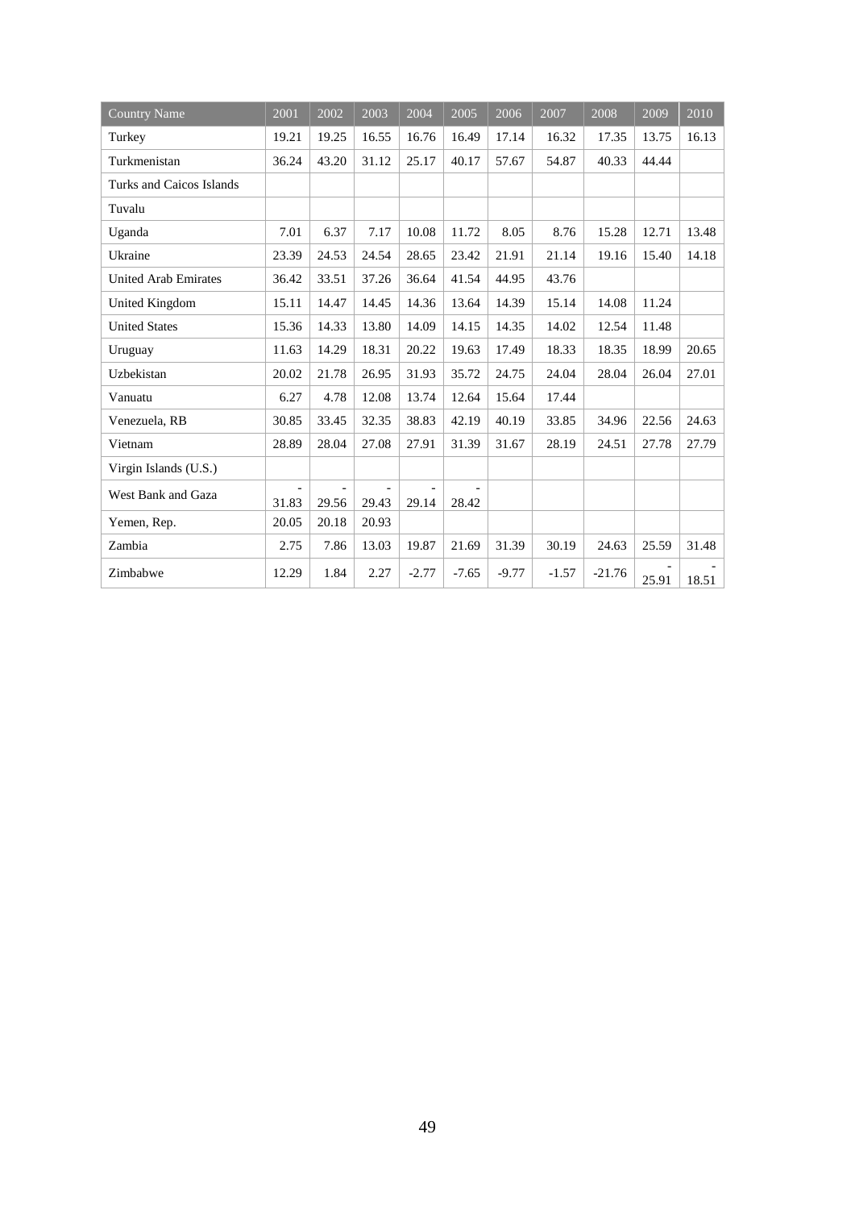| Country Name | 2001 | 2002 | 2003 | 2004 | 2005 | 2006 | 2007 | 2008 | 2009 | 2010 |
|---|---|---|---|---|---|---|---|---|---|---|
| Turkey | 19.21 | 19.25 | 16.55 | 16.76 | 16.49 | 17.14 | 16.32 | 17.35 | 13.75 | 16.13 |
| Turkmenistan | 36.24 | 43.20 | 31.12 | 25.17 | 40.17 | 57.67 | 54.87 | 40.33 | 44.44 | |
| Turks and Caicos Islands | | | | | | | | | | |
| Tuvalu | | | | | | | | | | |
| Uganda | 7.01 | 6.37 | 7.17 | 10.08 | 11.72 | 8.05 | 8.76 | 15.28 | 12.71 | 13.48 |
| Ukraine | 23.39 | 24.53 | 24.54 | 28.65 | 23.42 | 21.91 | 21.14 | 19.16 | 15.40 | 14.18 |
| United Arab Emirates | 36.42 | 33.51 | 37.26 | 36.64 | 41.54 | 44.95 | 43.76 | | | |
| United Kingdom | 15.11 | 14.47 | 14.45 | 14.36 | 13.64 | 14.39 | 15.14 | 14.08 | 11.24 | |
| United States | 15.36 | 14.33 | 13.80 | 14.09 | 14.15 | 14.35 | 14.02 | 12.54 | 11.48 | |
| Uruguay | 11.63 | 14.29 | 18.31 | 20.22 | 19.63 | 17.49 | 18.33 | 18.35 | 18.99 | 20.65 |
| Uzbekistan | 20.02 | 21.78 | 26.95 | 31.93 | 35.72 | 24.75 | 24.04 | 28.04 | 26.04 | 27.01 |
| Vanuatu | 6.27 | 4.78 | 12.08 | 13.74 | 12.64 | 15.64 | 17.44 | | | |
| Venezuela, RB | 30.85 | 33.45 | 32.35 | 38.83 | 42.19 | 40.19 | 33.85 | 34.96 | 22.56 | 24.63 |
| Vietnam | 28.89 | 28.04 | 27.08 | 27.91 | 31.39 | 31.67 | 28.19 | 24.51 | 27.78 | 27.79 |
| Virgin Islands (U.S.) | | | | | | | | | | |
| West Bank and Gaza | -31.83 | -29.56 | -29.43 | -29.14 | -28.42 | | | | | |
| Yemen, Rep. | 20.05 | 20.18 | 20.93 | | | | | | | |
| Zambia | 2.75 | 7.86 | 13.03 | 19.87 | 21.69 | 31.39 | 30.19 | 24.63 | 25.59 | 31.48 |
| Zimbabwe | 12.29 | 1.84 | 2.27 | -2.77 | -7.65 | -9.77 | -1.57 | -21.76 | -25.91 | -18.51 |